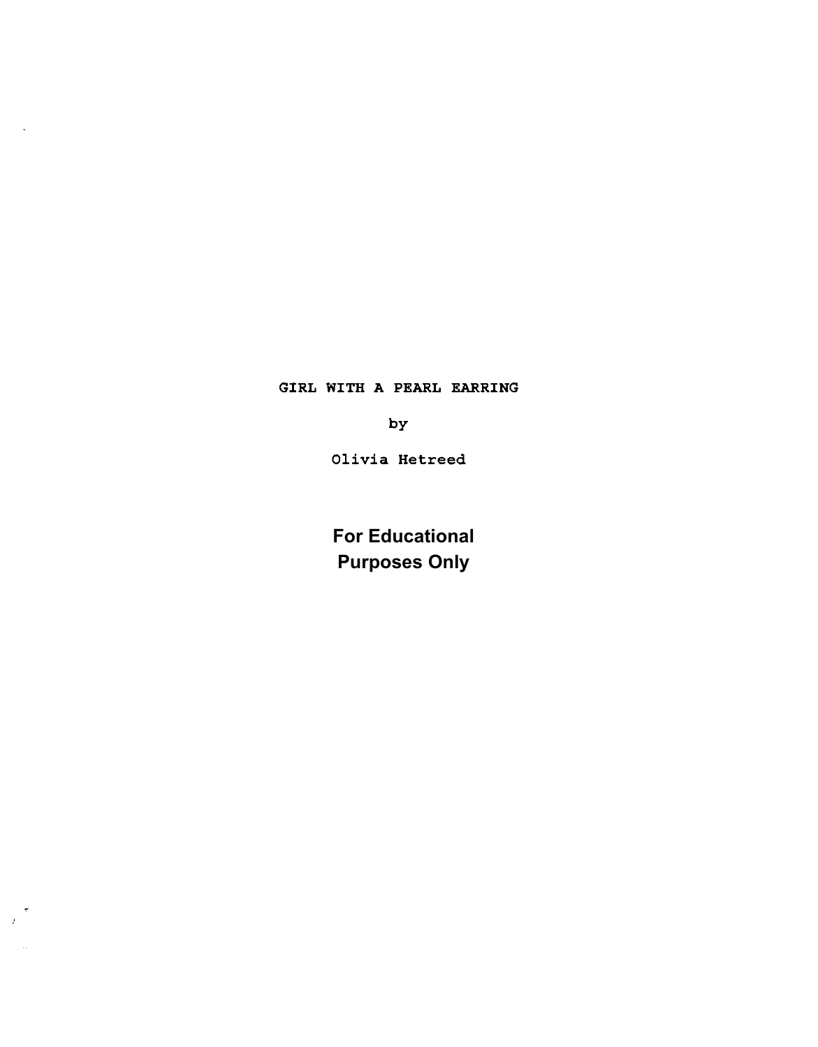# GIRL WITH A PEARL EARRING

by

Olivia Hetreed

**For Educational Purposes Only**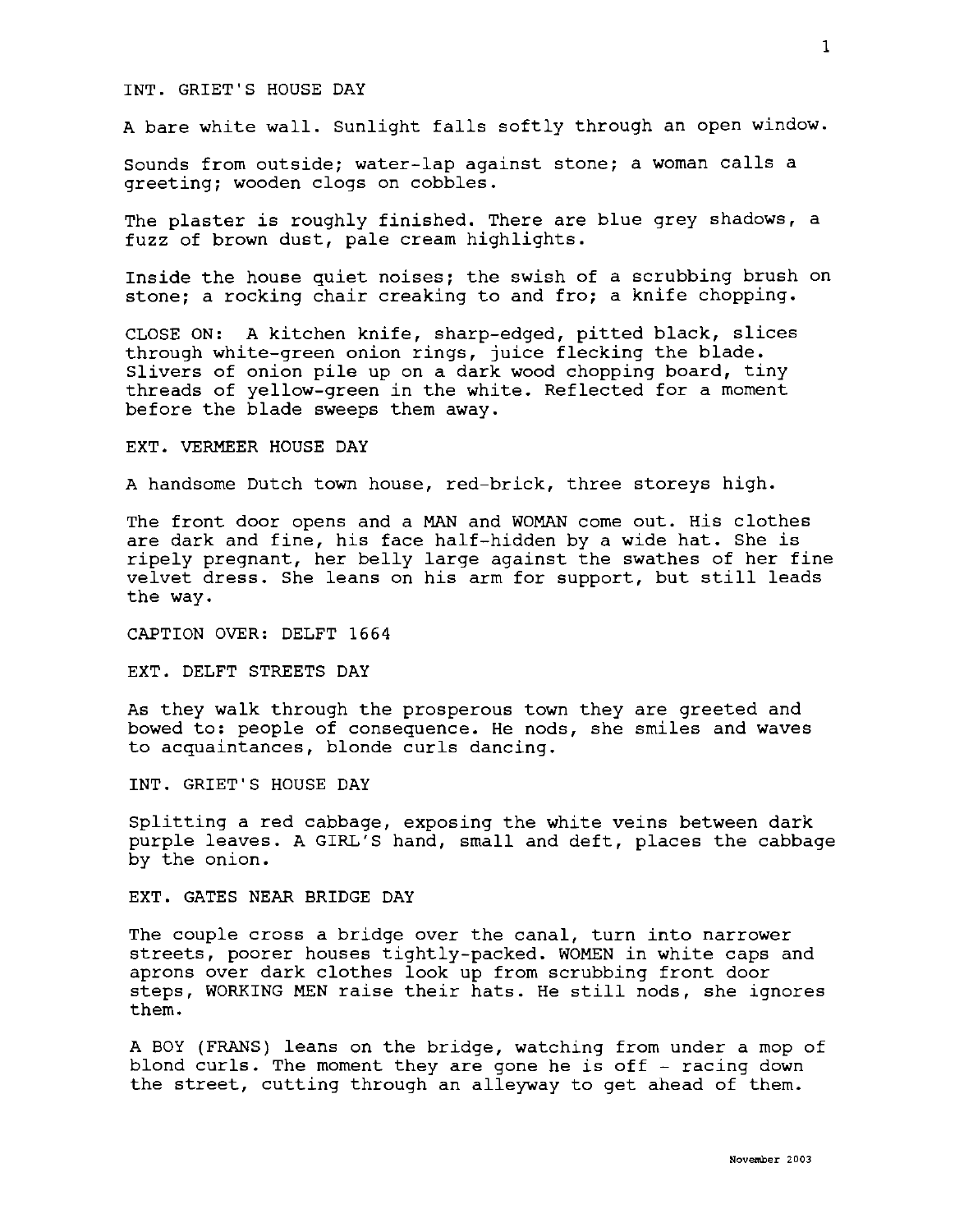INT. GRIET'S HOUSE DAY

A bare white wall. Sunlight falls softly through an open window.

Sounds from outside; water-lap against stone; a woman calls a greeting; wooden clogs on cobbles.

The plaster is roughly finished. There are blue grey shadows, a fuzz of brown dust, pale cream highlights.

Inside the house quiet noises; the swish of a scrubbing brush on stone; a rocking chair creaking to and fro; a knife chopping.

CLOSE ON: A kitchen knife, sharp-edged, pitted black, slices through white-green onion rings, juice flecking the blade. Slivers of onion pile up on a dark wood chopping board, tiny threads of yellow-green in the white. Reflected for a moment before the blade sweeps them away.

EXT. VERMEER HOUSE DAY

A handsome Dutch town house, red-brick, three storeys high.

The front door opens and a MAN and WOMAN come out. His clothes are dark and fine, his face half-hidden by a wide hat. She is ripely pregnant, her belly large against the swathes of her fine velvet dress. She leans on his arm for support, but still leads the way.

CAPTION OVER: DELFT 1664

EXT. DELFT STREETS DAY

As they walk through the prosperous town they are greeted and bowed to: people of consequence. He nods, she smiles and waves to acquaintances, blonde curls dancing.

INT. GRIET'S HOUSE DAY

Splitting a red cabbage, exposing the white veins between dark purple leaves. A GIRL'S hand, small and deft, places the cabbage by the onion.

EXT. GATES NEAR BRIDGE DAY

The couple cross a bridge over the canal, turn into narrower streets, poorer houses tightly-packed. WOMEN in white caps and aprons over dark clothes look up from scrubbing front door steps, WORKING MEN raise their hats. He still nods, she ignores them.

A BOY (FRANS) leans on the bridge, watching from under a mop of blond curls. The moment they are gone he is off - racing down the street, cutting through an alleyway to get ahead of them.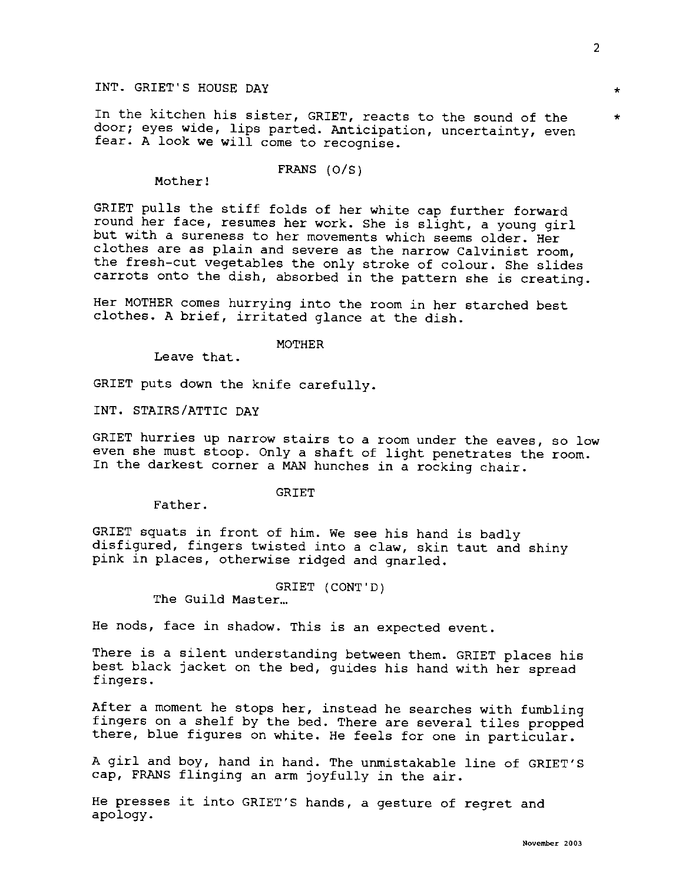INT. GRIET'S HOUSE DAY

In the kitchen his sister, GRIET, reacts to the sound of the door; eyes wide, lips parted. Anticipation, uncertainty, even fear. A look we will come to recognise.

FRANS (O/S)

Mother!

GRIET pulls the stiff folds of her white cap further forward round her face, resumes her work. She is slight, a young girl but with a sureness to her movements which seems older. Her clothes are as plain and severe as the narrow Calvinist room, the fresh-cut vegetables the only stroke of colour. She slides carrots onto the dish, absorbed in the pattern she is creating.

Her MOTHER comes hurrying into the room in her starched best clothes. A brief, irritated glance at the dish.

MOTHER

Leave that.

GRIET puts down the knife carefully.

INT. STAIRS/ATTIC DAY

GRIET hurries up narrow stairs to a room under the eaves, so low even she must stoop. Only a shaft of light penetrates the room. In the darkest corner a MAN hunches in a rocking chair.

GRIET

Father.

GRIET squats in front of him. We see his hand is badly disfigured, fingers twisted into a claw, skin taut and shiny pink in places, otherwise ridged and gnarled.

GRIET (CONT'D)

The Guild Master…

He nods, face in shadow. This is an expected event.

There is a silent understanding between them. GRIET places his best black jacket on the bed, guides his hand with her spread fingers.

After a moment he stops her, instead he searches with fumbling fingers on a shelf by the bed. There are several tiles propped there, blue figures on white. He feels for one in particular.

A girl and boy, hand in hand. The unmistakable line of GRIET'S cap, FRANS flinging an arm joyfully in the air.

He presses it into GRIET'S hands, a gesture of regret and apology.

November 2003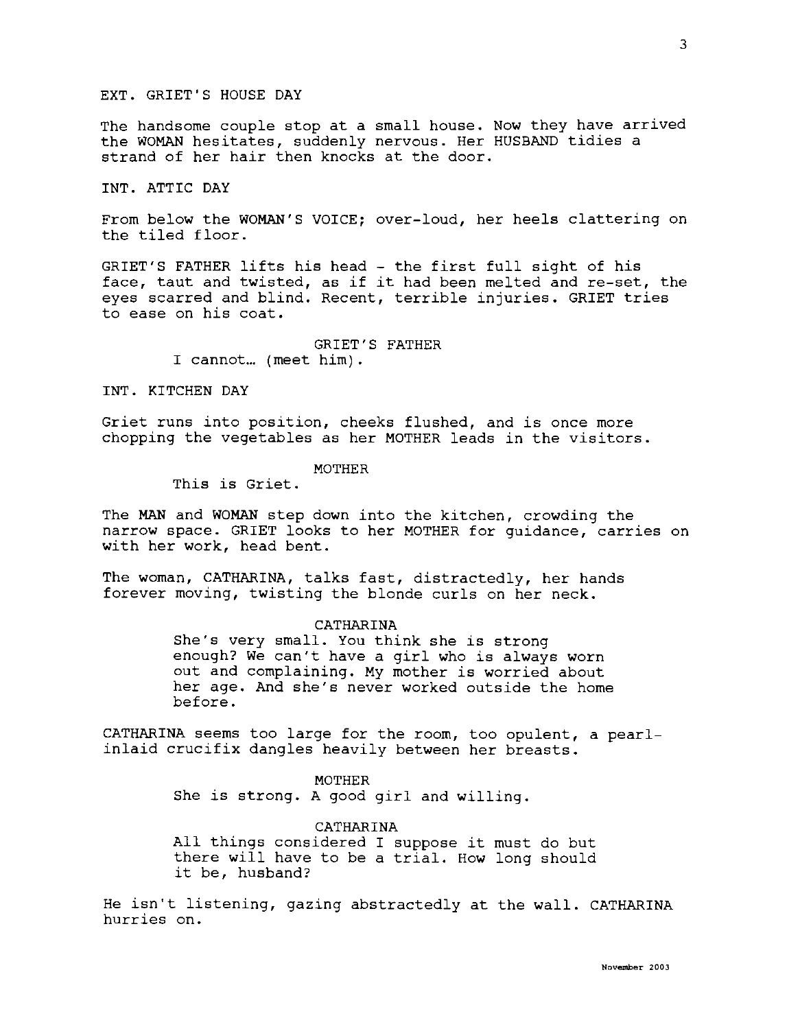EXT. GRIET'S HOUSE DAY

The handsome couple stop at a small house. Now they have arrived the WOMAN hesitates, suddenly nervous. Her HUSBAND tidies a strand of her hair then knocks at the door.

INT. ATTIC DAY

From below the WOMAN'S VOICE; over-loud, her heels clattering on the tiled floor.

GRIET'S FATHER lifts his head - the first full sight of his face, taut and twisted, as if it had been melted and re-set, the eyes scarred and blind. Recent, terrible injuries. GRIET tries to ease on his coat.

GRIET'S FATHER
I cannot… (meet him).

INT. KITCHEN DAY

Griet runs into position, cheeks flushed, and is once more chopping the vegetables as her MOTHER leads in the visitors.

MOTHER
This is Griet.

The MAN and WOMAN step down into the kitchen, crowding the narrow space. GRIET looks to her MOTHER for guidance, carries on with her work, head bent.

The woman, CATHARINA, talks fast, distractedly, her hands forever moving, twisting the blonde curls on her neck.

CATHARINA
She's very small. You think she is strong enough? We can't have a girl who is always worn out and complaining. My mother is worried about her age. And she's never worked outside the home before.

CATHARINA seems too large for the room, too opulent, a pearl-inlaid crucifix dangles heavily between her breasts.

MOTHER
She is strong. A good girl and willing.

CATHARINA
All things considered I suppose it must do but there will have to be a trial. How long should it be, husband?

He isn't listening, gazing abstractedly at the wall. CATHARINA hurries on.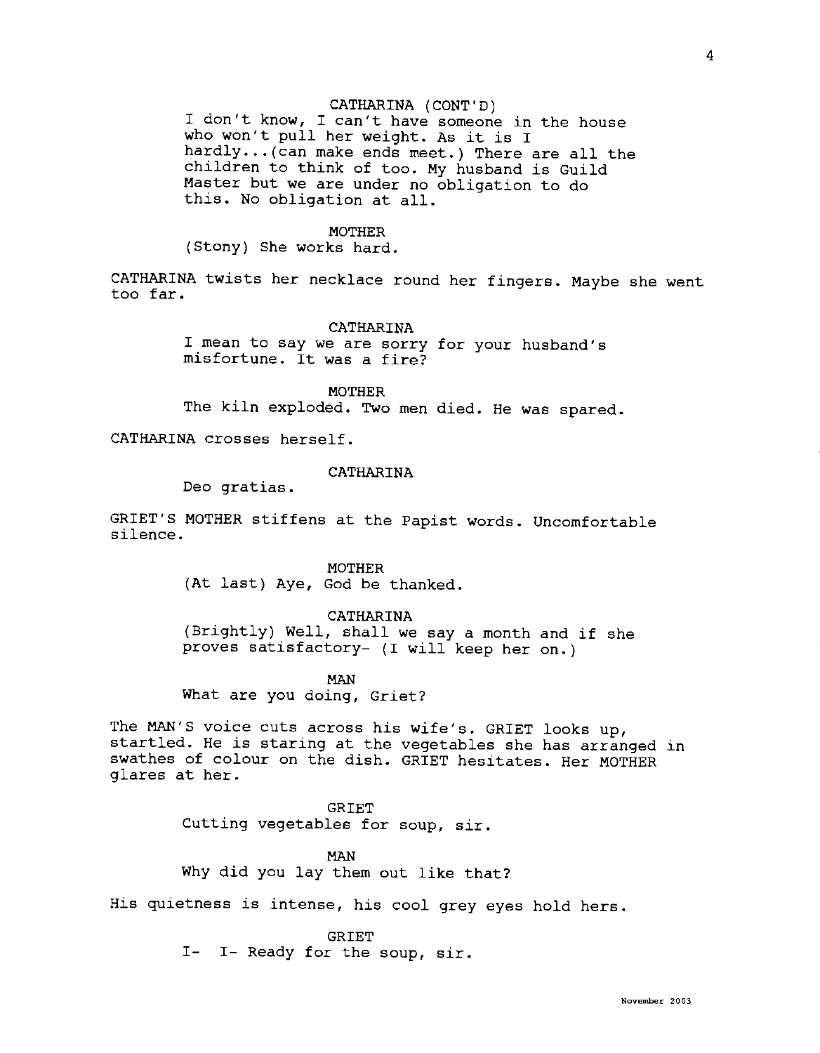CATHARINA (CONT'D)
I don't know, I can't have someone in the house who won't pull her weight. As it is I hardly...(can make ends meet.) There are all the children to think of too. My husband is Guild Master but we are under no obligation to do this. No obligation at all.

MOTHER
(Stony) She works hard.

CATHARINA twists her necklace round her fingers. Maybe she went too far.

CATHARINA
I mean to say we are sorry for your husband's misfortune. It was a fire?

MOTHER
The kiln exploded. Two men died. He was spared.

CATHARINA crosses herself.

CATHARINA
Deo gratias.

GRIET'S MOTHER stiffens at the Papist words. Uncomfortable silence.

MOTHER
(At last) Aye, God be thanked.

CATHARINA
(Brightly) Well, shall we say a month and if she proves satisfactory- (I will keep her on.)

MAN
What are you doing, Griet?

The MAN'S voice cuts across his wife's. GRIET looks up, startled. He is staring at the vegetables she has arranged in swathes of colour on the dish. GRIET hesitates. Her MOTHER glares at her.

GRIET
Cutting vegetables for soup, sir.

MAN
Why did you lay them out like that?

His quietness is intense, his cool grey eyes hold hers.

GRIET
I- I- Ready for the soup, sir.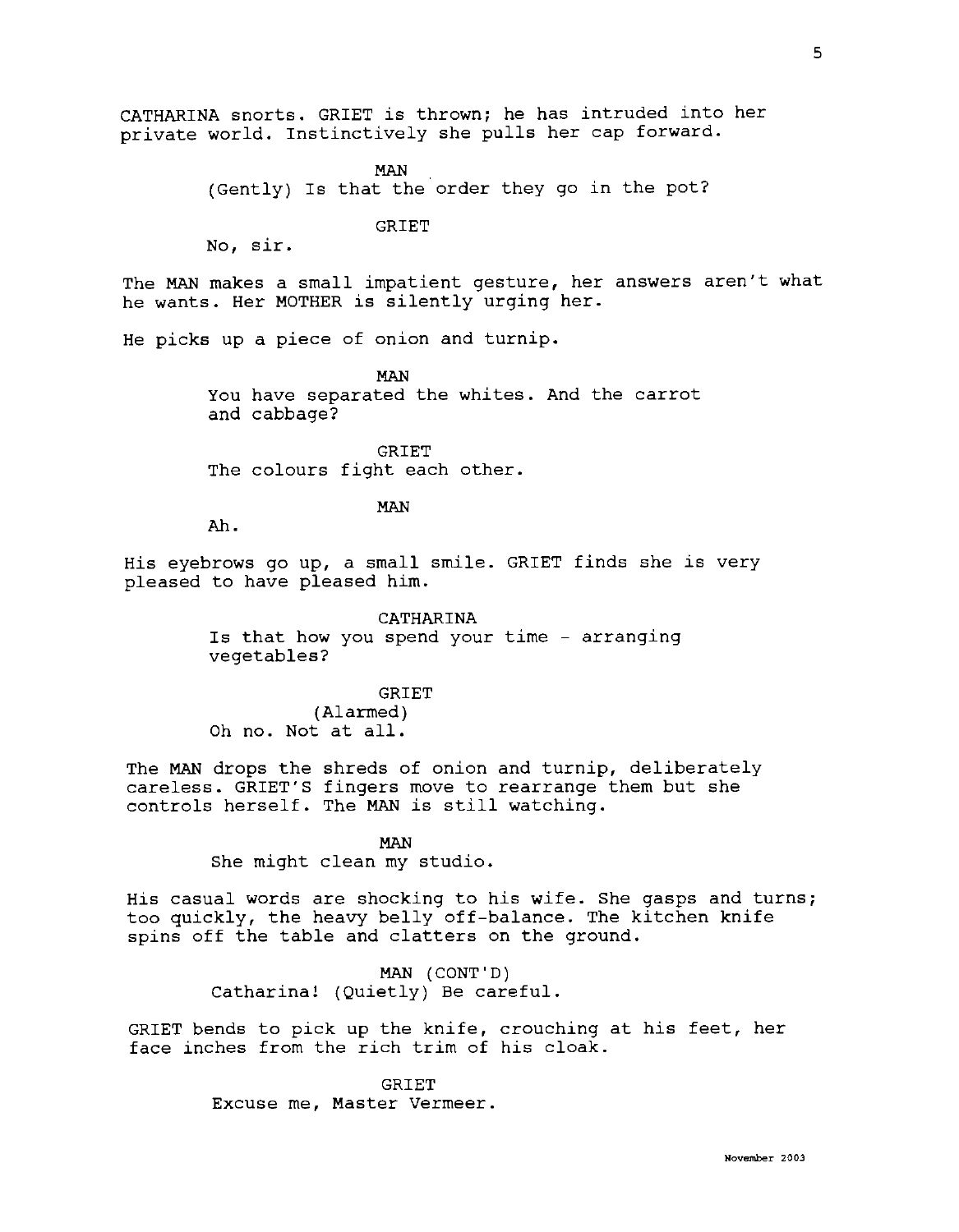CATHARINA snorts. GRIET is thrown; he has intruded into her private world. Instinctively she pulls her cap forward.

MAN
(Gently) Is that the order they go in the pot?

GRIET
No, sir.

The MAN makes a small impatient gesture, her answers aren't what he wants. Her MOTHER is silently urging her.

He picks up a piece of onion and turnip.

MAN
You have separated the whites. And the carrot and cabbage?

GRIET
The colours fight each other.

MAN
Ah.

His eyebrows go up, a small smile. GRIET finds she is very pleased to have pleased him.

CATHARINA
Is that how you spend your time - arranging vegetables?

GRIET
(Alarmed)
Oh no. Not at all.

The MAN drops the shreds of onion and turnip, deliberately careless. GRIET'S fingers move to rearrange them but she controls herself. The MAN is still watching.

MAN
She might clean my studio.

His casual words are shocking to his wife. She gasps and turns; too quickly, the heavy belly off-balance. The kitchen knife spins off the table and clatters on the ground.

MAN (CONT'D)
Catharina! (Quietly) Be careful.

GRIET bends to pick up the knife, crouching at his feet, her face inches from the rich trim of his cloak.

GRIET
Excuse me, Master Vermeer.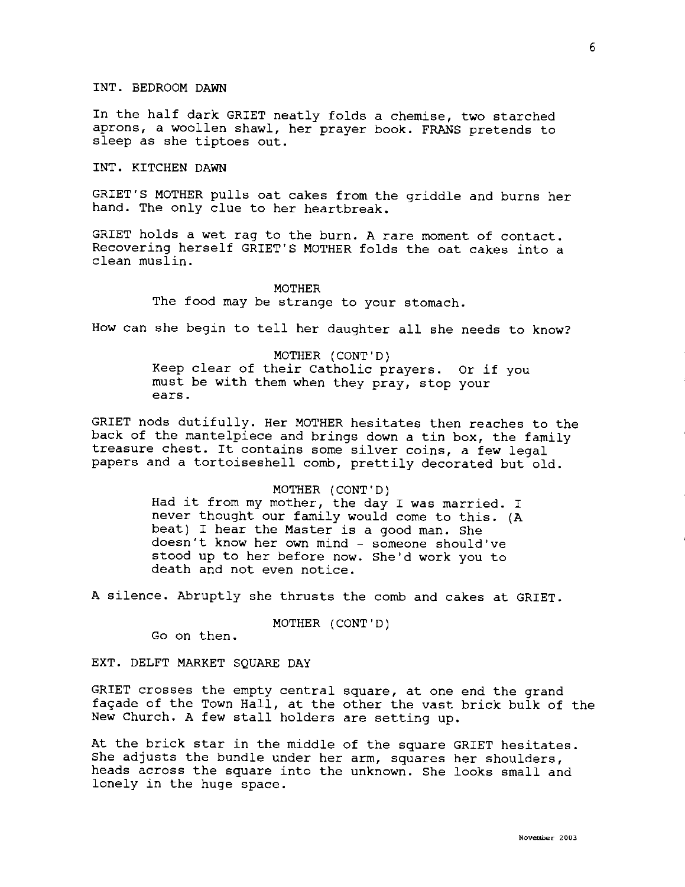INT. BEDROOM DAWN

In the half dark GRIET neatly folds a chemise, two starched aprons, a woollen shawl, her prayer book. FRANS pretends to sleep as she tiptoes out.

INT. KITCHEN DAWN

GRIET'S MOTHER pulls oat cakes from the griddle and burns her hand. The only clue to her heartbreak.

GRIET holds a wet rag to the burn. A rare moment of contact. Recovering herself GRIET'S MOTHER folds the oat cakes into a clean muslin.

MOTHER
The food may be strange to your stomach.

How can she begin to tell her daughter all she needs to know?

MOTHER (CONT'D)
Keep clear of their Catholic prayers. Or if you must be with them when they pray, stop your ears.

GRIET nods dutifully. Her MOTHER hesitates then reaches to the back of the mantelpiece and brings down a tin box, the family treasure chest. It contains some silver coins, a few legal papers and a tortoiseshell comb, prettily decorated but old.

MOTHER (CONT'D)
Had it from my mother, the day I was married. I never thought our family would come to this. (A beat) I hear the Master is a good man. She doesn't know her own mind - someone should've stood up to her before now. She'd work you to death and not even notice.

A silence. Abruptly she thrusts the comb and cakes at GRIET.

MOTHER (CONT'D)
Go on then.

EXT. DELFT MARKET SQUARE DAY

GRIET crosses the empty central square, at one end the grand façade of the Town Hall, at the other the vast brick bulk of the New Church. A few stall holders are setting up.

At the brick star in the middle of the square GRIET hesitates. She adjusts the bundle under her arm, squares her shoulders, heads across the square into the unknown. She looks small and lonely in the huge space.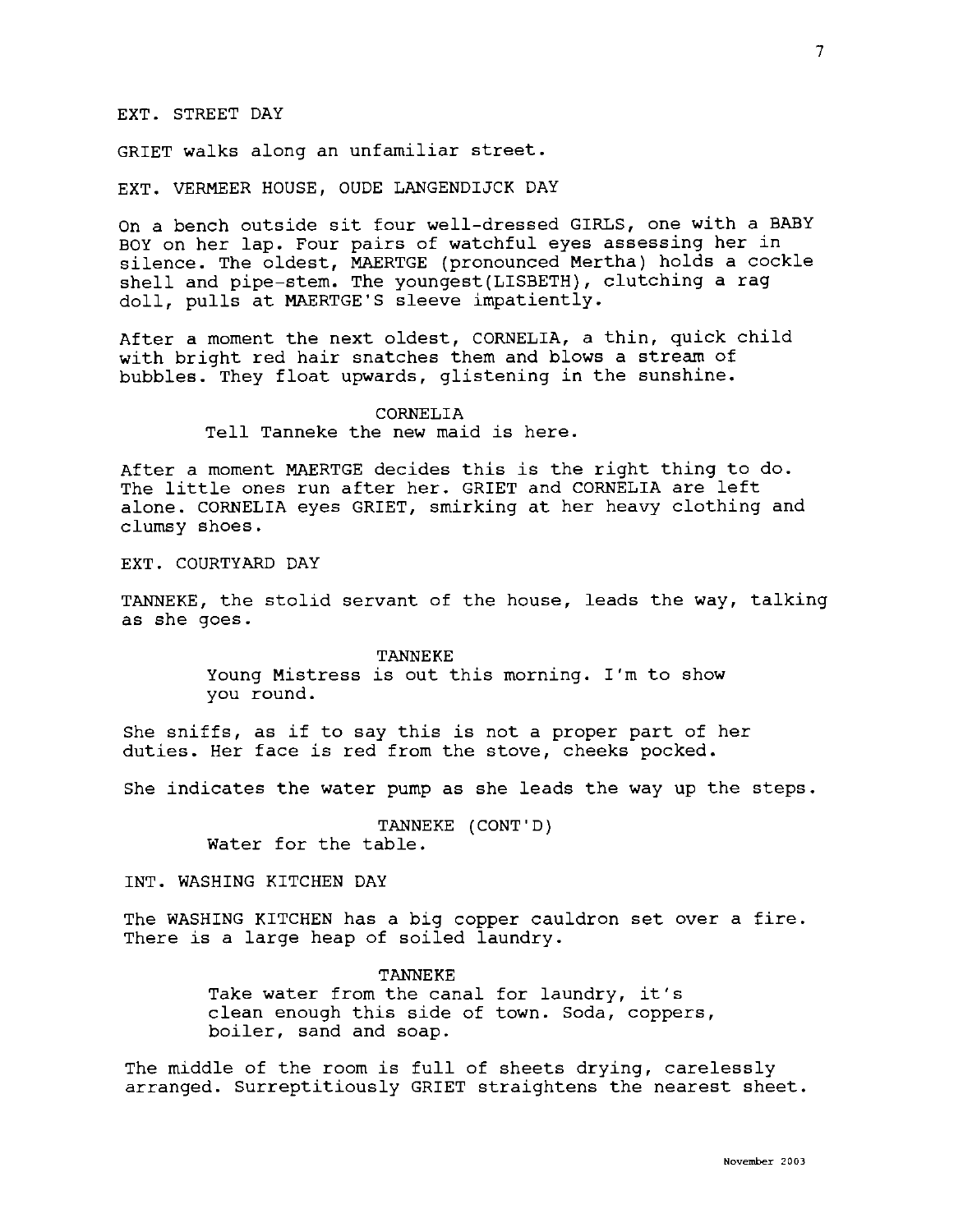EXT. STREET DAY

GRIET walks along an unfamiliar street.

EXT. VERMEER HOUSE, OUDE LANGENDIJCK DAY

On a bench outside sit four well-dressed GIRLS, one with a BABY BOY on her lap. Four pairs of watchful eyes assessing her in silence. The oldest, MAERTGE (pronounced Mertha) holds a cockle shell and pipe-stem. The youngest(LISBETH), clutching a rag doll, pulls at MAERTGE'S sleeve impatiently.

After a moment the next oldest, CORNELIA, a thin, quick child with bright red hair snatches them and blows a stream of bubbles. They float upwards, glistening in the sunshine.

CORNELIA
Tell Tanneke the new maid is here.

After a moment MAERTGE decides this is the right thing to do. The little ones run after her. GRIET and CORNELIA are left alone. CORNELIA eyes GRIET, smirking at her heavy clothing and clumsy shoes.

EXT. COURTYARD DAY

TANNEKE, the stolid servant of the house, leads the way, talking as she goes.

TANNEKE
Young Mistress is out this morning. I'm to show you round.

She sniffs, as if to say this is not a proper part of her duties. Her face is red from the stove, cheeks pocked.

She indicates the water pump as she leads the way up the steps.

TANNEKE (CONT'D)
Water for the table.

INT. WASHING KITCHEN DAY

The WASHING KITCHEN has a big copper cauldron set over a fire. There is a large heap of soiled laundry.

TANNEKE
Take water from the canal for laundry, it's clean enough this side of town. Soda, coppers, boiler, sand and soap.

The middle of the room is full of sheets drying, carelessly arranged. Surreptitiously GRIET straightens the nearest sheet.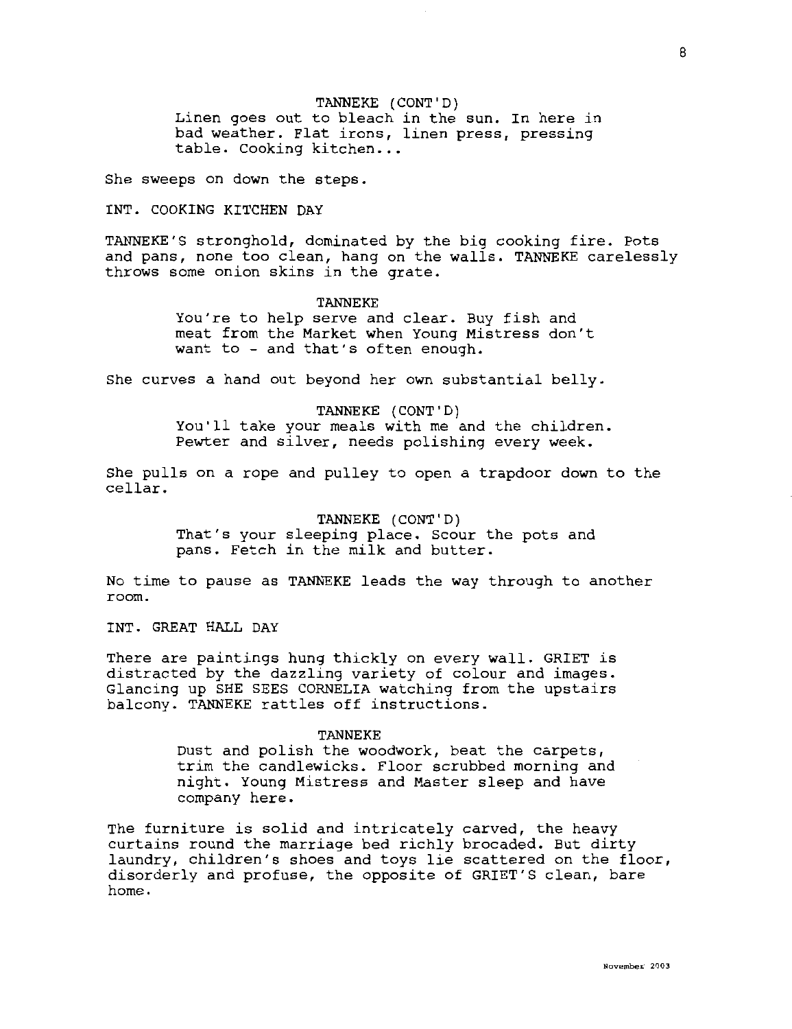TANNEKE (CONT'D)
Linen goes out to bleach in the sun. In here in bad weather. Flat irons, linen press, pressing table. Cooking kitchen...

She sweeps on down the steps.

INT. COOKING KITCHEN DAY

TANNEKE'S stronghold, dominated by the big cooking fire. Pots and pans, none too clean, hang on the walls. TANNEKE carelessly throws some onion skins in the grate.

TANNEKE
You're to help serve and clear. Buy fish and meat from the Market when Young Mistress don't want to - and that's often enough.

She curves a hand out beyond her own substantial belly.

TANNEKE (CONT'D)
You'll take your meals with me and the children. Pewter and silver, needs polishing every week.

She pulls on a rope and pulley to open a trapdoor down to the cellar.

TANNEKE (CONT'D)
That's your sleeping place. Scour the pots and pans. Fetch in the milk and butter.

No time to pause as TANNEKE leads the way through to another room.

INT. GREAT HALL DAY

There are paintings hung thickly on every wall. GRIET is distracted by the dazzling variety of colour and images. Glancing up SHE SEES CORNELIA watching from the upstairs balcony. TANNEKE rattles off instructions.

TANNEKE
Dust and polish the woodwork, beat the carpets, trim the candlewicks. Floor scrubbed morning and night. Young Mistress and Master sleep and have company here.

The furniture is solid and intricately carved, the heavy curtains round the marriage bed richly brocaded. But dirty laundry, children's shoes and toys lie scattered on the floor, disorderly and profuse, the opposite of GRIET'S clean, bare home.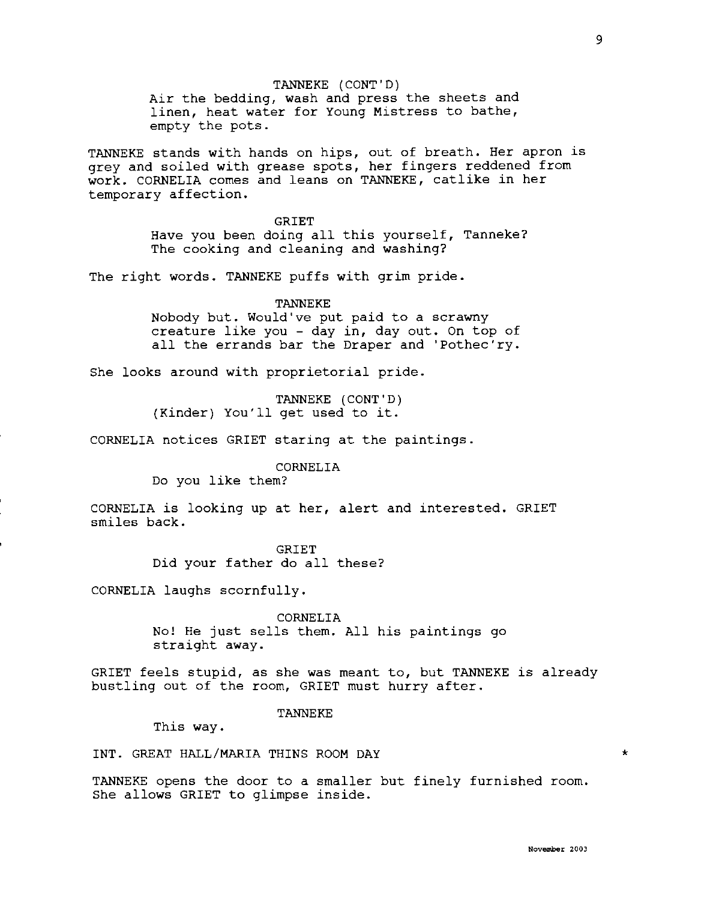TANNEKE (CONT'D)
Air the bedding, wash and press the sheets and linen, heat water for Young Mistress to bathe, empty the pots.

TANNEKE stands with hands on hips, out of breath. Her apron is grey and soiled with grease spots, her fingers reddened from work. CORNELIA comes and leans on TANNEKE, catlike in her temporary affection.

GRIET
Have you been doing all this yourself, Tanneke? The cooking and cleaning and washing?

The right words. TANNEKE puffs with grim pride.

TANNEKE
Nobody but. Would've put paid to a scrawny creature like you - day in, day out. On top of all the errands bar the Draper and 'Pothec'ry.

She looks around with proprietorial pride.

TANNEKE (CONT'D)
(Kinder) You'll get used to it.

CORNELIA notices GRIET staring at the paintings.

CORNELIA
Do you like them?

CORNELIA is looking up at her, alert and interested. GRIET smiles back.

GRIET
Did your father do all these?

CORNELIA laughs scornfully.

CORNELIA
No! He just sells them. All his paintings go straight away.

GRIET feels stupid, as she was meant to, but TANNEKE is already bustling out of the room, GRIET must hurry after.

TANNEKE
This way.

INT. GREAT HALL/MARIA THINS ROOM DAY *

TANNEKE opens the door to a smaller but finely furnished room. She allows GRIET to glimpse inside.

November 2003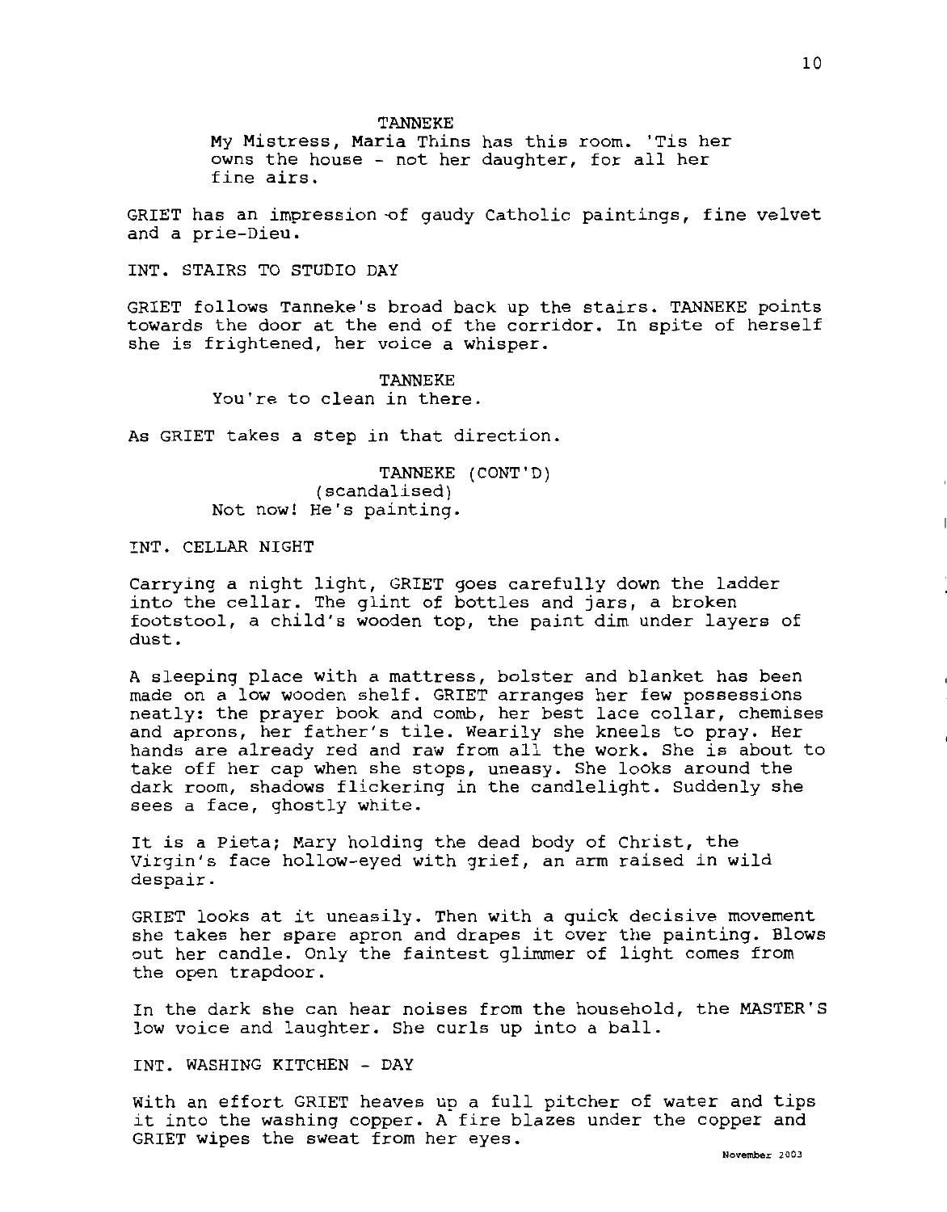TANNEKE

My Mistress, Maria Thins has this room. 'Tis her owns the house - not her daughter, for all her fine airs.

GRIET has an impression of gaudy Catholic paintings, fine velvet and a prie-Dieu.

INT. STAIRS TO STUDIO DAY

GRIET follows Tanneke's broad back up the stairs. TANNEKE points towards the door at the end of the corridor. In spite of herself she is frightened, her voice a whisper.

TANNEKE

You're to clean in there.

As GRIET takes a step in that direction.

TANNEKE (CONT'D)

(scandalised)

Not now! He's painting.

INT. CELLAR NIGHT

Carrying a night light, GRIET goes carefully down the ladder into the cellar. The glint of bottles and jars, a broken footstool, a child's wooden top, the paint dim under layers of dust.

A sleeping place with a mattress, bolster and blanket has been made on a low wooden shelf. GRIET arranges her few possessions neatly: the prayer book and comb, her best lace collar, chemises and aprons, her father's tile. Wearily she kneels to pray. Her hands are already red and raw from all the work. She is about to take off her cap when she stops, uneasy. She looks around the dark room, shadows flickering in the candlelight. Suddenly she sees a face, ghostly white.

It is a Pieta; Mary holding the dead body of Christ, the Virgin's face hollow-eyed with grief, an arm raised in wild despair.

GRIET looks at it uneasily. Then with a quick decisive movement she takes her spare apron and drapes it over the painting. Blows out her candle. Only the faintest glimmer of light comes from the open trapdoor.

In the dark she can hear noises from the household, the MASTER'S low voice and laughter. She curls up into a ball.

INT. WASHING KITCHEN - DAY

With an effort GRIET heaves up a full pitcher of water and tips it into the washing copper. A fire blazes under the copper and GRIET wipes the sweat from her eyes.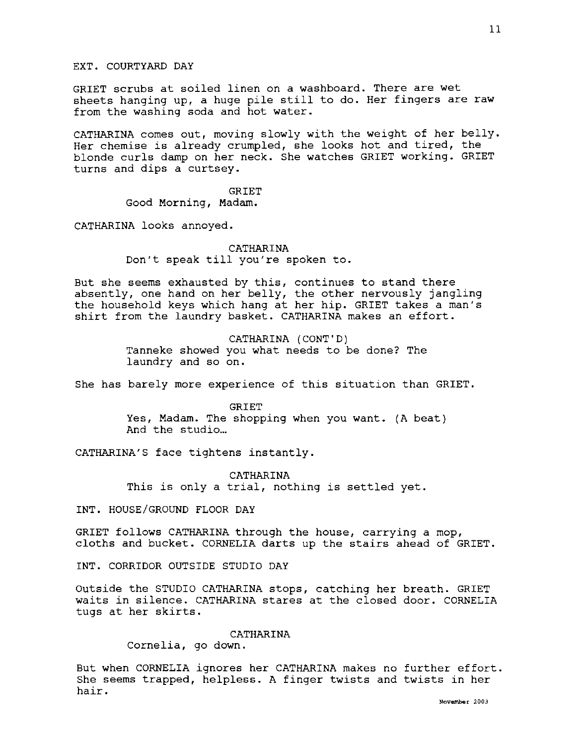EXT. COURTYARD DAY

GRIET scrubs at soiled linen on a washboard. There are wet sheets hanging up, a huge pile still to do. Her fingers are raw from the washing soda and hot water.

CATHARINA comes out, moving slowly with the weight of her belly. Her chemise is already crumpled, she looks hot and tired, the blonde curls damp on her neck. She watches GRIET working. GRIET turns and dips a curtsey.

GRIET
Good Morning, Madam.

CATHARINA looks annoyed.

CATHARINA
Don't speak till you're spoken to.

But she seems exhausted by this, continues to stand there absently, one hand on her belly, the other nervously jangling the household keys which hang at her hip. GRIET takes a man's shirt from the laundry basket. CATHARINA makes an effort.

CATHARINA (CONT'D)
Tanneke showed you what needs to be done? The laundry and so on.

She has barely more experience of this situation than GRIET.

GRIET
Yes, Madam. The shopping when you want. (A beat) And the studio…

CATHARINA'S face tightens instantly.

CATHARINA
This is only a trial, nothing is settled yet.

INT. HOUSE/GROUND FLOOR DAY

GRIET follows CATHARINA through the house, carrying a mop, cloths and bucket. CORNELIA darts up the stairs ahead of GRIET.

INT. CORRIDOR OUTSIDE STUDIO DAY

Outside the STUDIO CATHARINA stops, catching her breath. GRIET waits in silence. CATHARINA stares at the closed door. CORNELIA tugs at her skirts.

CATHARINA
Cornelia, go down.

But when CORNELIA ignores her CATHARINA makes no further effort. She seems trapped, helpless. A finger twists and twists in her hair.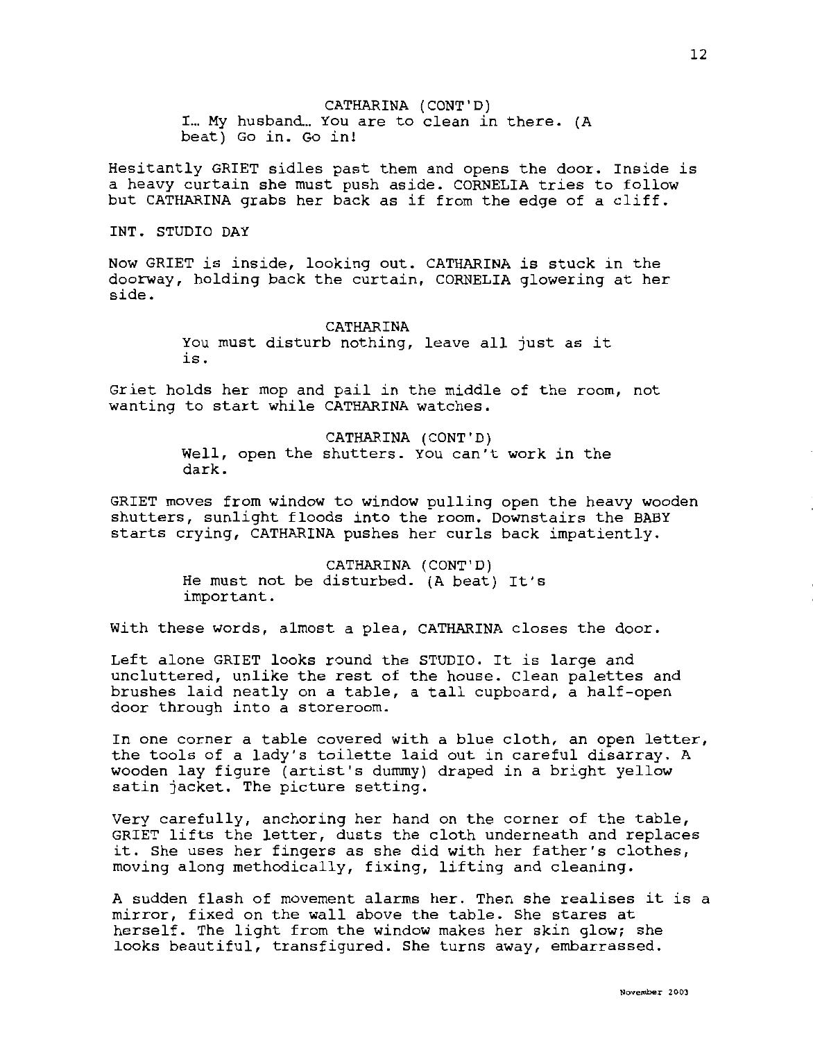CATHARINA (CONT'D)

I… My husband… You are to clean in there. (A beat) Go in. Go in!

Hesitantly GRIET sidles past them and opens the door. Inside is a heavy curtain she must push aside. CORNELIA tries to follow but CATHARINA grabs her back as if from the edge of a cliff.

INT. STUDIO DAY

Now GRIET is inside, looking out. CATHARINA is stuck in the doorway, holding back the curtain, CORNELIA glowering at her side.

CATHARINA

You must disturb nothing, leave all just as it is.

Griet holds her mop and pail in the middle of the room, not wanting to start while CATHARINA watches.

CATHARINA (CONT'D)

Well, open the shutters. You can't work in the dark.

GRIET moves from window to window pulling open the heavy wooden shutters, sunlight floods into the room. Downstairs the BABY starts crying, CATHARINA pushes her curls back impatiently.

CATHARINA (CONT'D)

He must not be disturbed. (A beat) It's important.

With these words, almost a plea, CATHARINA closes the door.

Left alone GRIET looks round the STUDIO. It is large and uncluttered, unlike the rest of the house. Clean palettes and brushes laid neatly on a table, a tall cupboard, a half-open door through into a storeroom.

In one corner a table covered with a blue cloth, an open letter, the tools of a lady's toilette laid out in careful disarray. A wooden lay figure (artist's dummy) draped in a bright yellow satin jacket. The picture setting.

Very carefully, anchoring her hand on the corner of the table, GRIET lifts the letter, dusts the cloth underneath and replaces it. She uses her fingers as she did with her father's clothes, moving along methodically, fixing, lifting and cleaning.

A sudden flash of movement alarms her. Then she realises it is a mirror, fixed on the wall above the table. She stares at herself. The light from the window makes her skin glow; she looks beautiful, transfigured. She turns away, embarrassed.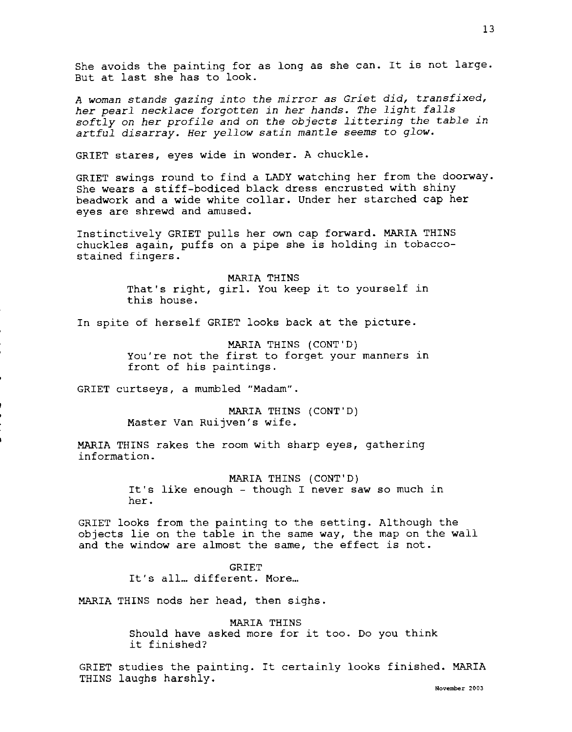She avoids the painting for as long as she can. It is not large. But at last she has to look.

*A woman stands gazing into the mirror as Griet did, transfixed, her pearl necklace forgotten in her hands. The light falls softly on her profile and on the objects littering the table in artful disarray. Her yellow satin mantle seems to glow.*

GRIET stares, eyes wide in wonder. A chuckle.

GRIET swings round to find a LADY watching her from the doorway. She wears a stiff-bodiced black dress encrusted with shiny beadwork and a wide white collar. Under her starched cap her eyes are shrewd and amused.

Instinctively GRIET pulls her own cap forward. MARIA THINS chuckles again, puffs on a pipe she is holding in tobacco-stained fingers.

MARIA THINS
That's right, girl. You keep it to yourself in this house.

In spite of herself GRIET looks back at the picture.

MARIA THINS (CONT'D)
You're not the first to forget your manners in front of his paintings.

GRIET curtseys, a mumbled "Madam".

MARIA THINS (CONT'D)
Master Van Ruijven's wife.

MARIA THINS rakes the room with sharp eyes, gathering information.

MARIA THINS (CONT'D)
It's like enough - though I never saw so much in her.

GRIET looks from the painting to the setting. Although the objects lie on the table in the same way, the map on the wall and the window are almost the same, the effect is not.

GRIET
It's all… different. More…

MARIA THINS nods her head, then sighs.

MARIA THINS
Should have asked more for it too. Do you think it finished?

GRIET studies the painting. It certainly looks finished. MARIA THINS laughs harshly.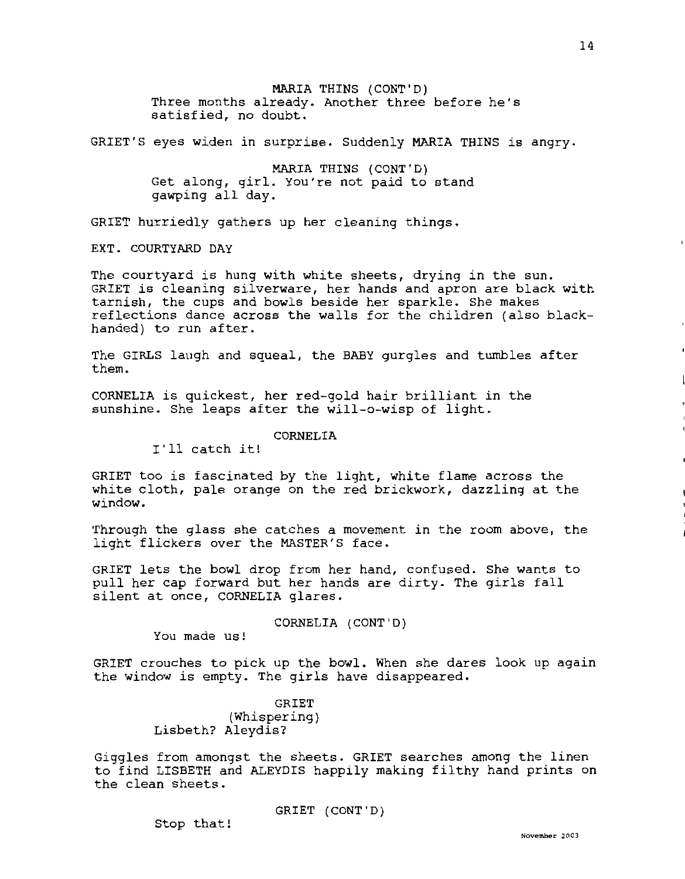MARIA THINS (CONT'D)
Three months already. Another three before he's satisfied, no doubt.

GRIET'S eyes widen in surprise. Suddenly MARIA THINS is angry.

MARIA THINS (CONT'D)
Get along, girl. You're not paid to stand gawping all day.

GRIET hurriedly gathers up her cleaning things.

EXT. COURTYARD DAY

The courtyard is hung with white sheets, drying in the sun. GRIET is cleaning silverware, her hands and apron are black with tarnish, the cups and bowls beside her sparkle. She makes reflections dance across the walls for the children (also black-handed) to run after.

The GIRLS laugh and squeal, the BABY gurgles and tumbles after them.

CORNELIA is quickest, her red-gold hair brilliant in the sunshine. She leaps after the will-o-wisp of light.

CORNELIA
I'll catch it!

GRIET too is fascinated by the light, white flame across the white cloth, pale orange on the red brickwork, dazzling at the window.

Through the glass she catches a movement in the room above, the light flickers over the MASTER'S face.

GRIET lets the bowl drop from her hand, confused. She wants to pull her cap forward but her hands are dirty. The girls fall silent at once, CORNELIA glares.

CORNELIA (CONT'D)
You made us!

GRIET crouches to pick up the bowl. When she dares look up again the window is empty. The girls have disappeared.

GRIET
(Whispering)
Lisbeth? Aleydis?

Giggles from amongst the sheets. GRIET searches among the linen to find LISBETH and ALEYDIS happily making filthy hand prints on the clean sheets.

GRIET (CONT'D)
Stop that!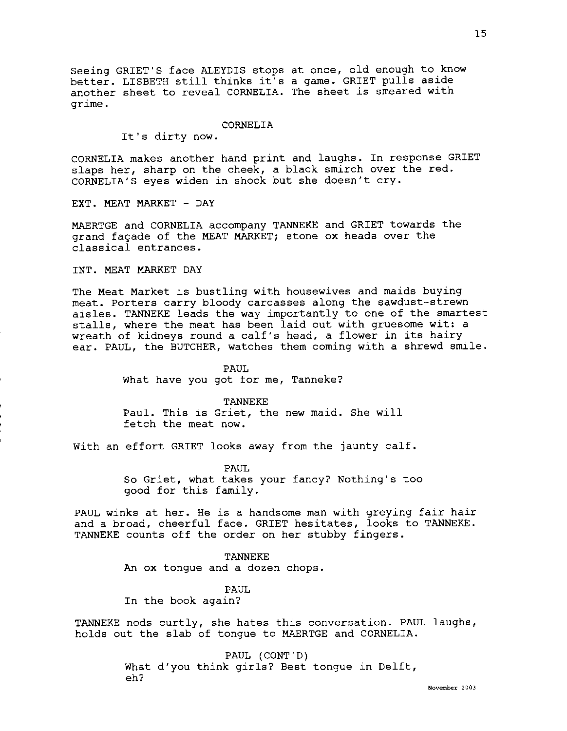Seeing GRIET'S face ALEYDIS stops at once, old enough to know better. LISBETH still thinks it's a game. GRIET pulls aside another sheet to reveal CORNELIA. The sheet is smeared with grime.

CORNELIA
It's dirty now.

CORNELIA makes another hand print and laughs. In response GRIET slaps her, sharp on the cheek, a black smirch over the red. CORNELIA'S eyes widen in shock but she doesn't cry.

EXT. MEAT MARKET - DAY

MAERTGE and CORNELIA accompany TANNEKE and GRIET towards the grand façade of the MEAT MARKET; stone ox heads over the classical entrances.

INT. MEAT MARKET DAY

The Meat Market is bustling with housewives and maids buying meat. Porters carry bloody carcasses along the sawdust-strewn aisles. TANNEKE leads the way importantly to one of the smartest stalls, where the meat has been laid out with gruesome wit: a wreath of kidneys round a calf's head, a flower in its hairy ear. PAUL, the BUTCHER, watches them coming with a shrewd smile.

PAUL
What have you got for me, Tanneke?

TANNEKE
Paul. This is Griet, the new maid. She will fetch the meat now.

With an effort GRIET looks away from the jaunty calf.

PAUL
So Griet, what takes your fancy? Nothing's too good for this family.

PAUL winks at her. He is a handsome man with greying fair hair and a broad, cheerful face. GRIET hesitates, looks to TANNEKE. TANNEKE counts off the order on her stubby fingers.

TANNEKE
An ox tongue and a dozen chops.

PAUL
In the book again?

TANNEKE nods curtly, she hates this conversation. PAUL laughs, holds out the slab of tongue to MAERTGE and CORNELIA.

PAUL (CONT'D)
What d'you think girls? Best tongue in Delft, eh?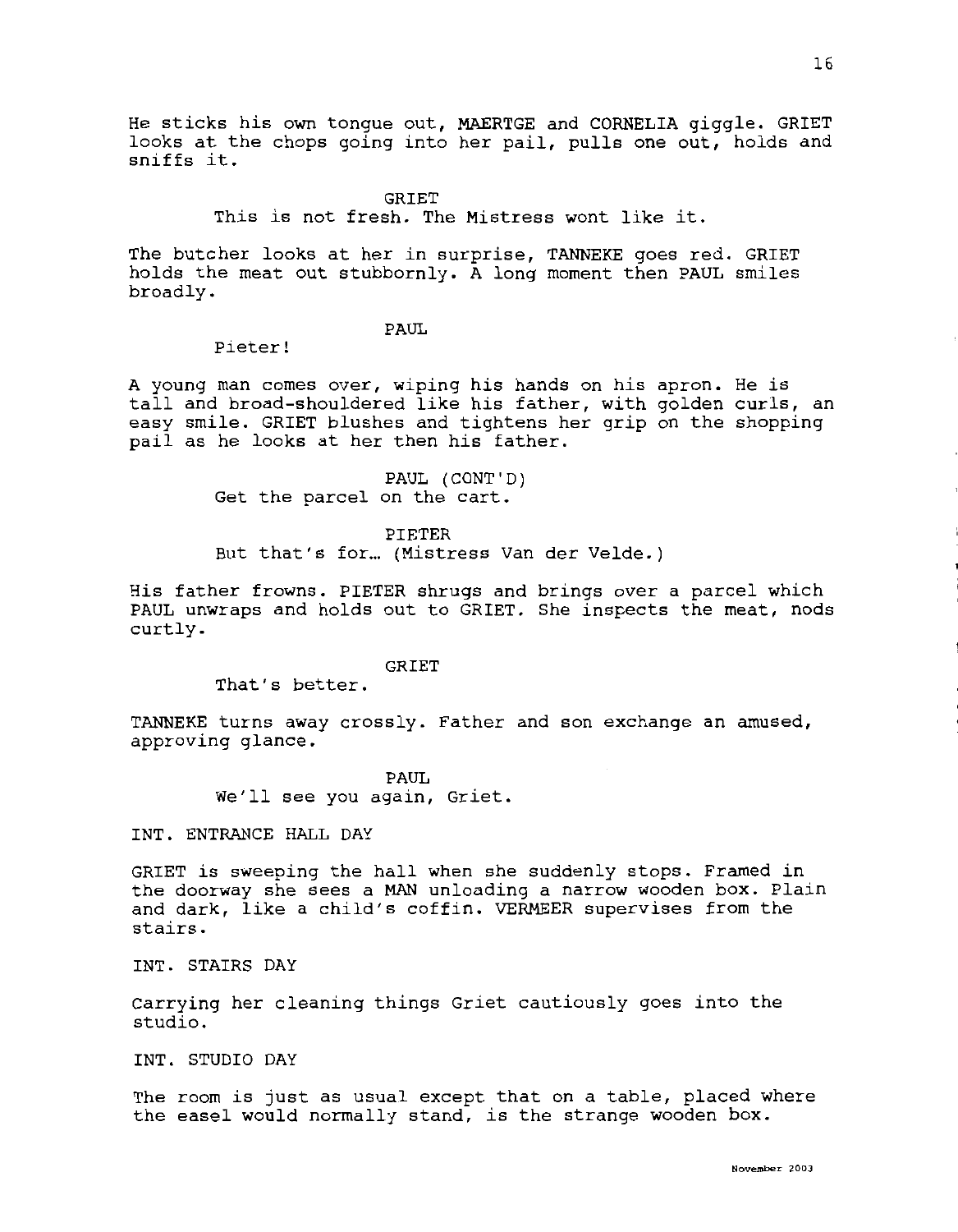He sticks his own tongue out, MAERTGE and CORNELIA giggle. GRIET looks at the chops going into her pail, pulls one out, holds and sniffs it.

GRIET
This is not fresh. The Mistress wont like it.

The butcher looks at her in surprise, TANNEKE goes red. GRIET holds the meat out stubbornly. A long moment then PAUL smiles broadly.

PAUL
Pieter!

A young man comes over, wiping his hands on his apron. He is tall and broad-shouldered like his father, with golden curls, an easy smile. GRIET blushes and tightens her grip on the shopping pail as he looks at her then his father.

PAUL (CONT'D)
Get the parcel on the cart.

PIETER
But that's for… (Mistress Van der Velde.)

His father frowns. PIETER shrugs and brings over a parcel which PAUL unwraps and holds out to GRIET. She inspects the meat, nods curtly.

GRIET
That's better.

TANNEKE turns away crossly. Father and son exchange an amused, approving glance.

PAUL
We'll see you again, Griet.

INT. ENTRANCE HALL DAY

GRIET is sweeping the hall when she suddenly stops. Framed in the doorway she sees a MAN unloading a narrow wooden box. Plain and dark, like a child's coffin. VERMEER supervises from the stairs.

INT. STAIRS DAY

Carrying her cleaning things Griet cautiously goes into the studio.

INT. STUDIO DAY

The room is just as usual except that on a table, placed where the easel would normally stand, is the strange wooden box.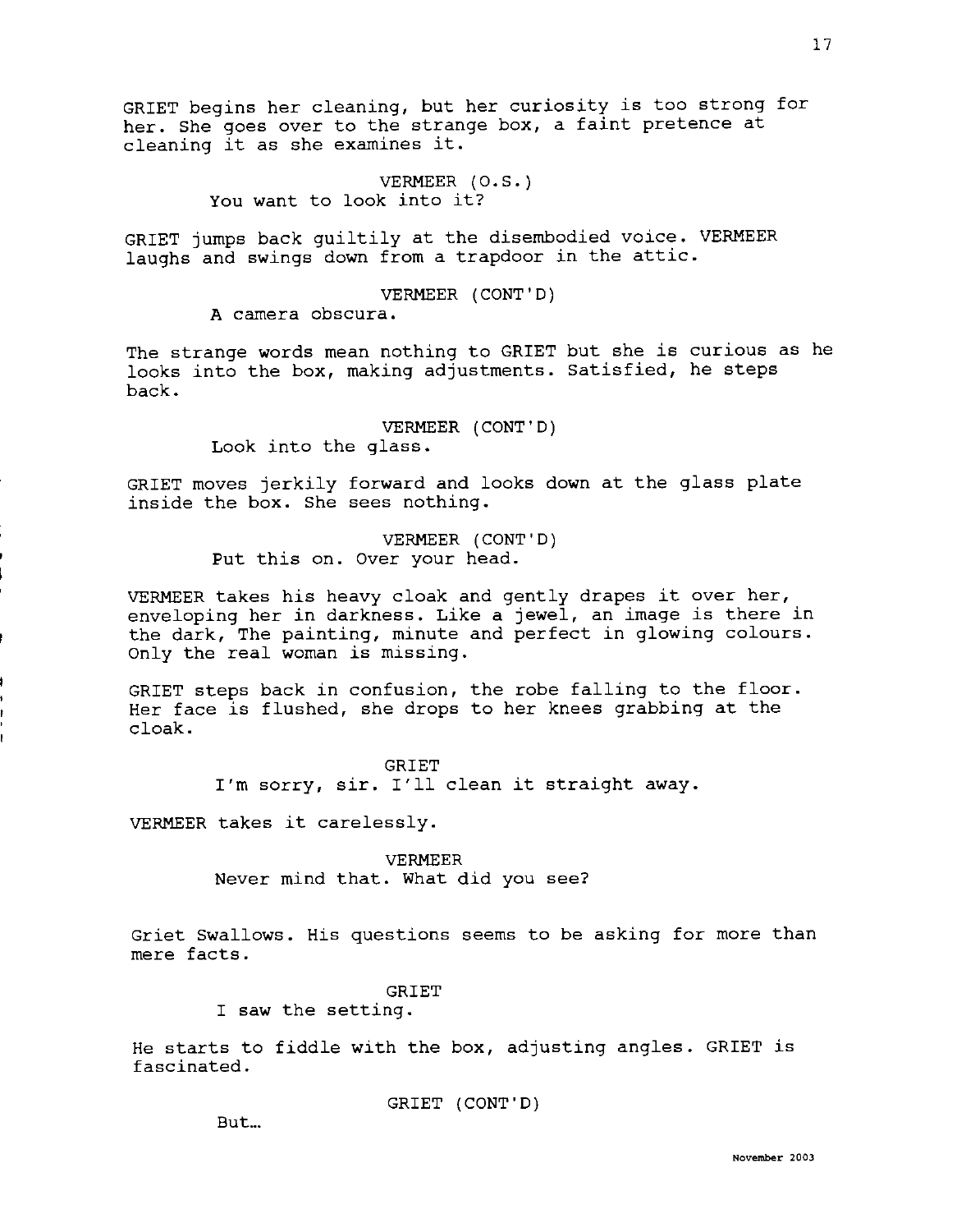GRIET begins her cleaning, but her curiosity is too strong for her. She goes over to the strange box, a faint pretence at cleaning it as she examines it.

VERMEER (O.S.)
You want to look into it?

GRIET jumps back guiltily at the disembodied voice. VERMEER laughs and swings down from a trapdoor in the attic.

VERMEER (CONT'D)
A camera obscura.

The strange words mean nothing to GRIET but she is curious as he looks into the box, making adjustments. Satisfied, he steps back.

VERMEER (CONT'D)
Look into the glass.

GRIET moves jerkily forward and looks down at the glass plate inside the box. She sees nothing.

VERMEER (CONT'D)
Put this on. Over your head.

VERMEER takes his heavy cloak and gently drapes it over her, enveloping her in darkness. Like a jewel, an image is there in the dark, The painting, minute and perfect in glowing colours. Only the real woman is missing.

GRIET steps back in confusion, the robe falling to the floor. Her face is flushed, she drops to her knees grabbing at the cloak.

GRIET
I'm sorry, sir. I'll clean it straight away.

VERMEER takes it carelessly.

VERMEER
Never mind that. What did you see?

Griet Swallows. His questions seems to be asking for more than mere facts.

GRIET
I saw the setting.

He starts to fiddle with the box, adjusting angles. GRIET is fascinated.

GRIET (CONT'D)
But…

November 2003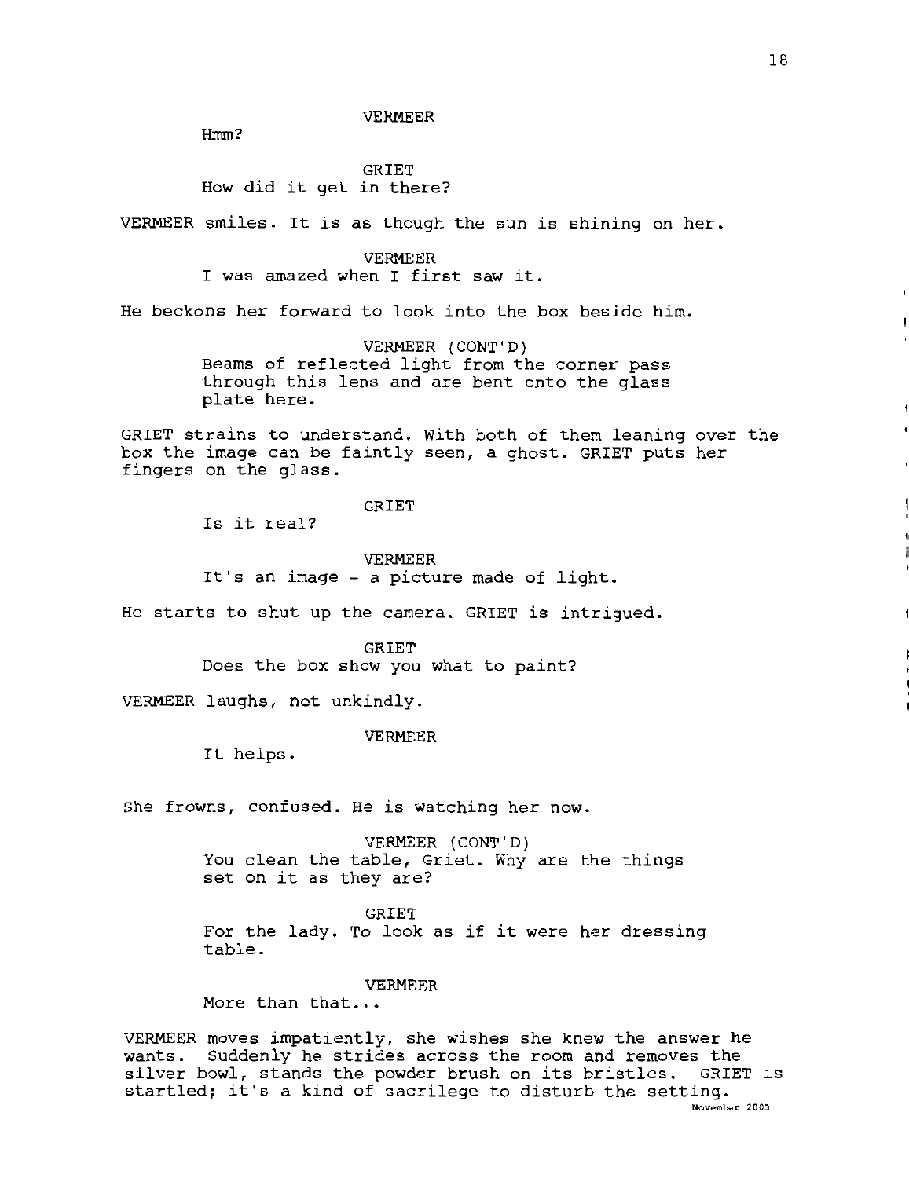VERMEER

Hmm?

GRIET

How did it get in there?

VERMEER smiles. It is as though the sun is shining on her.

VERMEER

I was amazed when I first saw it.

He beckons her forward to look into the box beside him.

VERMEER (CONT'D)

Beams of reflected light from the corner pass through this lens and are bent onto the glass plate here.

GRIET strains to understand. With both of them leaning over the box the image can be faintly seen, a ghost. GRIET puts her fingers on the glass.

GRIET

Is it real?

VERMEER

It's an image - a picture made of light.

He starts to shut up the camera. GRIET is intrigued.

GRIET

Does the box show you what to paint?

VERMEER laughs, not unkindly.

VERMEER

It helps.

She frowns, confused. He is watching her now.

VERMEER (CONT'D)

You clean the table, Griet. Why are the things set on it as they are?

GRIET

For the lady. To look as if it were her dressing table.

VERMEER

More than that...

VERMEER moves impatiently, she wishes she knew the answer he wants. Suddenly he strides across the room and removes the silver bowl, stands the powder brush on its bristles. GRIET is startled; it's a kind of sacrilege to disturb the setting.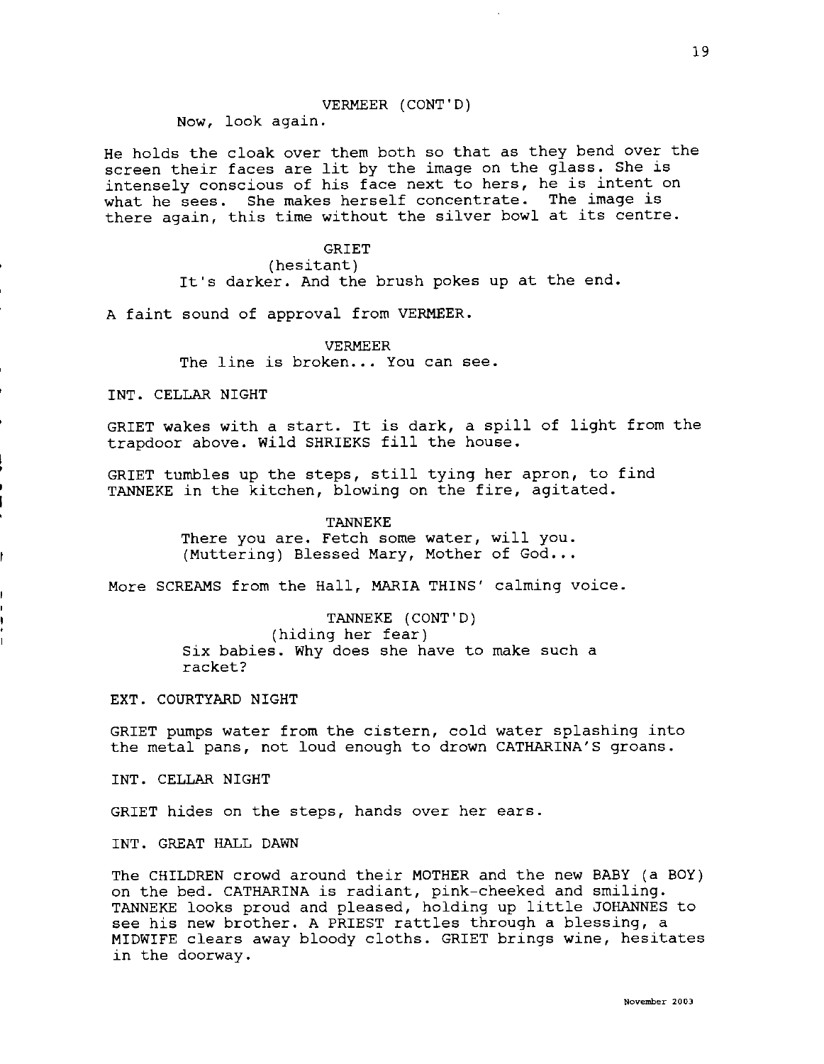VERMEER (CONT'D)
Now, look again.

He holds the cloak over them both so that as they bend over the screen their faces are lit by the image on the glass. She is intensely conscious of his face next to hers, he is intent on what he sees. She makes herself concentrate. The image is there again, this time without the silver bowl at its centre.

GRIET
(hesitant)
It's darker. And the brush pokes up at the end.

A faint sound of approval from VERMEER.

VERMEER
The line is broken... You can see.

INT. CELLAR NIGHT

GRIET wakes with a start. It is dark, a spill of light from the trapdoor above. Wild SHRIEKS fill the house.

GRIET tumbles up the steps, still tying her apron, to find TANNEKE in the kitchen, blowing on the fire, agitated.

TANNEKE
There you are. Fetch some water, will you.
(Muttering) Blessed Mary, Mother of God...

More SCREAMS from the Hall, MARIA THINS' calming voice.

TANNEKE (CONT'D)
(hiding her fear)
Six babies. Why does she have to make such a racket?

EXT. COURTYARD NIGHT

GRIET pumps water from the cistern, cold water splashing into the metal pans, not loud enough to drown CATHARINA'S groans.

INT. CELLAR NIGHT

GRIET hides on the steps, hands over her ears.

INT. GREAT HALL DAWN

The CHILDREN crowd around their MOTHER and the new BABY (a BOY) on the bed. CATHARINA is radiant, pink-cheeked and smiling. TANNEKE looks proud and pleased, holding up little JOHANNES to see his new brother. A PRIEST rattles through a blessing, a MIDWIFE clears away bloody cloths. GRIET brings wine, hesitates in the doorway.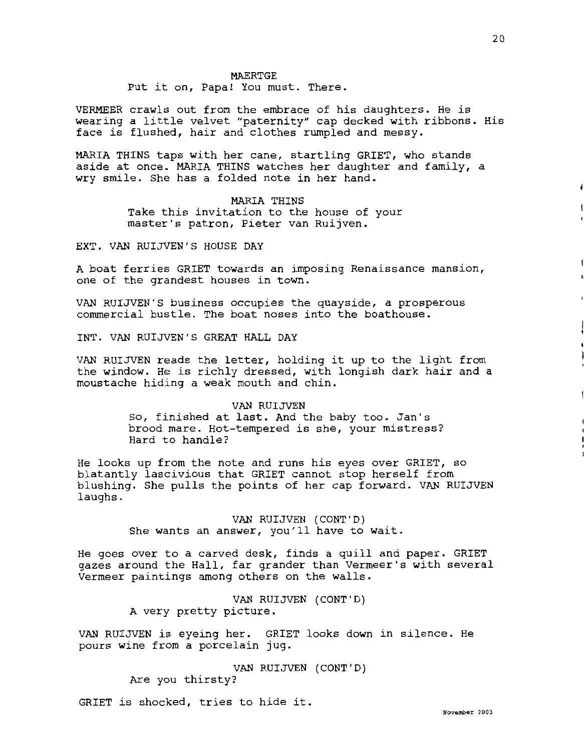MAERTGE

Put it on, Papa! You must. There.

VERMEER crawls out from the embrace of his daughters. He is wearing a little velvet "paternity" cap decked with ribbons. His face is flushed, hair and clothes rumpled and messy.

MARIA THINS taps with her cane, startling GRIET, who stands aside at once. MARIA THINS watches her daughter and family, a wry smile. She has a folded note in her hand.

MARIA THINS

Take this invitation to the house of your master's patron, Pieter van Ruijven.

EXT. VAN RUIJVEN'S HOUSE DAY

A boat ferries GRIET towards an imposing Renaissance mansion, one of the grandest houses in town.

VAN RUIJVEN'S business occupies the quayside, a prosperous commercial bustle. The boat noses into the boathouse.

INT. VAN RUIJVEN'S GREAT HALL DAY

VAN RUIJVEN reads the letter, holding it up to the light from the window. He is richly dressed, with longish dark hair and a moustache hiding a weak mouth and chin.

VAN RUIJVEN

So, finished at last. And the baby too. Jan's brood mare. Hot-tempered is she, your mistress? Hard to handle?

He looks up from the note and runs his eyes over GRIET, so blatantly lascivious that GRIET cannot stop herself from blushing. She pulls the points of her cap forward. VAN RUIJVEN laughs.

VAN RUIJVEN (CONT'D)

She wants an answer, you'll have to wait.

He goes over to a carved desk, finds a quill and paper. GRIET gazes around the Hall, far grander than Vermeer's with several Vermeer paintings among others on the walls.

VAN RUIJVEN (CONT'D)

A very pretty picture.

VAN RUIJVEN is eyeing her. GRIET looks down in silence. He pours wine from a porcelain jug.

VAN RUIJVEN (CONT'D)

Are you thirsty?

GRIET is shocked, tries to hide it.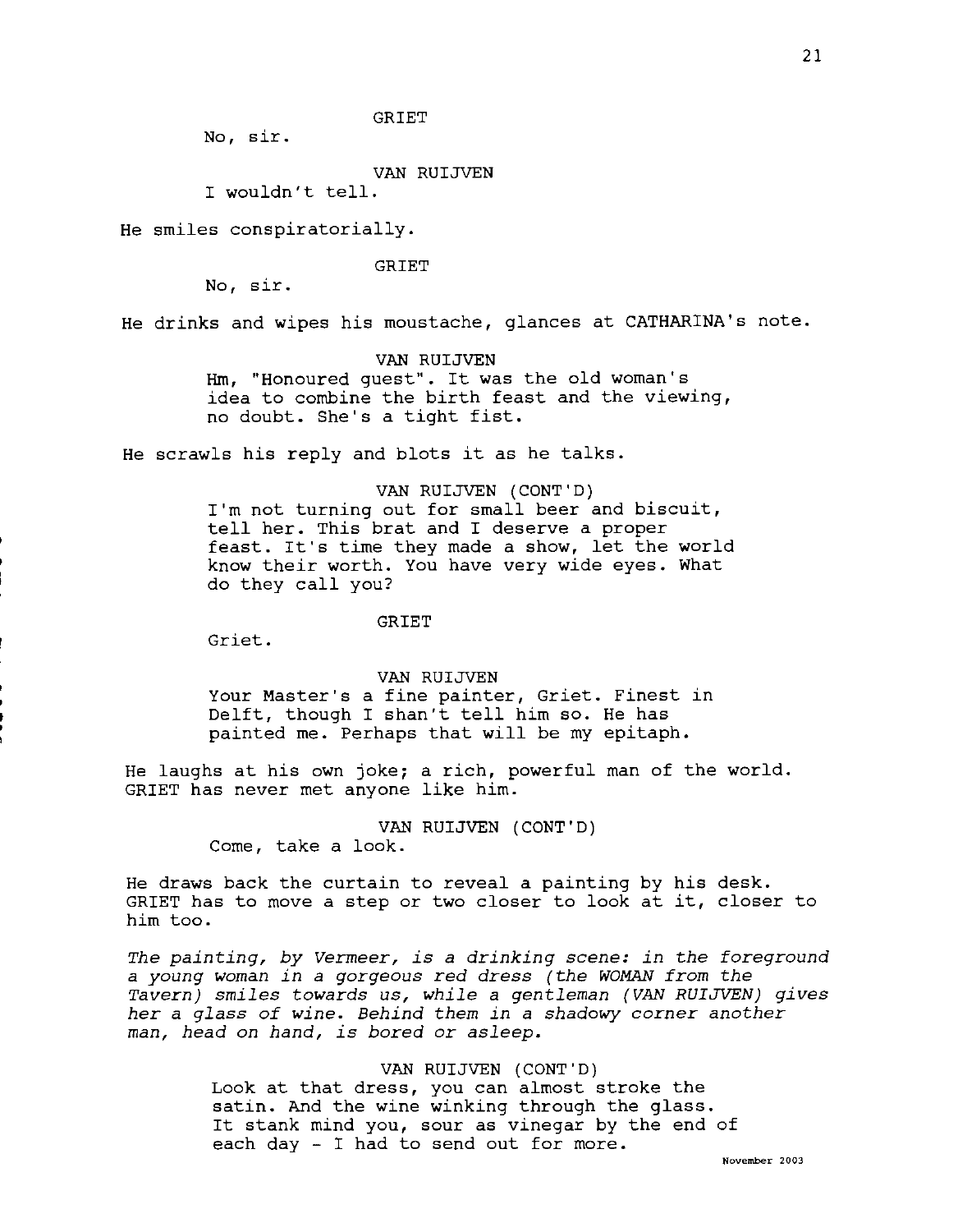GRIET

No, sir.

VAN RUIJVEN

I wouldn't tell.

He smiles conspiratorially.

GRIET

No, sir.

He drinks and wipes his moustache, glances at CATHARINA's note.

VAN RUIJVEN

Hm, "Honoured guest". It was the old woman's idea to combine the birth feast and the viewing, no doubt. She's a tight fist.

He scrawls his reply and blots it as he talks.

VAN RUIJVEN (CONT'D)

I'm not turning out for small beer and biscuit, tell her. This brat and I deserve a proper feast. It's time they made a show, let the world know their worth. You have very wide eyes. What do they call you?

GRIET

Griet.

VAN RUIJVEN

Your Master's a fine painter, Griet. Finest in Delft, though I shan't tell him so. He has painted me. Perhaps that will be my epitaph.

He laughs at his own joke; a rich, powerful man of the world. GRIET has never met anyone like him.

VAN RUIJVEN (CONT'D)

Come, take a look.

He draws back the curtain to reveal a painting by his desk. GRIET has to move a step or two closer to look at it, closer to him too.

*The painting, by Vermeer, is a drinking scene: in the foreground a young woman in a gorgeous red dress (the WOMAN from the Tavern) smiles towards us, while a gentleman (VAN RUIJVEN) gives her a glass of wine. Behind them in a shadowy corner another man, head on hand, is bored or asleep.*

VAN RUIJVEN (CONT'D)

Look at that dress, you can almost stroke the satin. And the wine winking through the glass. It stank mind you, sour as vinegar by the end of each day - I had to send out for more.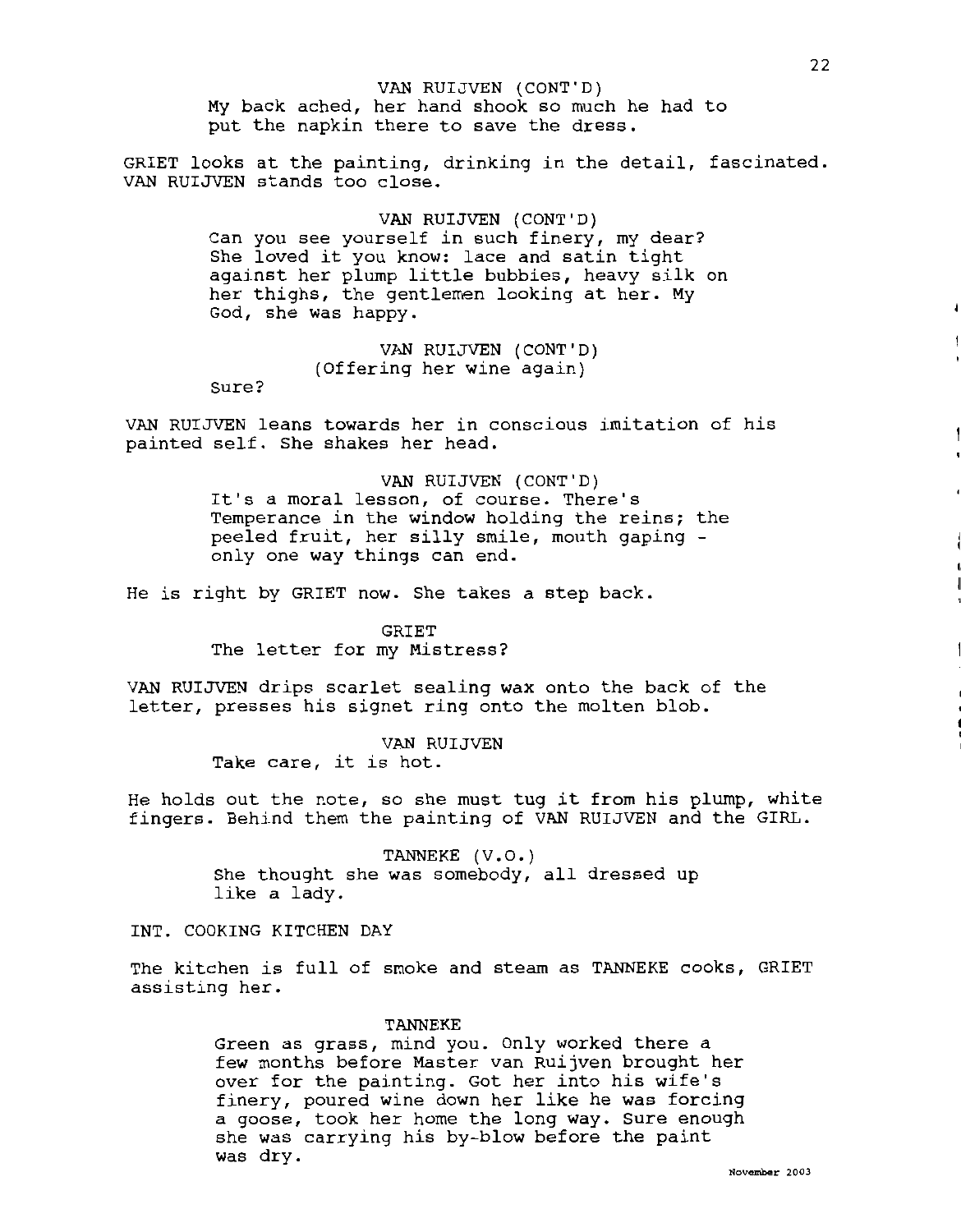VAN RUIJVEN (CONT'D)
My back ached, her hand shook so much he had to put the napkin there to save the dress.

GRIET looks at the painting, drinking in the detail, fascinated. VAN RUIJVEN stands too close.

VAN RUIJVEN (CONT'D)
Can you see yourself in such finery, my dear? She loved it you know: lace and satin tight against her plump little bubbies, heavy silk on her thighs, the gentlemen looking at her. My God, she was happy.

VAN RUIJVEN (CONT'D)
(Offering her wine again)
Sure?

VAN RUIJVEN leans towards her in conscious imitation of his painted self. She shakes her head.

VAN RUIJVEN (CONT'D)
It's a moral lesson, of course. There's Temperance in the window holding the reins; the peeled fruit, her silly smile, mouth gaping - only one way things can end.

He is right by GRIET now. She takes a step back.

GRIET
The letter for my Mistress?

VAN RUIJVEN drips scarlet sealing wax onto the back of the letter, presses his signet ring onto the molten blob.

VAN RUIJVEN
Take care, it is hot.

He holds out the note, so she must tug it from his plump, white fingers. Behind them the painting of VAN RUIJVEN and the GIRL.

TANNEKE (V.O.)
She thought she was somebody, all dressed up like a lady.

INT. COOKING KITCHEN DAY

The kitchen is full of smoke and steam as TANNEKE cooks, GRIET assisting her.

TANNEKE
Green as grass, mind you. Only worked there a few months before Master van Ruijven brought her over for the painting. Got her into his wife's finery, poured wine down her like he was forcing a goose, took her home the long way. Sure enough she was carrying his by-blow before the paint was dry.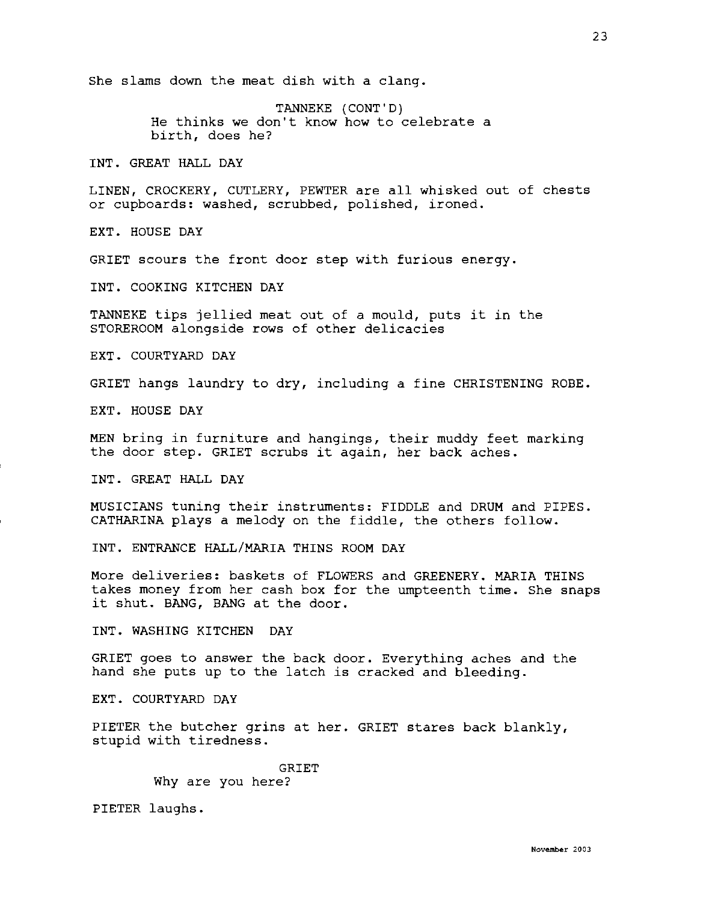She slams down the meat dish with a clang.

TANNEKE (CONT'D)
He thinks we don't know how to celebrate a birth, does he?

INT. GREAT HALL DAY

LINEN, CROCKERY, CUTLERY, PEWTER are all whisked out of chests or cupboards: washed, scrubbed, polished, ironed.

EXT. HOUSE DAY

GRIET scours the front door step with furious energy.

INT. COOKING KITCHEN DAY

TANNEKE tips jellied meat out of a mould, puts it in the STOREROOM alongside rows of other delicacies

EXT. COURTYARD DAY

GRIET hangs laundry to dry, including a fine CHRISTENING ROBE.

EXT. HOUSE DAY

MEN bring in furniture and hangings, their muddy feet marking the door step. GRIET scrubs it again, her back aches.

INT. GREAT HALL DAY

MUSICIANS tuning their instruments: FIDDLE and DRUM and PIPES. CATHARINA plays a melody on the fiddle, the others follow.

INT. ENTRANCE HALL/MARIA THINS ROOM DAY

More deliveries: baskets of FLOWERS and GREENERY. MARIA THINS takes money from her cash box for the umpteenth time. She snaps it shut. BANG, BANG at the door.

INT. WASHING KITCHEN DAY

GRIET goes to answer the back door. Everything aches and the hand she puts up to the latch is cracked and bleeding.

EXT. COURTYARD DAY

PIETER the butcher grins at her. GRIET stares back blankly, stupid with tiredness.

GRIET
Why are you here?

PIETER laughs.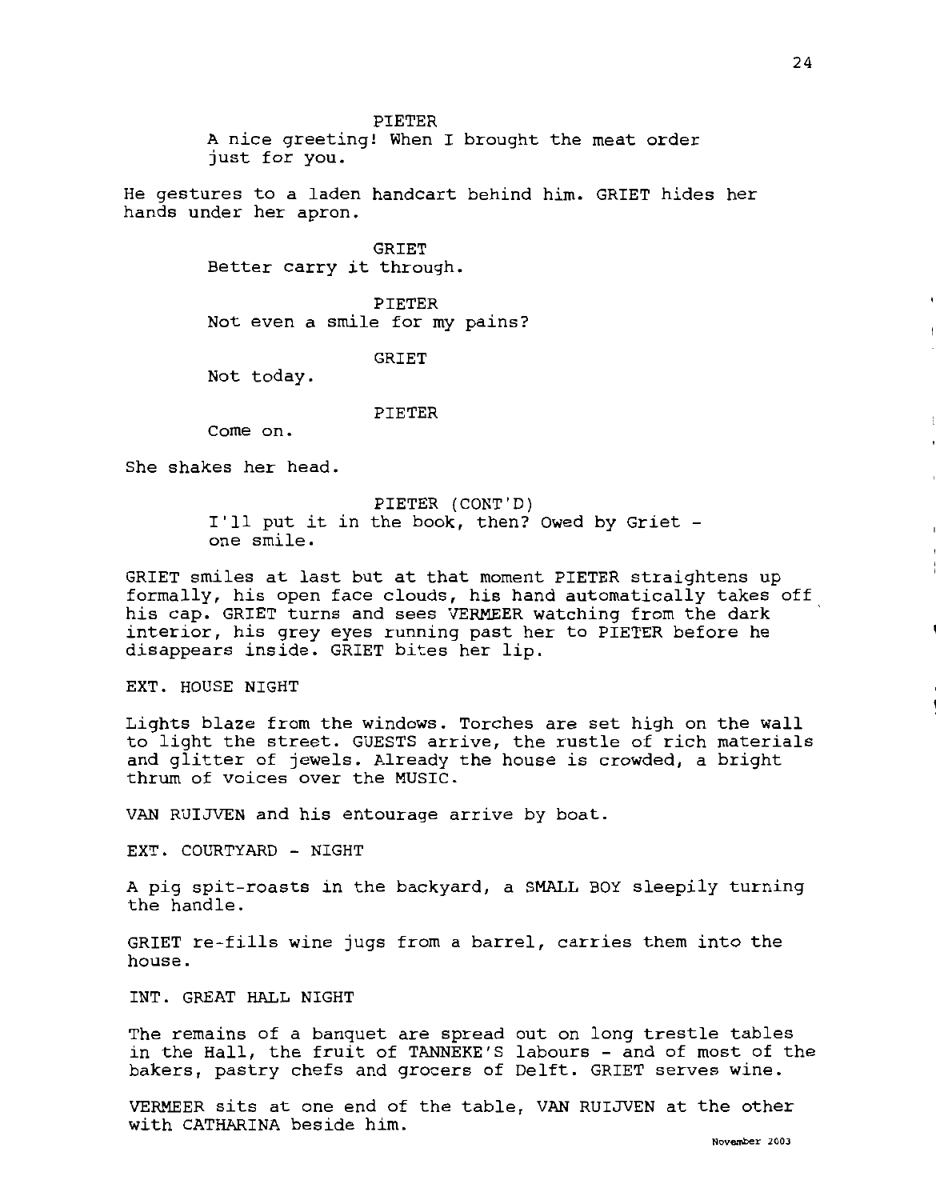PIETER
A nice greeting! When I brought the meat order just for you.

He gestures to a laden handcart behind him. GRIET hides her hands under her apron.

GRIET
Better carry it through.

PIETER
Not even a smile for my pains?

GRIET
Not today.

PIETER
Come on.

She shakes her head.

PIETER (CONT'D)
I'll put it in the book, then? Owed by Griet - one smile.

GRIET smiles at last but at that moment PIETER straightens up formally, his open face clouds, his hand automatically takes off his cap. GRIET turns and sees VERMEER watching from the dark interior, his grey eyes running past her to PIETER before he disappears inside. GRIET bites her lip.

EXT. HOUSE NIGHT

Lights blaze from the windows. Torches are set high on the wall to light the street. GUESTS arrive, the rustle of rich materials and glitter of jewels. Already the house is crowded, a bright thrum of voices over the MUSIC.

VAN RUIJVEN and his entourage arrive by boat.

EXT. COURTYARD - NIGHT

A pig spit-roasts in the backyard, a SMALL BOY sleepily turning the handle.

GRIET re-fills wine jugs from a barrel, carries them into the house.

INT. GREAT HALL NIGHT

The remains of a banquet are spread out on long trestle tables in the Hall, the fruit of TANNEKE'S labours - and of most of the bakers, pastry chefs and grocers of Delft. GRIET serves wine.

VERMEER sits at one end of the table, VAN RUIJVEN at the other with CATHARINA beside him.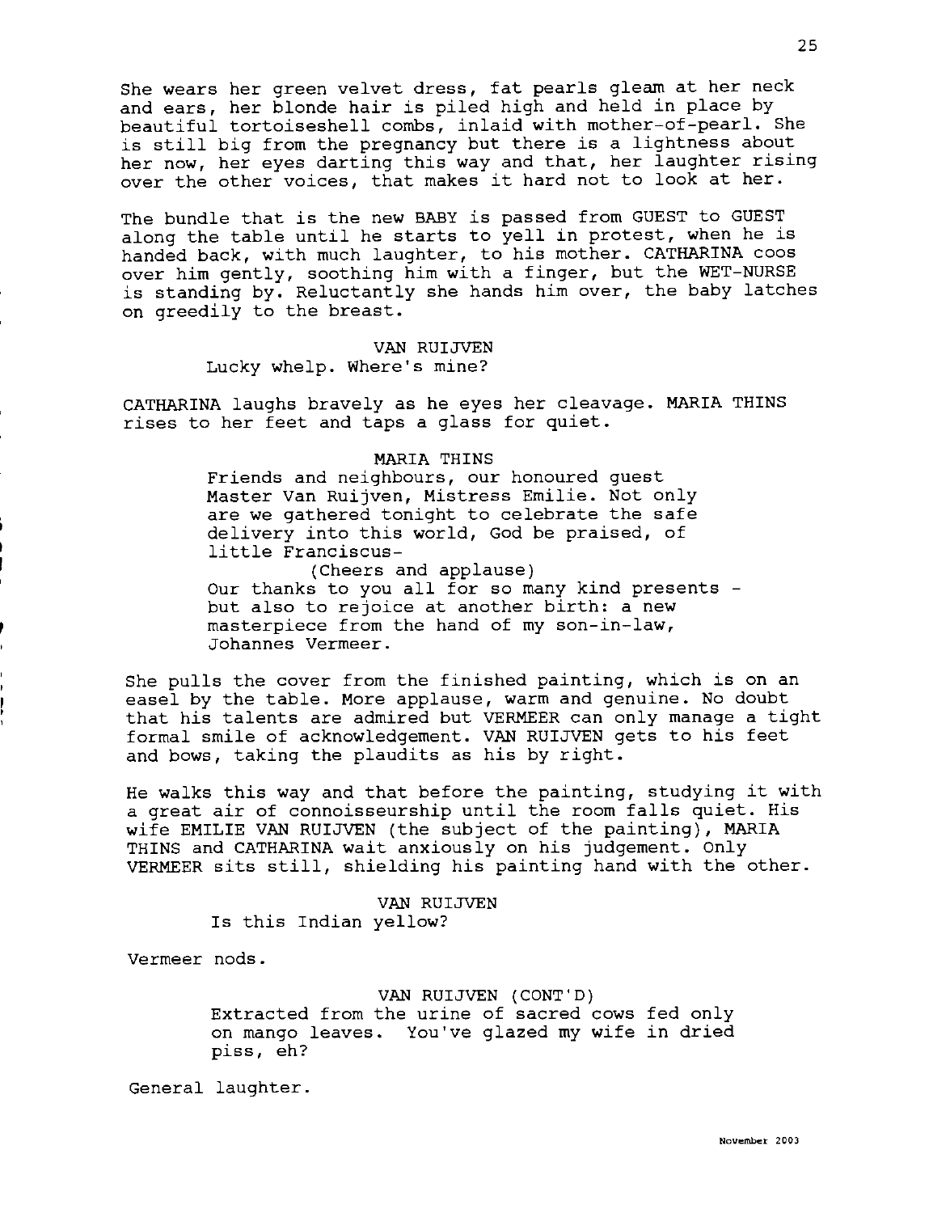She wears her green velvet dress, fat pearls gleam at her neck and ears, her blonde hair is piled high and held in place by beautiful tortoiseshell combs, inlaid with mother-of-pearl. She is still big from the pregnancy but there is a lightness about her now, her eyes darting this way and that, her laughter rising over the other voices, that makes it hard not to look at her.

The bundle that is the new BABY is passed from GUEST to GUEST along the table until he starts to yell in protest, when he is handed back, with much laughter, to his mother. CATHARINA coos over him gently, soothing him with a finger, but the WET-NURSE is standing by. Reluctantly she hands him over, the baby latches on greedily to the breast.

VAN RUIJVEN
Lucky whelp. Where's mine?

CATHARINA laughs bravely as he eyes her cleavage. MARIA THINS rises to her feet and taps a glass for quiet.

MARIA THINS
Friends and neighbours, our honoured guest Master Van Ruijven, Mistress Emilie. Not only are we gathered tonight to celebrate the safe delivery into this world, God be praised, of little Franciscus-
(Cheers and applause)
Our thanks to you all for so many kind presents - but also to rejoice at another birth: a new masterpiece from the hand of my son-in-law, Johannes Vermeer.

She pulls the cover from the finished painting, which is on an easel by the table. More applause, warm and genuine. No doubt that his talents are admired but VERMEER can only manage a tight formal smile of acknowledgement. VAN RUIJVEN gets to his feet and bows, taking the plaudits as his by right.

He walks this way and that before the painting, studying it with a great air of connoisseurship until the room falls quiet. His wife EMILIE VAN RUIJVEN (the subject of the painting), MARIA THINS and CATHARINA wait anxiously on his judgement. Only VERMEER sits still, shielding his painting hand with the other.

VAN RUIJVEN
Is this Indian yellow?

Vermeer nods.

VAN RUIJVEN (CONT'D)
Extracted from the urine of sacred cows fed only on mango leaves. You've glazed my wife in dried piss, eh?

General laughter.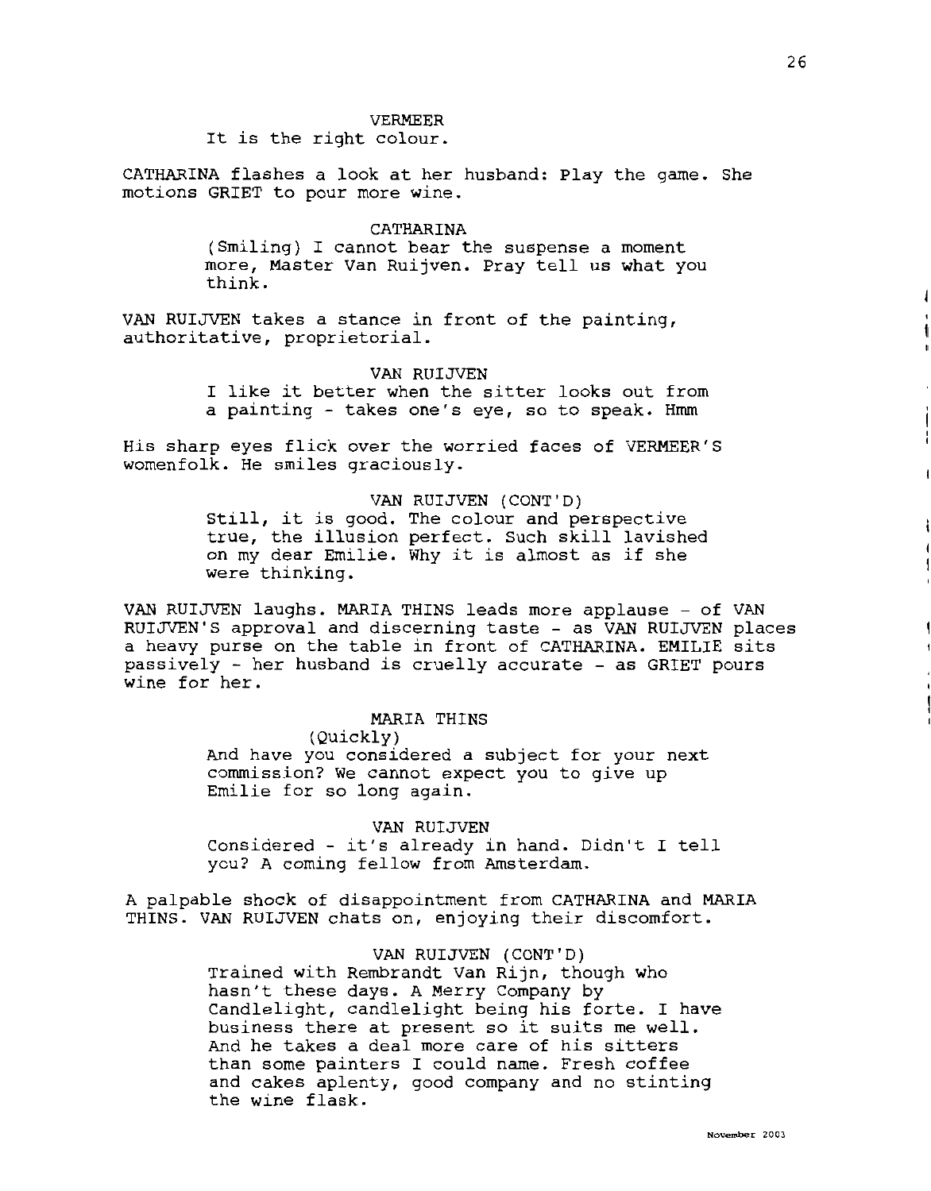VERMEER

It is the right colour.

CATHARINA flashes a look at her husband: Play the game. She motions GRIET to pour more wine.

CATHARINA

(Smiling) I cannot bear the suspense a moment more, Master Van Ruijven. Pray tell us what you think.

VAN RUIJVEN takes a stance in front of the painting, authoritative, proprietorial.

VAN RUIJVEN

I like it better when the sitter looks out from a painting - takes one's eye, so to speak. Hmm

His sharp eyes flick over the worried faces of VERMEER'S womenfolk. He smiles graciously.

VAN RUIJVEN (CONT'D)

Still, it is good. The colour and perspective true, the illusion perfect. Such skill lavished on my dear Emilie. Why it is almost as if she were thinking.

VAN RUIJVEN laughs. MARIA THINS leads more applause - of VAN RUIJVEN'S approval and discerning taste - as VAN RUIJVEN places a heavy purse on the table in front of CATHARINA. EMILIE sits passively - her husband is cruelly accurate - as GRIET pours wine for her.

MARIA THINS

(Quickly)

And have you considered a subject for your next commission? We cannot expect you to give up Emilie for so long again.

VAN RUIJVEN

Considered - it's already in hand. Didn't I tell you? A coming fellow from Amsterdam.

A palpable shock of disappointment from CATHARINA and MARIA THINS. VAN RUIJVEN chats on, enjoying their discomfort.

VAN RUIJVEN (CONT'D)

Trained with Rembrandt Van Rijn, though who hasn't these days. A Merry Company by Candlelight, candlelight being his forte. I have business there at present so it suits me well. And he takes a deal more care of his sitters than some painters I could name. Fresh coffee and cakes aplenty, good company and no stinting the wine flask.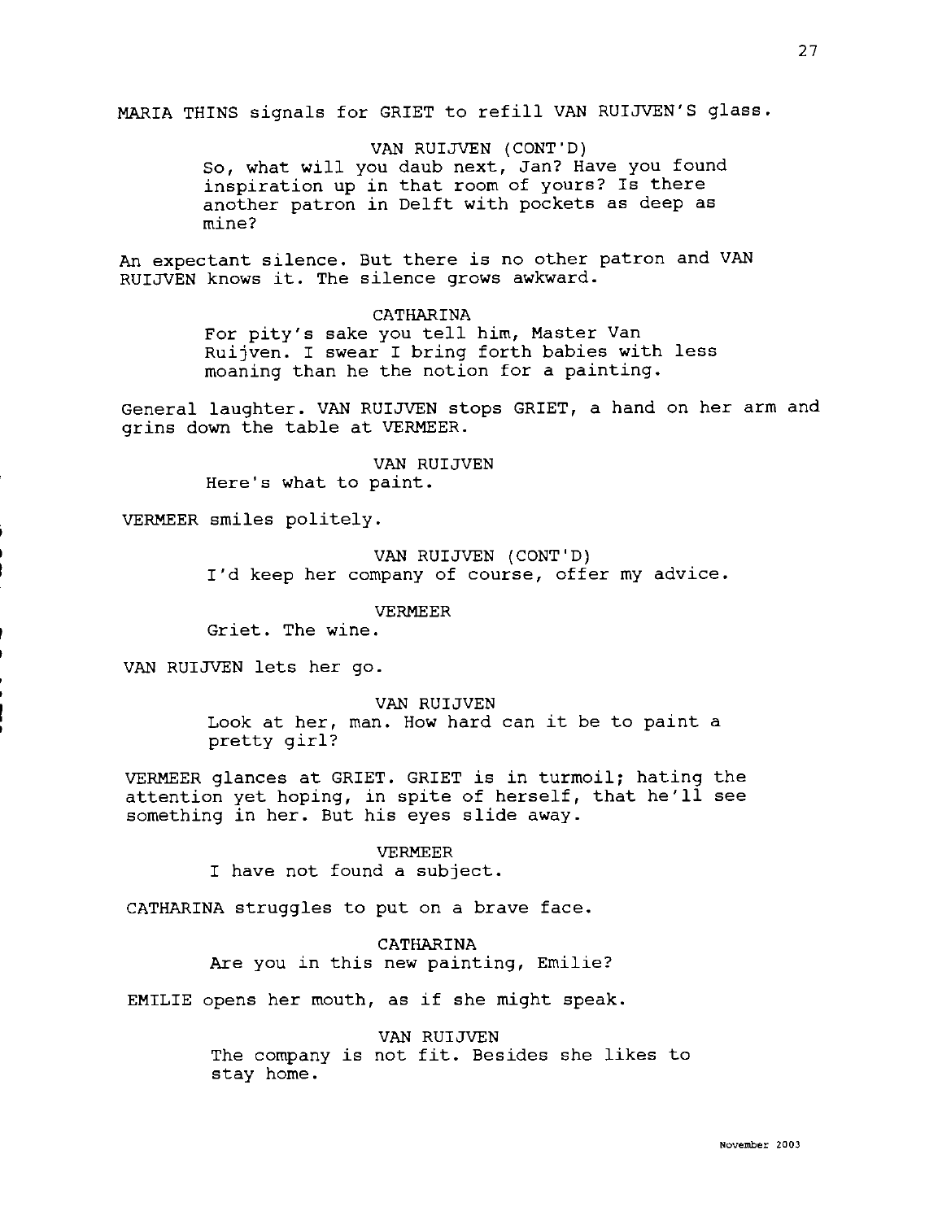MARIA THINS signals for GRIET to refill VAN RUIJVEN'S glass.

VAN RUIJVEN (CONT'D)
So, what will you daub next, Jan? Have you found inspiration up in that room of yours? Is there another patron in Delft with pockets as deep as mine?

An expectant silence. But there is no other patron and VAN RUIJVEN knows it. The silence grows awkward.

CATHARINA
For pity's sake you tell him, Master Van Ruijven. I swear I bring forth babies with less moaning than he the notion for a painting.

General laughter. VAN RUIJVEN stops GRIET, a hand on her arm and grins down the table at VERMEER.

VAN RUIJVEN
Here's what to paint.

VERMEER smiles politely.

VAN RUIJVEN (CONT'D)
I'd keep her company of course, offer my advice.

VERMEER
Griet. The wine.

VAN RUIJVEN lets her go.

VAN RUIJVEN
Look at her, man. How hard can it be to paint a pretty girl?

VERMEER glances at GRIET. GRIET is in turmoil; hating the attention yet hoping, in spite of herself, that he'll see something in her. But his eyes slide away.

VERMEER
I have not found a subject.

CATHARINA struggles to put on a brave face.

CATHARINA
Are you in this new painting, Emilie?

EMILIE opens her mouth, as if she might speak.

VAN RUIJVEN
The company is not fit. Besides she likes to stay home.

November 2003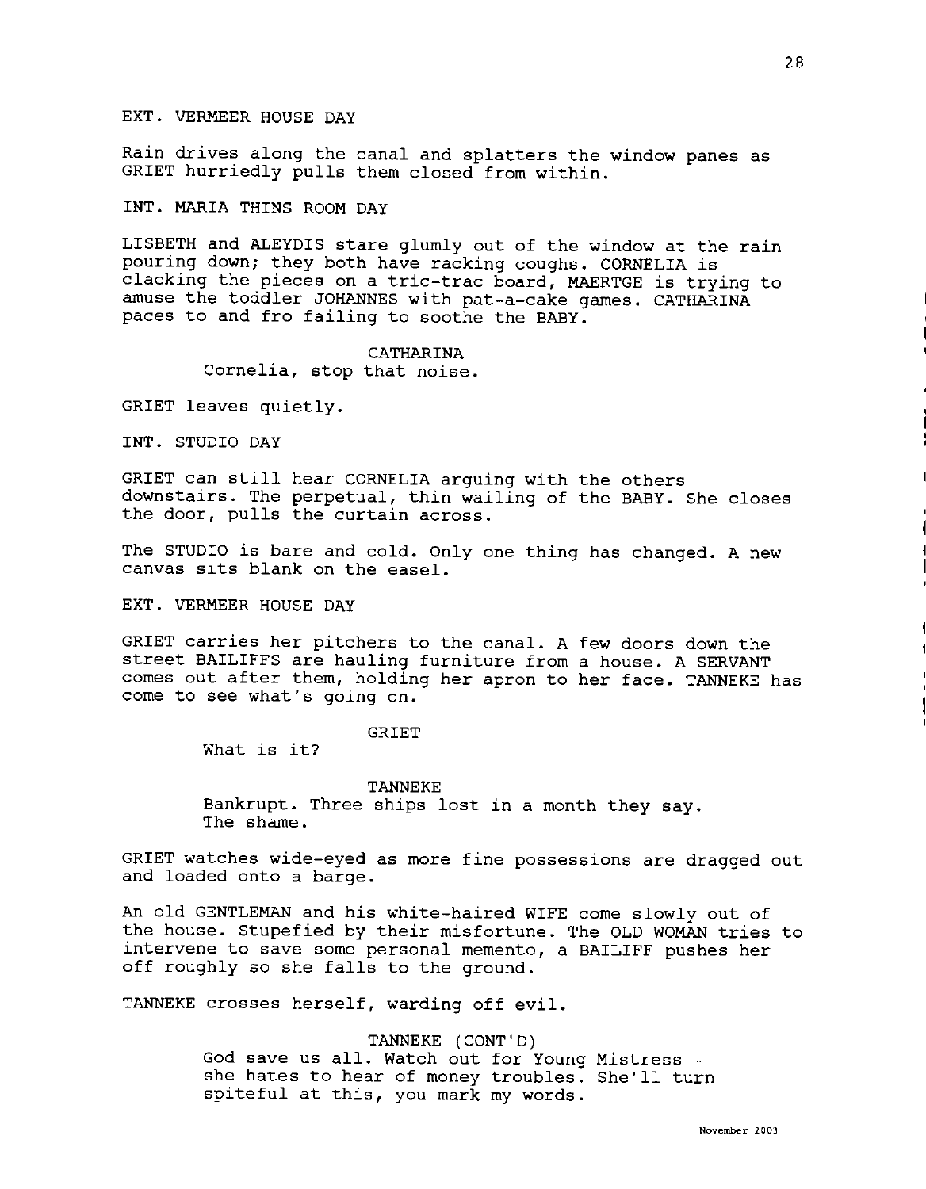EXT. VERMEER HOUSE DAY

Rain drives along the canal and splatters the window panes as GRIET hurriedly pulls them closed from within.

INT. MARIA THINS ROOM DAY

LISBETH and ALEYDIS stare glumly out of the window at the rain pouring down; they both have racking coughs. CORNELIA is clacking the pieces on a tric-trac board, MAERTGE is trying to amuse the toddler JOHANNES with pat-a-cake games. CATHARINA paces to and fro failing to soothe the BABY.

CATHARINA
Cornelia, stop that noise.

GRIET leaves quietly.

INT. STUDIO DAY

GRIET can still hear CORNELIA arguing with the others downstairs. The perpetual, thin wailing of the BABY. She closes the door, pulls the curtain across.

The STUDIO is bare and cold. Only one thing has changed. A new canvas sits blank on the easel.

EXT. VERMEER HOUSE DAY

GRIET carries her pitchers to the canal. A few doors down the street BAILIFFS are hauling furniture from a house. A SERVANT comes out after them, holding her apron to her face. TANNEKE has come to see what's going on.

GRIET
What is it?

TANNEKE
Bankrupt. Three ships lost in a month they say. The shame.

GRIET watches wide-eyed as more fine possessions are dragged out and loaded onto a barge.

An old GENTLEMAN and his white-haired WIFE come slowly out of the house. Stupefied by their misfortune. The OLD WOMAN tries to intervene to save some personal memento, a BAILIFF pushes her off roughly so she falls to the ground.

TANNEKE crosses herself, warding off evil.

TANNEKE (CONT'D)
God save us all. Watch out for Young Mistress - she hates to hear of money troubles. She'll turn spiteful at this, you mark my words.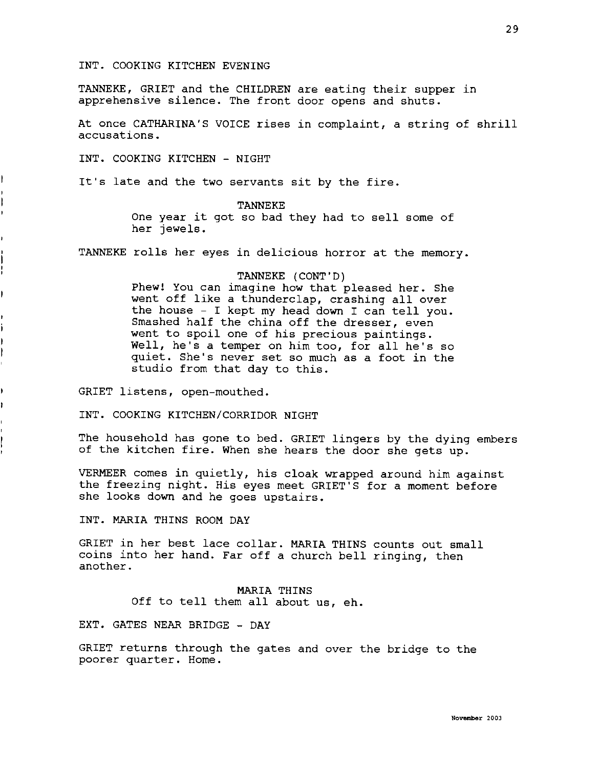INT. COOKING KITCHEN EVENING

TANNEKE, GRIET and the CHILDREN are eating their supper in apprehensive silence. The front door opens and shuts.

At once CATHARINA'S VOICE rises in complaint, a string of shrill accusations.

INT. COOKING KITCHEN - NIGHT

It's late and the two servants sit by the fire.

TANNEKE
One year it got so bad they had to sell some of her jewels.

TANNEKE rolls her eyes in delicious horror at the memory.

TANNEKE (CONT'D)
Phew! You can imagine how that pleased her. She went off like a thunderclap, crashing all over the house - I kept my head down I can tell you. Smashed half the china off the dresser, even went to spoil one of his precious paintings. Well, he's a temper on him too, for all he's so quiet. She's never set so much as a foot in the studio from that day to this.

GRIET listens, open-mouthed.

INT. COOKING KITCHEN/CORRIDOR NIGHT

The household has gone to bed. GRIET lingers by the dying embers of the kitchen fire. When she hears the door she gets up.

VERMEER comes in quietly, his cloak wrapped around him against the freezing night. His eyes meet GRIET'S for a moment before she looks down and he goes upstairs.

INT. MARIA THINS ROOM DAY

GRIET in her best lace collar. MARIA THINS counts out small coins into her hand. Far off a church bell ringing, then another.

MARIA THINS
Off to tell them all about us, eh.

EXT. GATES NEAR BRIDGE - DAY

GRIET returns through the gates and over the bridge to the poorer quarter. Home.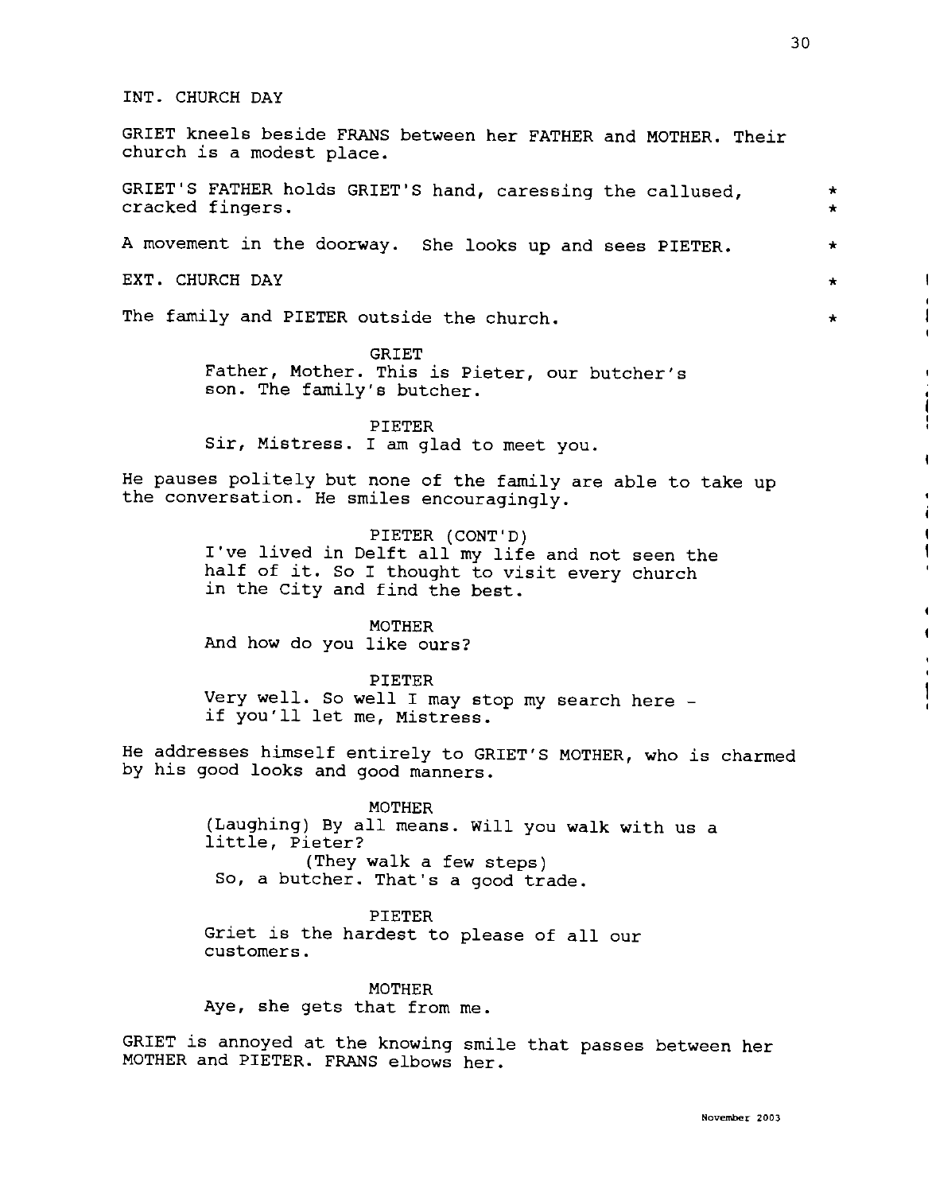INT. CHURCH DAY

GRIET kneels beside FRANS between her FATHER and MOTHER. Their church is a modest place.

GRIET'S FATHER holds GRIET'S hand, caressing the callused, cracked fingers. *

A movement in the doorway. She looks up and sees PIETER. *

EXT. CHURCH DAY *

The family and PIETER outside the church. *

GRIET
Father, Mother. This is Pieter, our butcher's son. The family's butcher.

PIETER
Sir, Mistress. I am glad to meet you.

He pauses politely but none of the family are able to take up the conversation. He smiles encouragingly.

PIETER (CONT'D)
I've lived in Delft all my life and not seen the half of it. So I thought to visit every church in the City and find the best.

MOTHER
And how do you like ours?

PIETER
Very well. So well I may stop my search here - if you'll let me, Mistress.

He addresses himself entirely to GRIET'S MOTHER, who is charmed by his good looks and good manners.

MOTHER
(Laughing) By all means. Will you walk with us a little, Pieter?
(They walk a few steps)
So, a butcher. That's a good trade.

PIETER
Griet is the hardest to please of all our customers.

MOTHER
Aye, she gets that from me.

GRIET is annoyed at the knowing smile that passes between her MOTHER and PIETER. FRANS elbows her.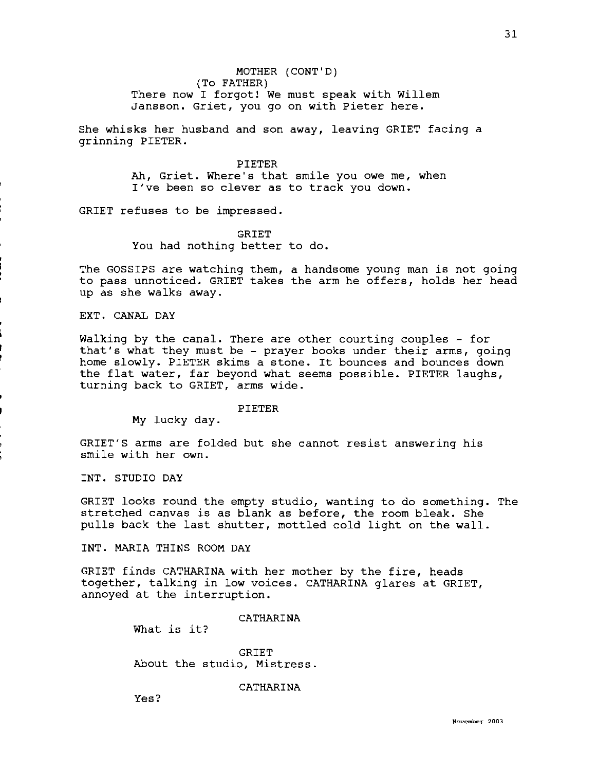MOTHER (CONT'D)
(To FATHER)
There now I forgot! We must speak with Willem Jansson. Griet, you go on with Pieter here.

She whisks her husband and son away, leaving GRIET facing a grinning PIETER.

PIETER
Ah, Griet. Where's that smile you owe me, when I've been so clever as to track you down.

GRIET refuses to be impressed.

GRIET
You had nothing better to do.

The GOSSIPS are watching them, a handsome young man is not going to pass unnoticed. GRIET takes the arm he offers, holds her head up as she walks away.

EXT. CANAL DAY

Walking by the canal. There are other courting couples - for that's what they must be - prayer books under their arms, going home slowly. PIETER skims a stone. It bounces and bounces down the flat water, far beyond what seems possible. PIETER laughs, turning back to GRIET, arms wide.

PIETER
My lucky day.

GRIET'S arms are folded but she cannot resist answering his smile with her own.

INT. STUDIO DAY

GRIET looks round the empty studio, wanting to do something. The stretched canvas is as blank as before, the room bleak. She pulls back the last shutter, mottled cold light on the wall.

INT. MARIA THINS ROOM DAY

GRIET finds CATHARINA with her mother by the fire, heads together, talking in low voices. CATHARINA glares at GRIET, annoyed at the interruption.

CATHARINA
What is it?

GRIET
About the studio, Mistress.

CATHARINA
Yes?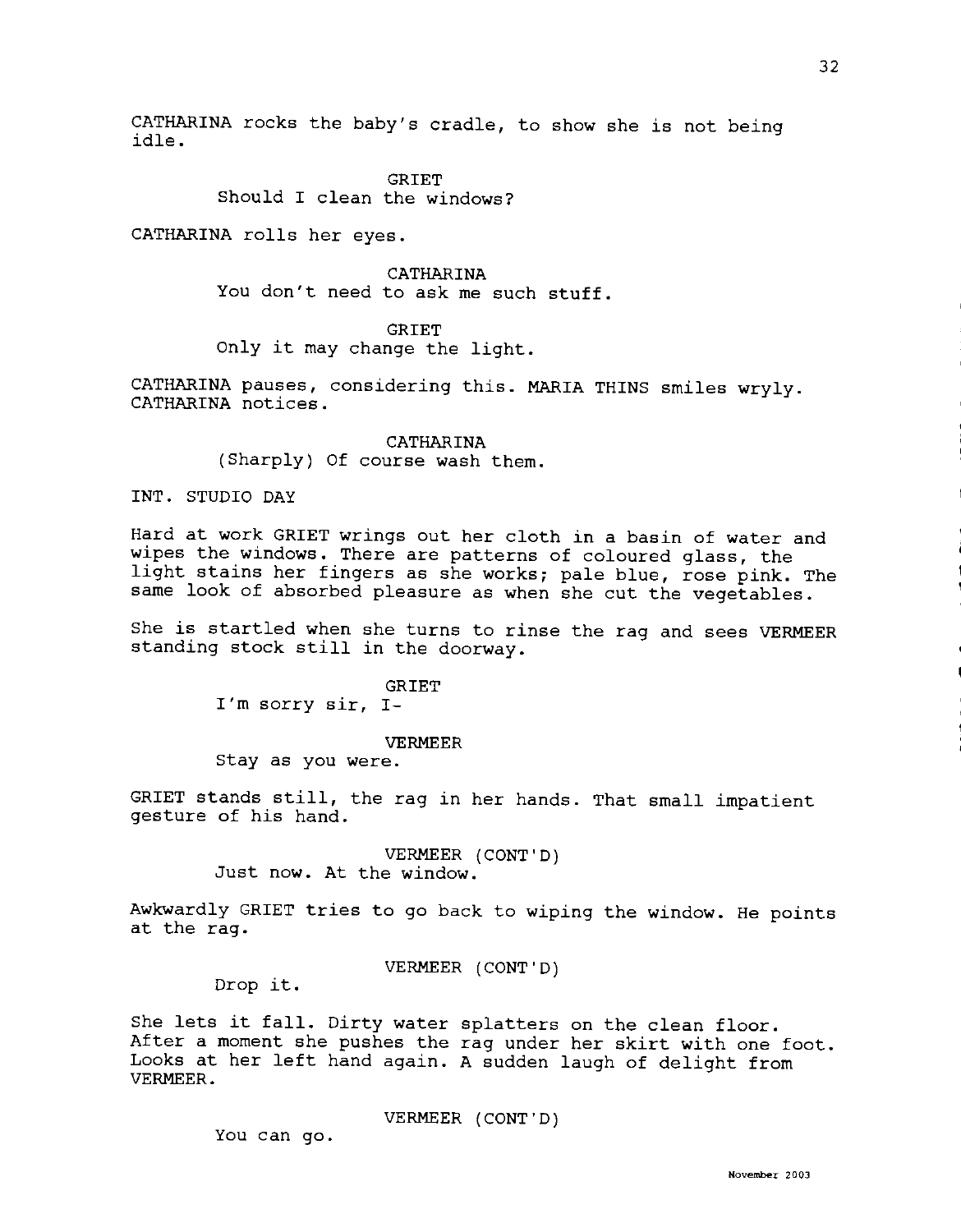CATHARINA rocks the baby's cradle, to show she is not being idle.

GRIET
Should I clean the windows?

CATHARINA rolls her eyes.

CATHARINA
You don't need to ask me such stuff.

GRIET
Only it may change the light.

CATHARINA pauses, considering this. MARIA THINS smiles wryly. CATHARINA notices.

CATHARINA
(Sharply) Of course wash them.

INT. STUDIO DAY

Hard at work GRIET wrings out her cloth in a basin of water and wipes the windows. There are patterns of coloured glass, the light stains her fingers as she works; pale blue, rose pink. The same look of absorbed pleasure as when she cut the vegetables.

She is startled when she turns to rinse the rag and sees VERMEER standing stock still in the doorway.

GRIET
I'm sorry sir, I-

VERMEER
Stay as you were.

GRIET stands still, the rag in her hands. That small impatient gesture of his hand.

VERMEER (CONT'D)
Just now. At the window.

Awkwardly GRIET tries to go back to wiping the window. He points at the rag.

VERMEER (CONT'D)
Drop it.

She lets it fall. Dirty water splatters on the clean floor. After a moment she pushes the rag under her skirt with one foot. Looks at her left hand again. A sudden laugh of delight from VERMEER.

VERMEER (CONT'D)
You can go.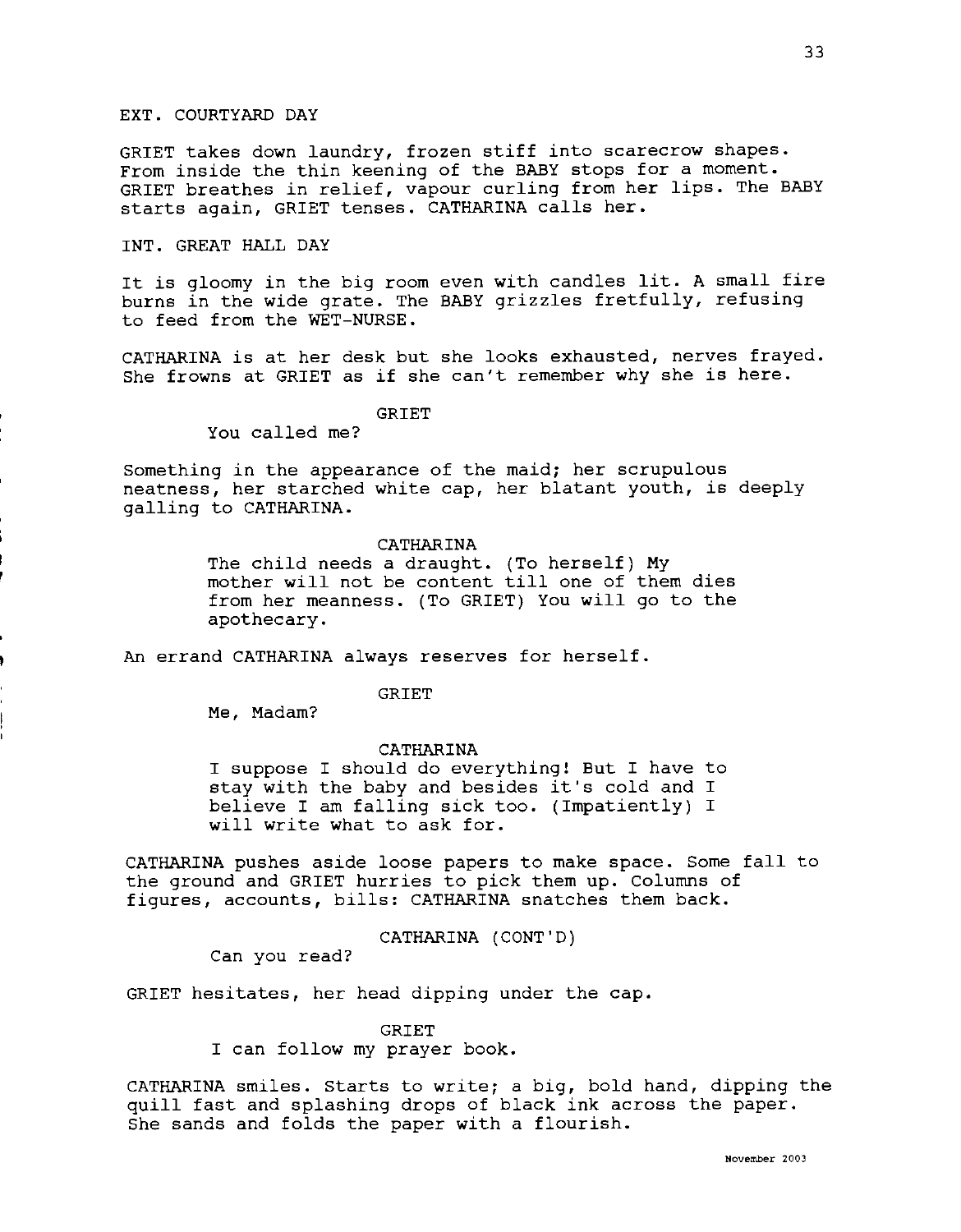EXT. COURTYARD DAY

GRIET takes down laundry, frozen stiff into scarecrow shapes. From inside the thin keening of the BABY stops for a moment. GRIET breathes in relief, vapour curling from her lips. The BABY starts again, GRIET tenses. CATHARINA calls her.

INT. GREAT HALL DAY

It is gloomy in the big room even with candles lit. A small fire burns in the wide grate. The BABY grizzles fretfully, refusing to feed from the WET-NURSE.

CATHARINA is at her desk but she looks exhausted, nerves frayed. She frowns at GRIET as if she can't remember why she is here.

GRIET
You called me?

Something in the appearance of the maid; her scrupulous neatness, her starched white cap, her blatant youth, is deeply galling to CATHARINA.

CATHARINA
The child needs a draught. (To herself) My mother will not be content till one of them dies from her meanness. (To GRIET) You will go to the apothecary.

An errand CATHARINA always reserves for herself.

GRIET
Me, Madam?

CATHARINA
I suppose I should do everything! But I have to stay with the baby and besides it's cold and I believe I am falling sick too. (Impatiently) I will write what to ask for.

CATHARINA pushes aside loose papers to make space. Some fall to the ground and GRIET hurries to pick them up. Columns of figures, accounts, bills: CATHARINA snatches them back.

CATHARINA (CONT'D)
Can you read?

GRIET hesitates, her head dipping under the cap.

GRIET
I can follow my prayer book.

CATHARINA smiles. Starts to write; a big, bold hand, dipping the quill fast and splashing drops of black ink across the paper. She sands and folds the paper with a flourish.

November 2003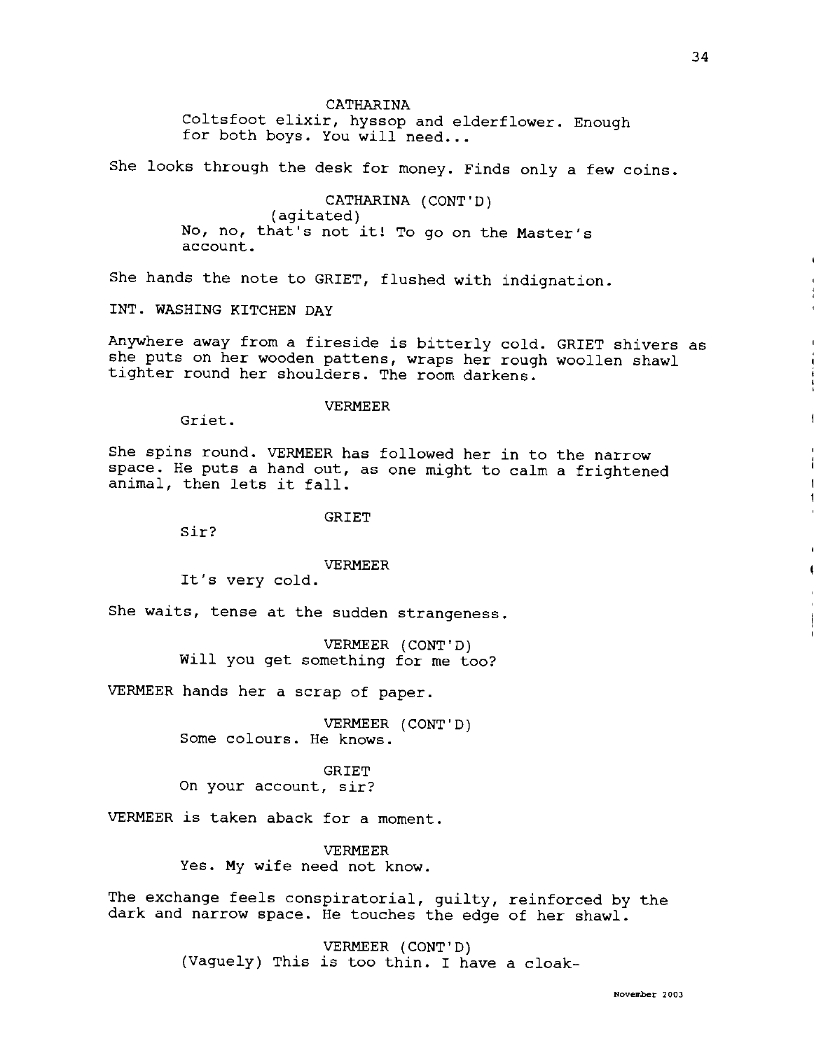CATHARINA
Coltsfoot elixir, hyssop and elderflower. Enough for both boys. You will need...

She looks through the desk for money. Finds only a few coins.

CATHARINA (CONT'D)
(agitated)
No, no, that's not it! To go on the Master's account.

She hands the note to GRIET, flushed with indignation.

INT. WASHING KITCHEN DAY

Anywhere away from a fireside is bitterly cold. GRIET shivers as she puts on her wooden pattens, wraps her rough woollen shawl tighter round her shoulders. The room darkens.

VERMEER
Griet.

She spins round. VERMEER has followed her in to the narrow space. He puts a hand out, as one might to calm a frightened animal, then lets it fall.

GRIET
Sir?

VERMEER
It's very cold.

She waits, tense at the sudden strangeness.

VERMEER (CONT'D)
Will you get something for me too?

VERMEER hands her a scrap of paper.

VERMEER (CONT'D)
Some colours. He knows.

GRIET
On your account, sir?

VERMEER is taken aback for a moment.

VERMEER
Yes. My wife need not know.

The exchange feels conspiratorial, guilty, reinforced by the dark and narrow space. He touches the edge of her shawl.

VERMEER (CONT'D)
(Vaguely) This is too thin. I have a cloak-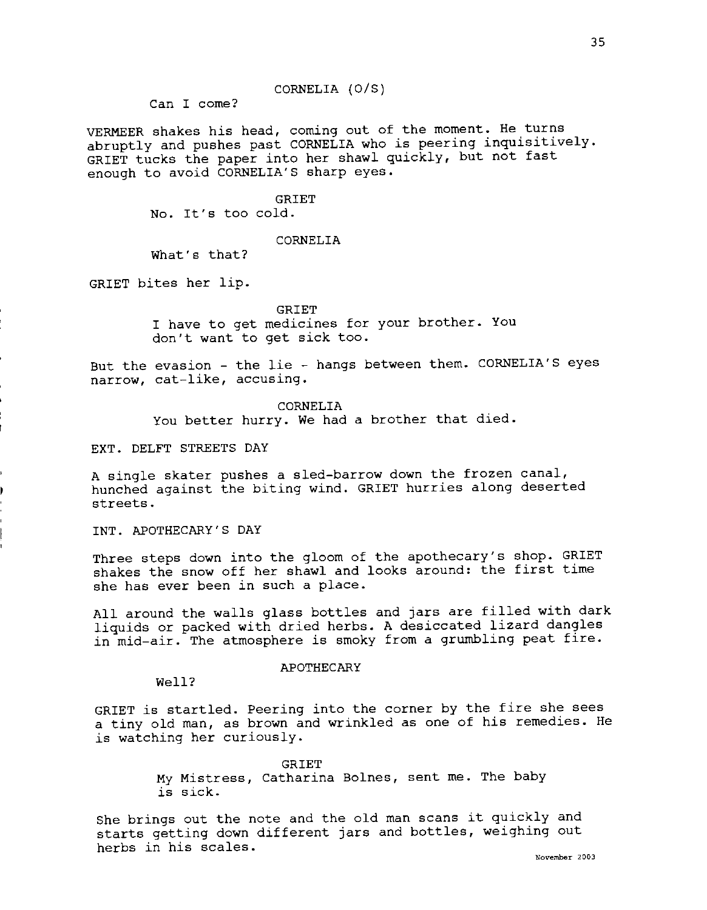CORNELIA (O/S)

Can I come?

VERMEER shakes his head, coming out of the moment. He turns abruptly and pushes past CORNELIA who is peering inquisitively. GRIET tucks the paper into her shawl quickly, but not fast enough to avoid CORNELIA'S sharp eyes.

GRIET

No. It's too cold.

CORNELIA

What's that?

GRIET bites her lip.

GRIET

I have to get medicines for your brother. You don't want to get sick too.

But the evasion - the lie - hangs between them. CORNELIA'S eyes narrow, cat-like, accusing.

CORNELIA

You better hurry. We had a brother that died.

EXT. DELFT STREETS DAY

A single skater pushes a sled-barrow down the frozen canal, hunched against the biting wind. GRIET hurries along deserted streets.

INT. APOTHECARY'S DAY

Three steps down into the gloom of the apothecary's shop. GRIET shakes the snow off her shawl and looks around: the first time she has ever been in such a place.

All around the walls glass bottles and jars are filled with dark liquids or packed with dried herbs. A desiccated lizard dangles in mid-air. The atmosphere is smoky from a grumbling peat fire.

APOTHECARY

Well?

GRIET is startled. Peering into the corner by the fire she sees a tiny old man, as brown and wrinkled as one of his remedies. He is watching her curiously.

GRIET

My Mistress, Catharina Bolnes, sent me. The baby is sick.

She brings out the note and the old man scans it quickly and starts getting down different jars and bottles, weighing out herbs in his scales.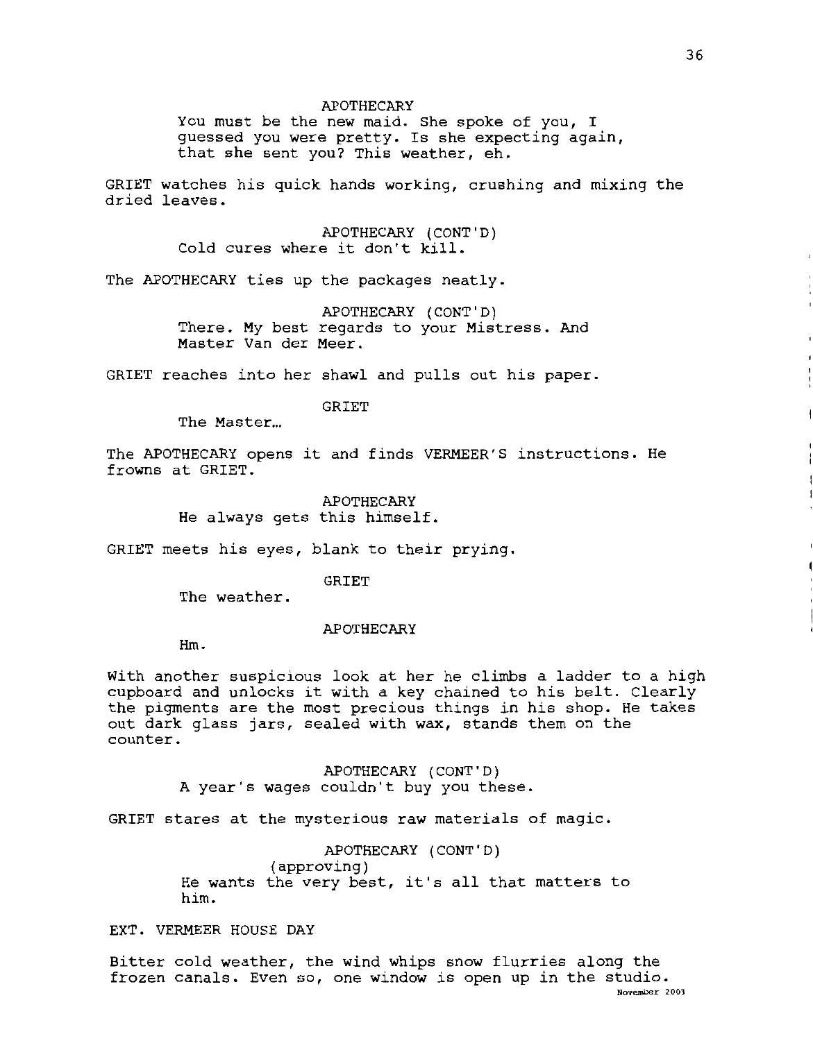APOTHECARY
You must be the new maid. She spoke of you, I guessed you were pretty. Is she expecting again, that she sent you? This weather, eh.

GRIET watches his quick hands working, crushing and mixing the dried leaves.

APOTHECARY (CONT'D)
Cold cures where it don't kill.

The APOTHECARY ties up the packages neatly.

APOTHECARY (CONT'D)
There. My best regards to your Mistress. And Master Van der Meer.

GRIET reaches into her shawl and pulls out his paper.

GRIET
The Master…

The APOTHECARY opens it and finds VERMEER'S instructions. He frowns at GRIET.

APOTHECARY
He always gets this himself.

GRIET meets his eyes, blank to their prying.

GRIET
The weather.

APOTHECARY
Hm.

With another suspicious look at her he climbs a ladder to a high cupboard and unlocks it with a key chained to his belt. Clearly the pigments are the most precious things in his shop. He takes out dark glass jars, sealed with wax, stands them on the counter.

APOTHECARY (CONT'D)
A year's wages couldn't buy you these.

GRIET stares at the mysterious raw materials of magic.

APOTHECARY (CONT'D)
(approving)
He wants the very best, it's all that matters to him.

EXT. VERMEER HOUSE DAY

Bitter cold weather, the wind whips snow flurries along the frozen canals. Even so, one window is open up in the studio.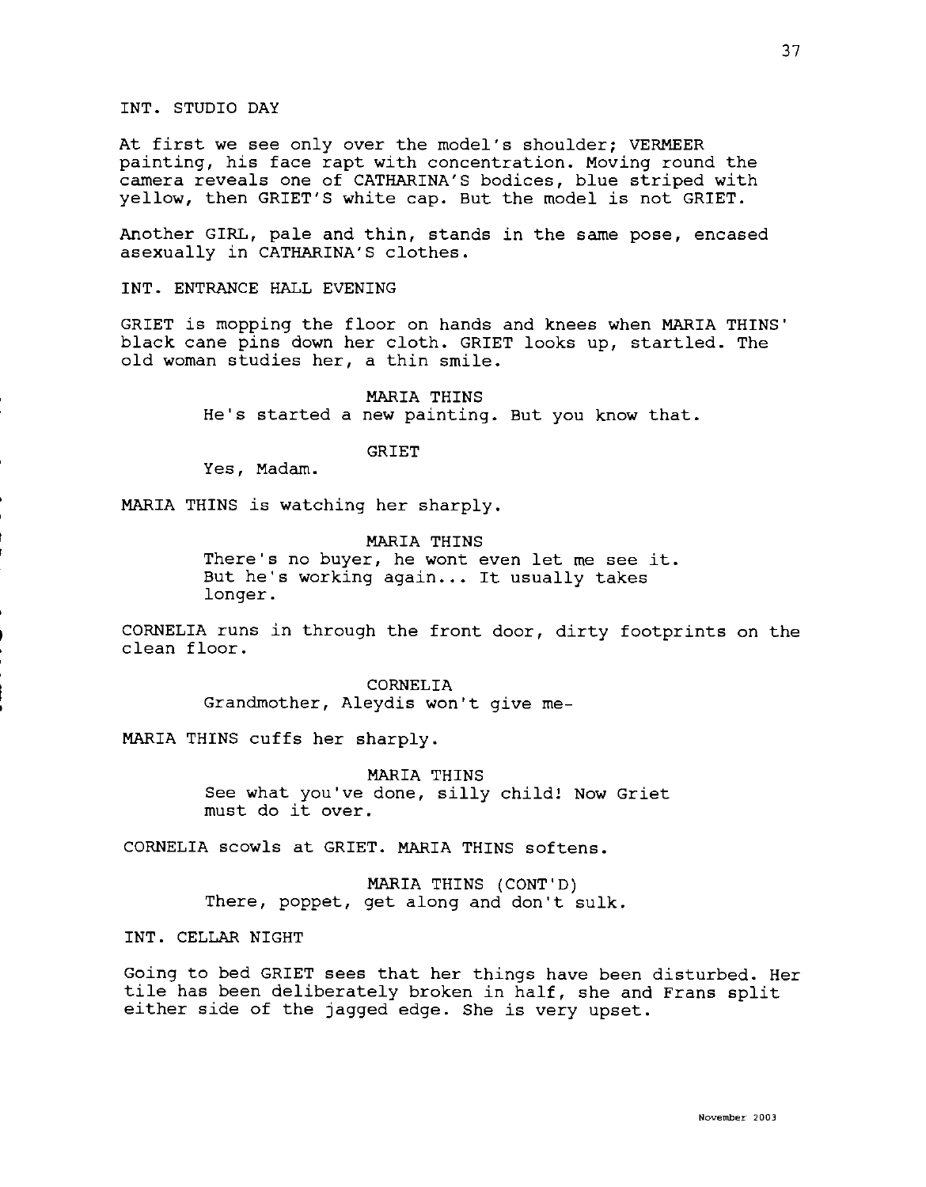INT. STUDIO DAY

At first we see only over the model's shoulder; VERMEER painting, his face rapt with concentration. Moving round the camera reveals one of CATHARINA'S bodices, blue striped with yellow, then GRIET'S white cap. But the model is not GRIET.

Another GIRL, pale and thin, stands in the same pose, encased asexually in CATHARINA'S clothes.

INT. ENTRANCE HALL EVENING

GRIET is mopping the floor on hands and knees when MARIA THINS' black cane pins down her cloth. GRIET looks up, startled. The old woman studies her, a thin smile.

MARIA THINS
He's started a new painting. But you know that.

GRIET
Yes, Madam.

MARIA THINS is watching her sharply.

MARIA THINS
There's no buyer, he wont even let me see it. But he's working again... It usually takes longer.

CORNELIA runs in through the front door, dirty footprints on the clean floor.

CORNELIA
Grandmother, Aleydis won't give me-

MARIA THINS cuffs her sharply.

MARIA THINS
See what you've done, silly child! Now Griet must do it over.

CORNELIA scowls at GRIET. MARIA THINS softens.

MARIA THINS (CONT'D)
There, poppet, get along and don't sulk.

INT. CELLAR NIGHT

Going to bed GRIET sees that her things have been disturbed. Her tile has been deliberately broken in half, she and Frans split either side of the jagged edge. She is very upset.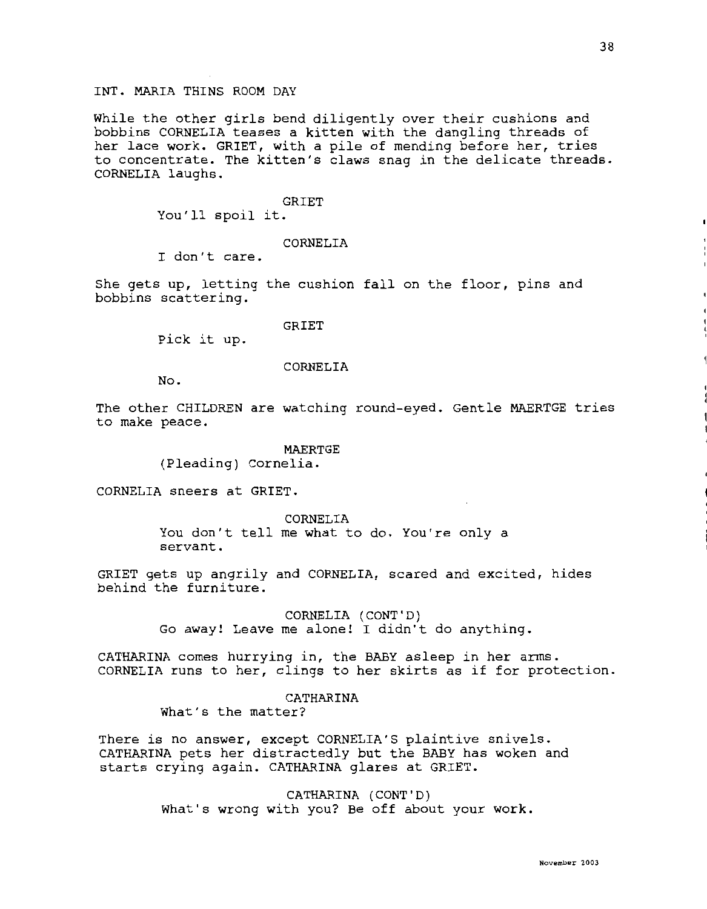INT. MARIA THINS ROOM DAY

While the other girls bend diligently over their cushions and bobbins CORNELIA teases a kitten with the dangling threads of her lace work. GRIET, with a pile of mending before her, tries to concentrate. The kitten's claws snag in the delicate threads. CORNELIA laughs.

GRIET
You'll spoil it.

CORNELIA
I don't care.

She gets up, letting the cushion fall on the floor, pins and bobbins scattering.

GRIET
Pick it up.

CORNELIA
No.

The other CHILDREN are watching round-eyed. Gentle MAERTGE tries to make peace.

MAERTGE
(Pleading) Cornelia.

CORNELIA sneers at GRIET.

CORNELIA
You don't tell me what to do. You're only a servant.

GRIET gets up angrily and CORNELIA, scared and excited, hides behind the furniture.

CORNELIA (CONT'D)
Go away! Leave me alone! I didn't do anything.

CATHARINA comes hurrying in, the BABY asleep in her arms. CORNELIA runs to her, clings to her skirts as if for protection.

CATHARINA
What's the matter?

There is no answer, except CORNELIA'S plaintive snivels. CATHARINA pets her distractedly but the BABY has woken and starts crying again. CATHARINA glares at GRIET.

CATHARINA (CONT'D)
What's wrong with you? Be off about your work.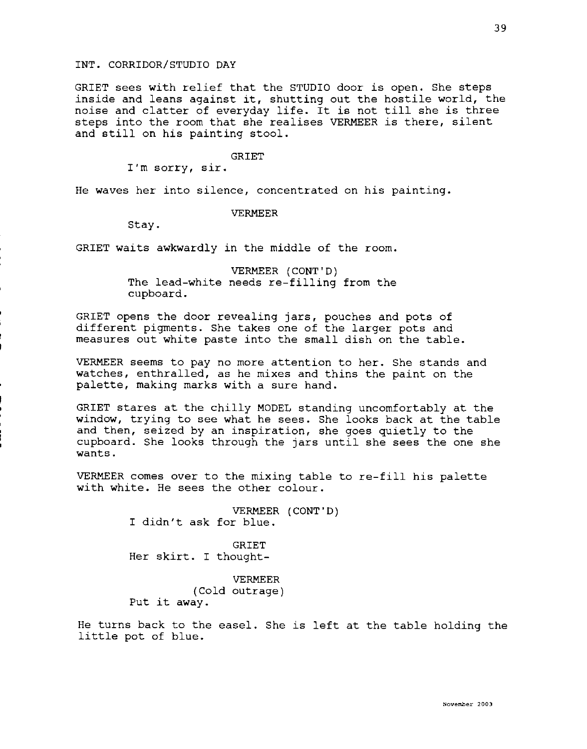INT. CORRIDOR/STUDIO DAY

GRIET sees with relief that the STUDIO door is open. She steps inside and leans against it, shutting out the hostile world, the noise and clatter of everyday life. It is not till she is three steps into the room that she realises VERMEER is there, silent and still on his painting stool.

GRIET
I'm sorry, sir.

He waves her into silence, concentrated on his painting.

VERMEER
Stay.

GRIET waits awkwardly in the middle of the room.

VERMEER (CONT'D)
The lead-white needs re-filling from the cupboard.

GRIET opens the door revealing jars, pouches and pots of different pigments. She takes one of the larger pots and measures out white paste into the small dish on the table.

VERMEER seems to pay no more attention to her. She stands and watches, enthralled, as he mixes and thins the paint on the palette, making marks with a sure hand.

GRIET stares at the chilly MODEL standing uncomfortably at the window, trying to see what he sees. She looks back at the table and then, seized by an inspiration, she goes quietly to the cupboard. She looks through the jars until she sees the one she wants.

VERMEER comes over to the mixing table to re-fill his palette with white. He sees the other colour.

VERMEER (CONT'D)
I didn't ask for blue.

GRIET
Her skirt. I thought-

VERMEER
(Cold outrage)
Put it away.

He turns back to the easel. She is left at the table holding the little pot of blue.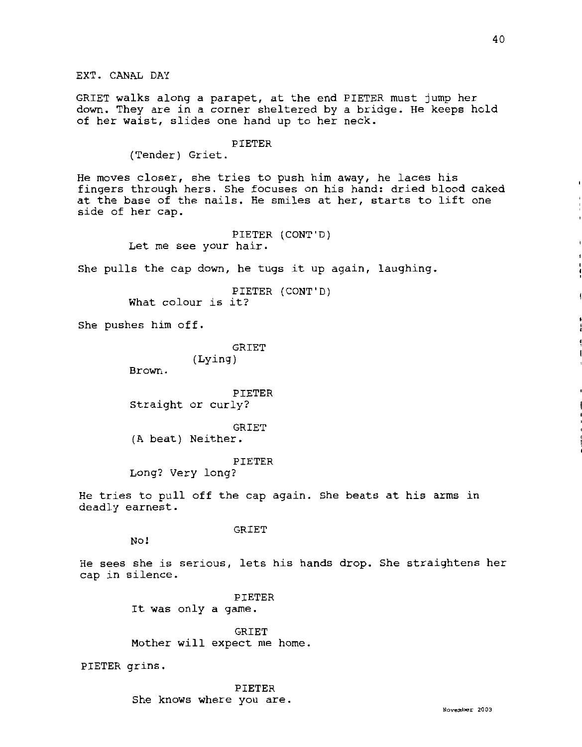EXT. CANAL DAY

GRIET walks along a parapet, at the end PIETER must jump her down. They are in a corner sheltered by a bridge. He keeps hold of her waist, slides one hand up to her neck.

PIETER
(Tender) Griet.

He moves closer, she tries to push him away, he laces his fingers through hers. She focuses on his hand: dried blood caked at the base of the nails. He smiles at her, starts to lift one side of her cap.

PIETER (CONT'D)
Let me see your hair.

She pulls the cap down, he tugs it up again, laughing.

PIETER (CONT'D)
What colour is it?

She pushes him off.

GRIET
(Lying)
Brown.

PIETER
Straight or curly?

GRIET
(A beat) Neither.

PIETER
Long? Very long?

He tries to pull off the cap again. She beats at his arms in deadly earnest.

GRIET
No!

He sees she is serious, lets his hands drop. She straightens her cap in silence.

PIETER
It was only a game.

GRIET
Mother will expect me home.

PIETER grins.

PIETER
She knows where you are.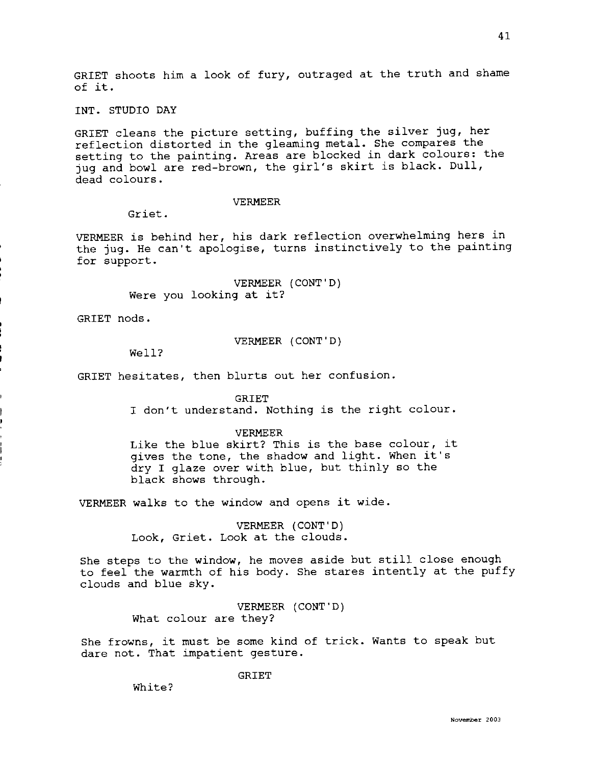GRIET shoots him a look of fury, outraged at the truth and shame of it.

INT. STUDIO DAY

GRIET cleans the picture setting, buffing the silver jug, her reflection distorted in the gleaming metal. She compares the setting to the painting. Areas are blocked in dark colours: the jug and bowl are red-brown, the girl's skirt is black. Dull, dead colours.

VERMEER

Griet.

VERMEER is behind her, his dark reflection overwhelming hers in the jug. He can't apologise, turns instinctively to the painting for support.

VERMEER (CONT'D)

Were you looking at it?

GRIET nods.

VERMEER (CONT'D)

Well?

GRIET hesitates, then blurts out her confusion.

GRIET

I don't understand. Nothing is the right colour.

VERMEER

Like the blue skirt? This is the base colour, it gives the tone, the shadow and light. When it's dry I glaze over with blue, but thinly so the black shows through.

VERMEER walks to the window and opens it wide.

VERMEER (CONT'D)

Look, Griet. Look at the clouds.

She steps to the window, he moves aside but still close enough to feel the warmth of his body. She stares intently at the puffy clouds and blue sky.

VERMEER (CONT'D)

What colour are they?

She frowns, it must be some kind of trick. Wants to speak but dare not. That impatient gesture.

GRIET

White?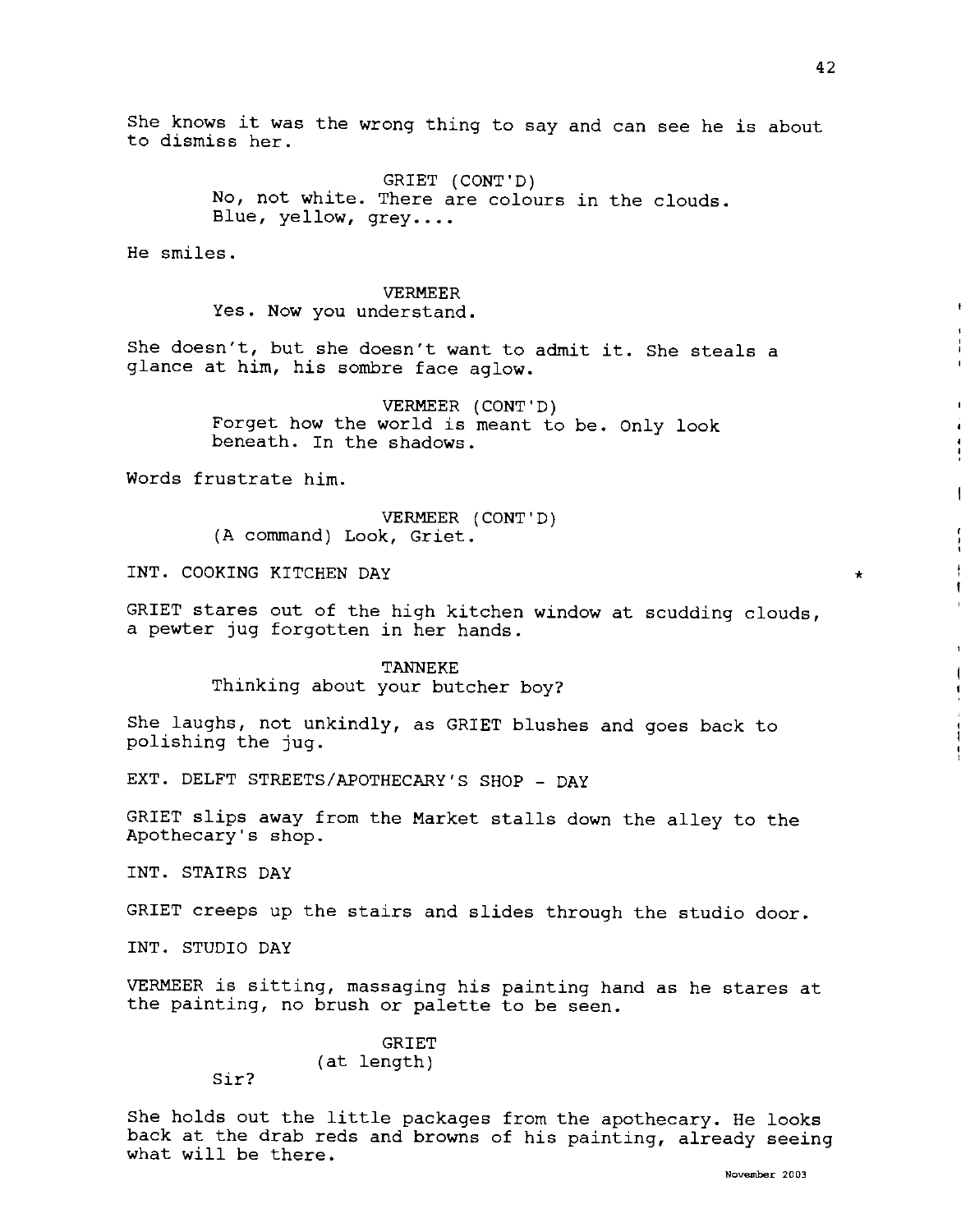She knows it was the wrong thing to say and can see he is about to dismiss her.

GRIET (CONT'D)
No, not white. There are colours in the clouds. Blue, yellow, grey....

He smiles.

VERMEER
Yes. Now you understand.

She doesn't, but she doesn't want to admit it. She steals a glance at him, his sombre face aglow.

VERMEER (CONT'D)
Forget how the world is meant to be. Only look beneath. In the shadows.

Words frustrate him.

VERMEER (CONT'D)
(A command) Look, Griet.

INT. COOKING KITCHEN DAY *

GRIET stares out of the high kitchen window at scudding clouds, a pewter jug forgotten in her hands.

TANNEKE
Thinking about your butcher boy?

She laughs, not unkindly, as GRIET blushes and goes back to polishing the jug.

EXT. DELFT STREETS/APOTHECARY'S SHOP - DAY

GRIET slips away from the Market stalls down the alley to the Apothecary's shop.

INT. STAIRS DAY

GRIET creeps up the stairs and slides through the studio door.

INT. STUDIO DAY

VERMEER is sitting, massaging his painting hand as he stares at the painting, no brush or palette to be seen.

GRIET
(at length)
Sir?

She holds out the little packages from the apothecary. He looks back at the drab reds and browns of his painting, already seeing what will be there.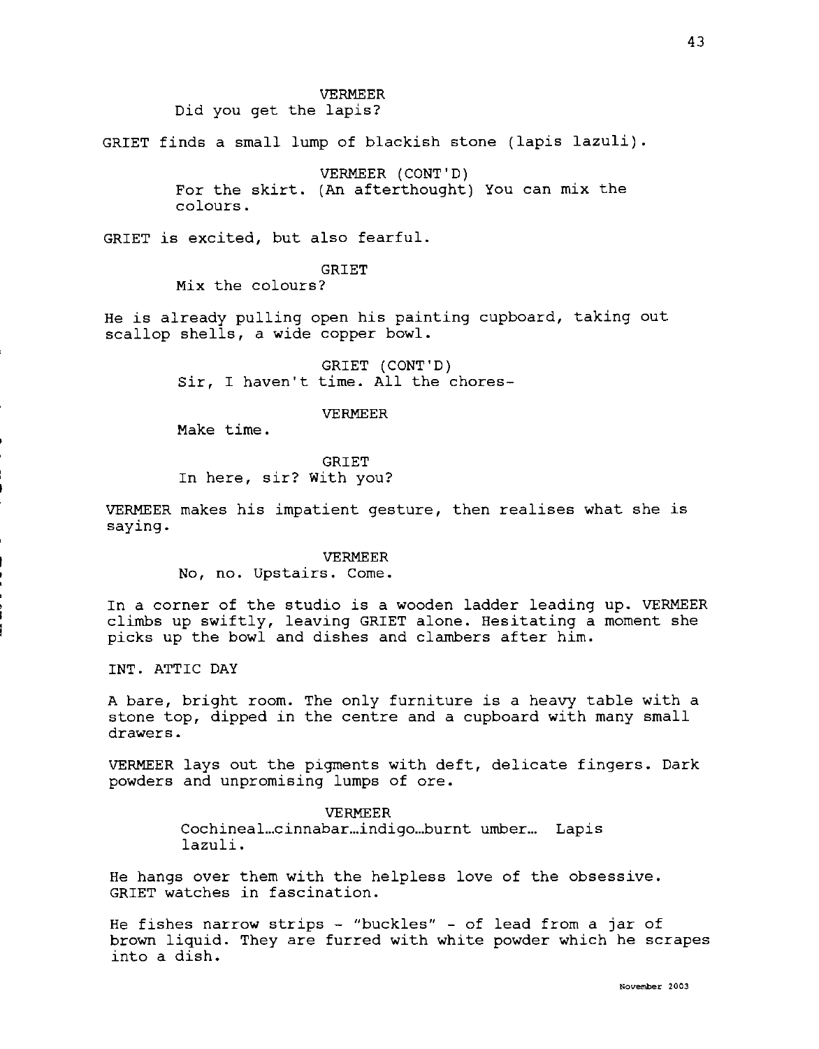VERMEER
Did you get the lapis?

GRIET finds a small lump of blackish stone (lapis lazuli).

VERMEER (CONT'D)
For the skirt. (An afterthought) You can mix the colours.

GRIET is excited, but also fearful.

GRIET
Mix the colours?

He is already pulling open his painting cupboard, taking out scallop shells, a wide copper bowl.

GRIET (CONT'D)
Sir, I haven't time. All the chores-

VERMEER
Make time.

GRIET
In here, sir? With you?

VERMEER makes his impatient gesture, then realises what she is saying.

VERMEER
No, no. Upstairs. Come.

In a corner of the studio is a wooden ladder leading up. VERMEER climbs up swiftly, leaving GRIET alone. Hesitating a moment she picks up the bowl and dishes and clambers after him.

INT. ATTIC DAY

A bare, bright room. The only furniture is a heavy table with a stone top, dipped in the centre and a cupboard with many small drawers.

VERMEER lays out the pigments with deft, delicate fingers. Dark powders and unpromising lumps of ore.

VERMEER
Cochineal…cinnabar…indigo…burnt umber… Lapis lazuli.

He hangs over them with the helpless love of the obsessive. GRIET watches in fascination.

He fishes narrow strips - "buckles" - of lead from a jar of brown liquid. They are furred with white powder which he scrapes into a dish.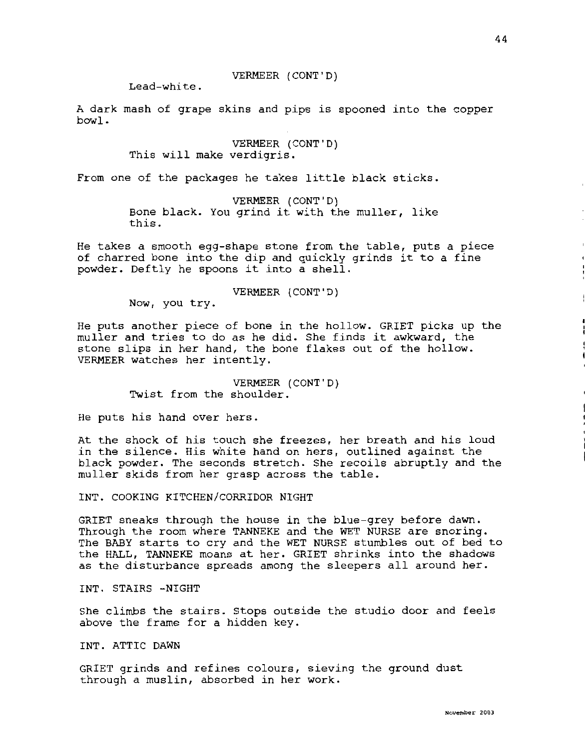VERMEER (CONT'D)
Lead-white.

A dark mash of grape skins and pips is spooned into the copper bowl.

VERMEER (CONT'D)
This will make verdigris.

From one of the packages he takes little black sticks.

VERMEER (CONT'D)
Bone black. You grind it with the muller, like this.

He takes a smooth egg-shape stone from the table, puts a piece of charred bone into the dip and quickly grinds it to a fine powder. Deftly he spoons it into a shell.

VERMEER (CONT'D)
Now, you try.

He puts another piece of bone in the hollow. GRIET picks up the muller and tries to do as he did. She finds it awkward, the stone slips in her hand, the bone flakes out of the hollow. VERMEER watches her intently.

VERMEER (CONT'D)
Twist from the shoulder.

He puts his hand over hers.

At the shock of his touch she freezes, her breath and his loud in the silence. His white hand on hers, outlined against the black powder. The seconds stretch. She recoils abruptly and the muller skids from her grasp across the table.

INT. COOKING KITCHEN/CORRIDOR NIGHT

GRIET sneaks through the house in the blue-grey before dawn. Through the room where TANNEKE and the WET NURSE are snoring. The BABY starts to cry and the WET NURSE stumbles out of bed to the HALL, TANNEKE moans at her. GRIET shrinks into the shadows as the disturbance spreads among the sleepers all around her.

INT. STAIRS -NIGHT

She climbs the stairs. Stops outside the studio door and feels above the frame for a hidden key.

INT. ATTIC DAWN

GRIET grinds and refines colours, sieving the ground dust through a muslin, absorbed in her work.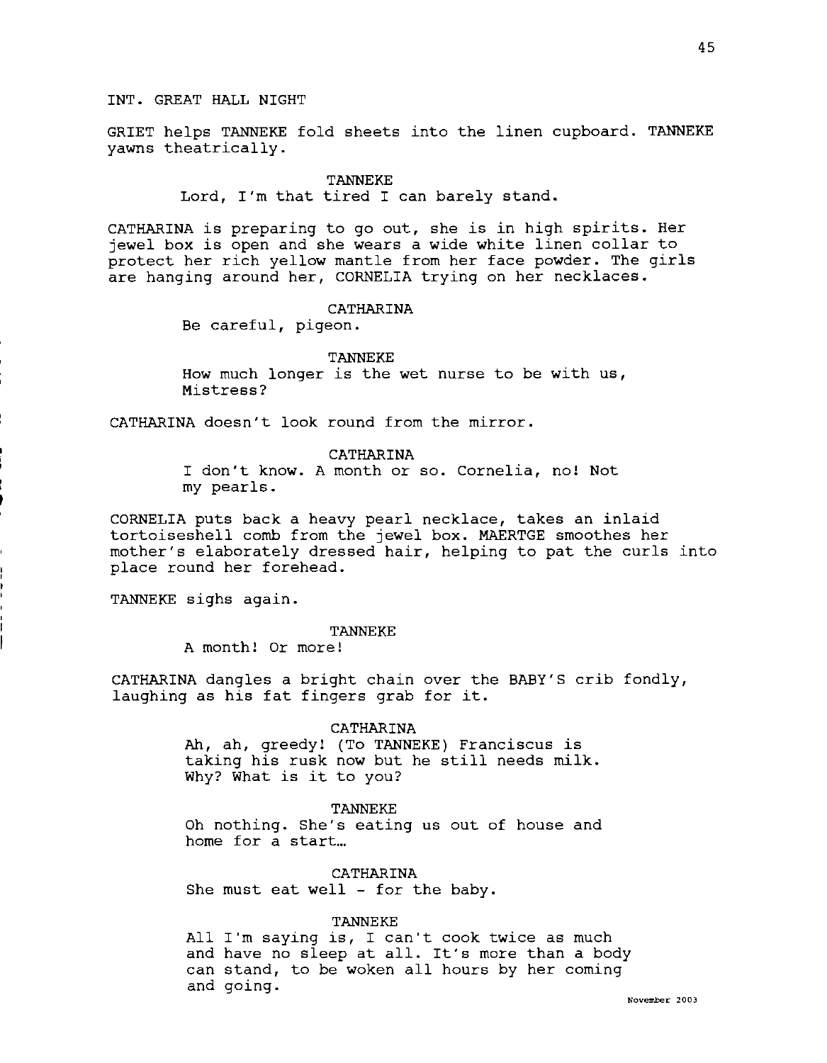INT. GREAT HALL NIGHT

GRIET helps TANNEKE fold sheets into the linen cupboard. TANNEKE yawns theatrically.

TANNEKE
Lord, I'm that tired I can barely stand.

CATHARINA is preparing to go out, she is in high spirits. Her jewel box is open and she wears a wide white linen collar to protect her rich yellow mantle from her face powder. The girls are hanging around her, CORNELIA trying on her necklaces.

CATHARINA
Be careful, pigeon.

TANNEKE
How much longer is the wet nurse to be with us, Mistress?

CATHARINA doesn't look round from the mirror.

CATHARINA
I don't know. A month or so. Cornelia, no! Not my pearls.

CORNELIA puts back a heavy pearl necklace, takes an inlaid tortoiseshell comb from the jewel box. MAERTGE smoothes her mother's elaborately dressed hair, helping to pat the curls into place round her forehead.

TANNEKE sighs again.

TANNEKE
A month! Or more!

CATHARINA dangles a bright chain over the BABY'S crib fondly, laughing as his fat fingers grab for it.

CATHARINA
Ah, ah, greedy! (To TANNEKE) Franciscus is taking his rusk now but he still needs milk. Why? What is it to you?

TANNEKE
Oh nothing. She's eating us out of house and home for a start…

CATHARINA
She must eat well - for the baby.

TANNEKE
All I'm saying is, I can't cook twice as much and have no sleep at all. It's more than a body can stand, to be woken all hours by her coming and going.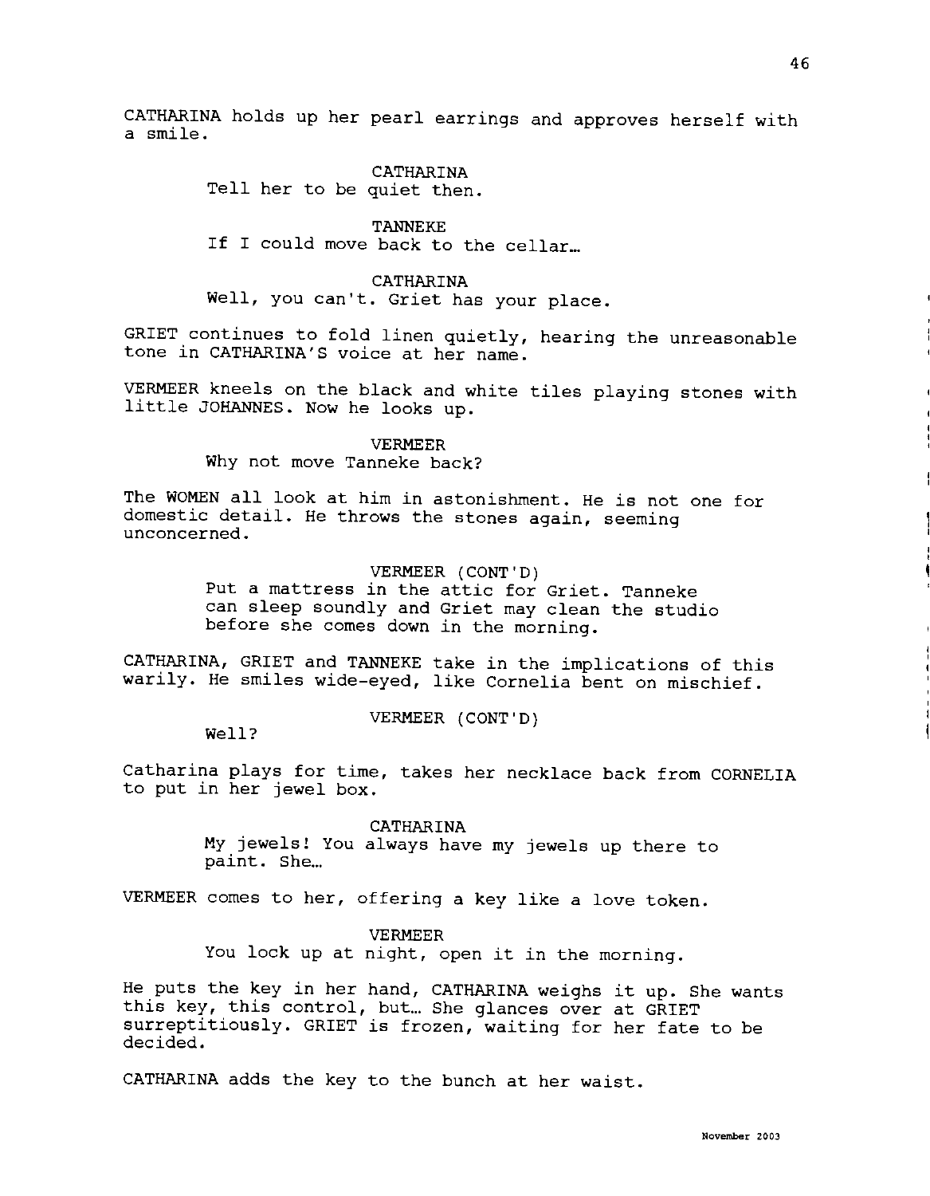CATHARINA holds up her pearl earrings and approves herself with a smile.

CATHARINA
Tell her to be quiet then.

TANNEKE
If I could move back to the cellar…

CATHARINA
Well, you can't. Griet has your place.

GRIET continues to fold linen quietly, hearing the unreasonable tone in CATHARINA'S voice at her name.

VERMEER kneels on the black and white tiles playing stones with little JOHANNES. Now he looks up.

VERMEER
Why not move Tanneke back?

The WOMEN all look at him in astonishment. He is not one for domestic detail. He throws the stones again, seeming unconcerned.

VERMEER (CONT'D)
Put a mattress in the attic for Griet. Tanneke can sleep soundly and Griet may clean the studio before she comes down in the morning.

CATHARINA, GRIET and TANNEKE take in the implications of this warily. He smiles wide-eyed, like Cornelia bent on mischief.

VERMEER (CONT'D)
Well?

Catharina plays for time, takes her necklace back from CORNELIA to put in her jewel box.

CATHARINA
My jewels! You always have my jewels up there to paint. She…

VERMEER comes to her, offering a key like a love token.

VERMEER
You lock up at night, open it in the morning.

He puts the key in her hand, CATHARINA weighs it up. She wants this key, this control, but… She glances over at GRIET surreptitiously. GRIET is frozen, waiting for her fate to be decided.

CATHARINA adds the key to the bunch at her waist.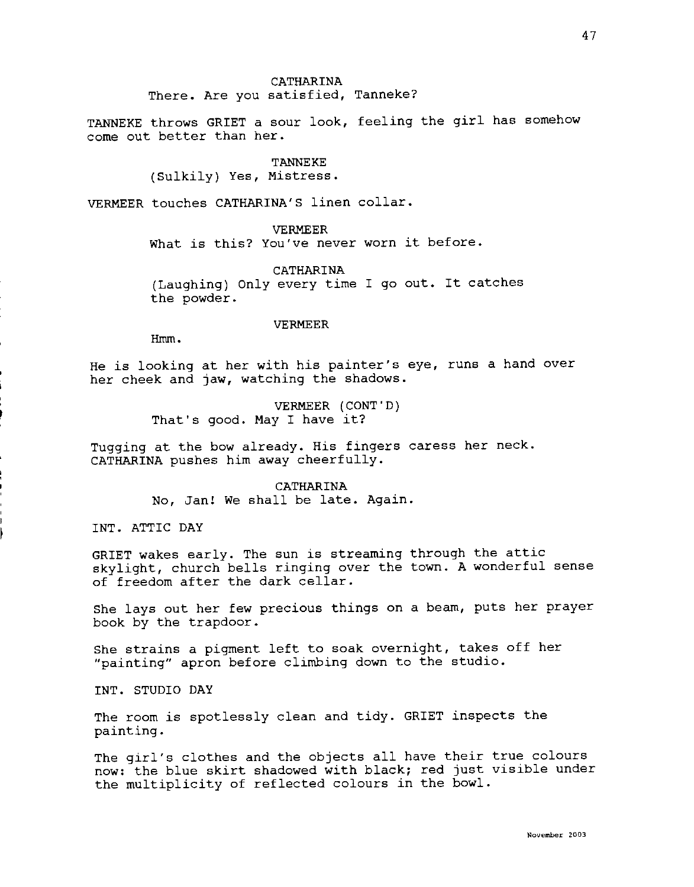CATHARINA

There. Are you satisfied, Tanneke?

TANNEKE throws GRIET a sour look, feeling the girl has somehow come out better than her.

TANNEKE

(Sulkily) Yes, Mistress.

VERMEER touches CATHARINA'S linen collar.

VERMEER

What is this? You've never worn it before.

CATHARINA

(Laughing) Only every time I go out. It catches the powder.

VERMEER

Hmm.

He is looking at her with his painter's eye, runs a hand over her cheek and jaw, watching the shadows.

VERMEER (CONT'D)

That's good. May I have it?

Tugging at the bow already. His fingers caress her neck. CATHARINA pushes him away cheerfully.

CATHARINA

No, Jan! We shall be late. Again.

INT. ATTIC DAY

GRIET wakes early. The sun is streaming through the attic skylight, church bells ringing over the town. A wonderful sense of freedom after the dark cellar.

She lays out her few precious things on a beam, puts her prayer book by the trapdoor.

She strains a pigment left to soak overnight, takes off her "painting" apron before climbing down to the studio.

INT. STUDIO DAY

The room is spotlessly clean and tidy. GRIET inspects the painting.

The girl's clothes and the objects all have their true colours now: the blue skirt shadowed with black; red just visible under the multiplicity of reflected colours in the bowl.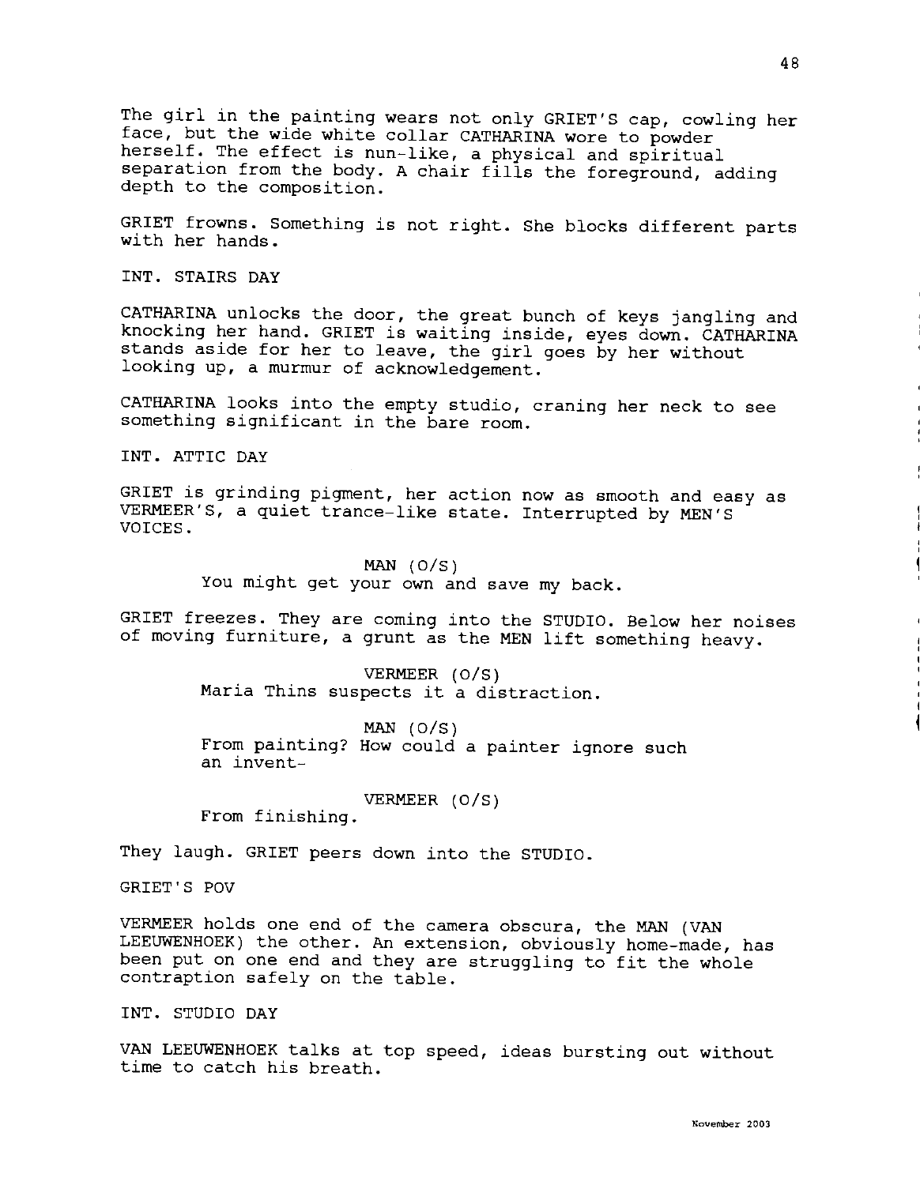The girl in the painting wears not only GRIET'S cap, cowling her face, but the wide white collar CATHARINA wore to powder herself. The effect is nun-like, a physical and spiritual separation from the body. A chair fills the foreground, adding depth to the composition.

GRIET frowns. Something is not right. She blocks different parts with her hands.

INT. STAIRS DAY

CATHARINA unlocks the door, the great bunch of keys jangling and knocking her hand. GRIET is waiting inside, eyes down. CATHARINA stands aside for her to leave, the girl goes by her without looking up, a murmur of acknowledgement.

CATHARINA looks into the empty studio, craning her neck to see something significant in the bare room.

INT. ATTIC DAY

GRIET is grinding pigment, her action now as smooth and easy as VERMEER'S, a quiet trance-like state. Interrupted by MEN'S VOICES.

MAN (O/S)
You might get your own and save my back.

GRIET freezes. They are coming into the STUDIO. Below her noises of moving furniture, a grunt as the MEN lift something heavy.

VERMEER (O/S)
Maria Thins suspects it a distraction.

MAN (O/S)
From painting? How could a painter ignore such an invent-

VERMEER (O/S)
From finishing.

They laugh. GRIET peers down into the STUDIO.

GRIET'S POV

VERMEER holds one end of the camera obscura, the MAN (VAN LEEUWENHOEK) the other. An extension, obviously home-made, has been put on one end and they are struggling to fit the whole contraption safely on the table.

INT. STUDIO DAY

VAN LEEUWENHOEK talks at top speed, ideas bursting out without time to catch his breath.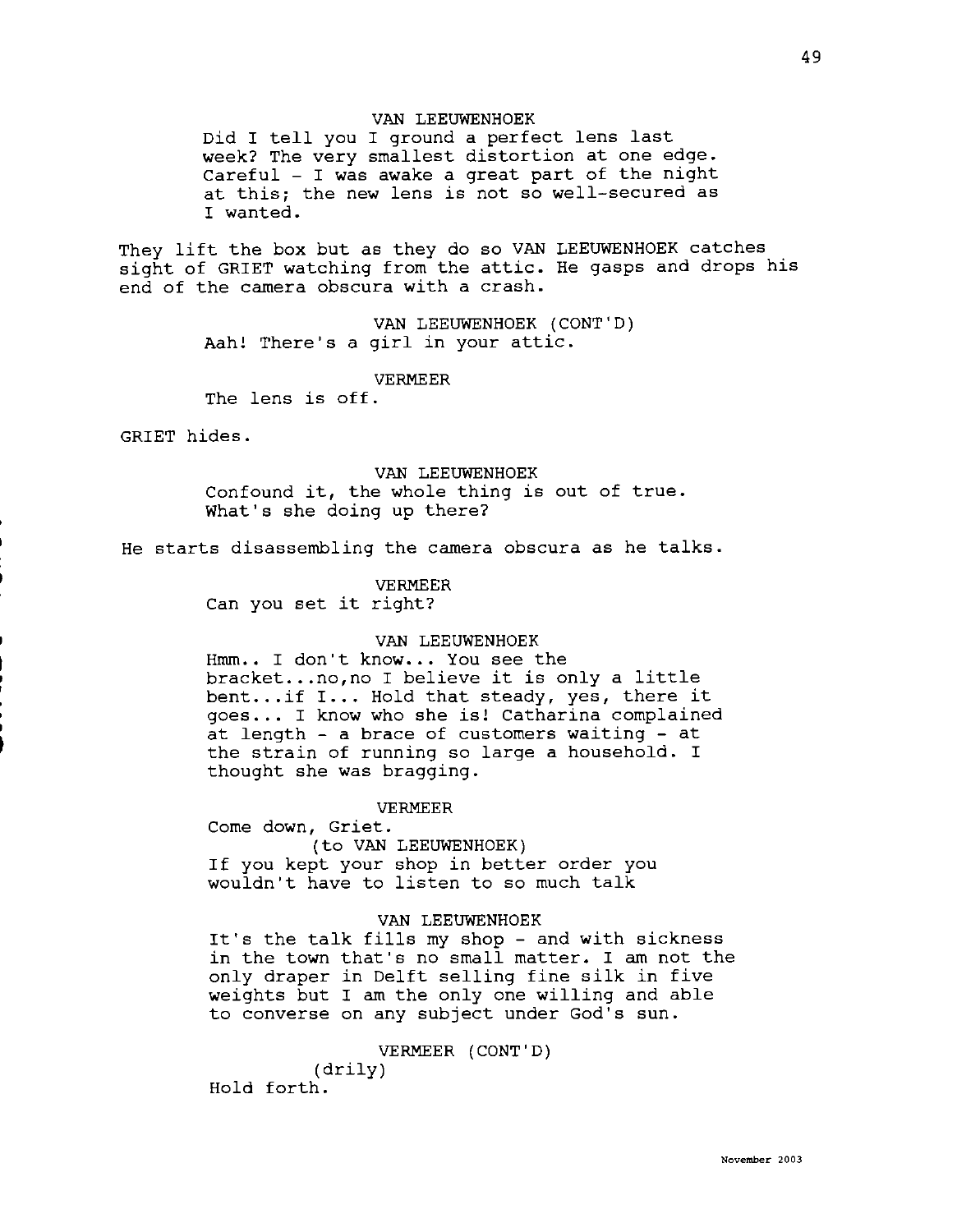VAN LEEUWENHOEK

Did I tell you I ground a perfect lens last week? The very smallest distortion at one edge. Careful - I was awake a great part of the night at this; the new lens is not so well-secured as I wanted.

They lift the box but as they do so VAN LEEUWENHOEK catches sight of GRIET watching from the attic. He gasps and drops his end of the camera obscura with a crash.

VAN LEEUWENHOEK (CONT'D)

Aah! There's a girl in your attic.

VERMEER

The lens is off.

GRIET hides.

VAN LEEUWENHOEK

Confound it, the whole thing is out of true. What's she doing up there?

He starts disassembling the camera obscura as he talks.

VERMEER

Can you set it right?

VAN LEEUWENHOEK

Hmm.. I don't know... You see the bracket...no,no I believe it is only a little bent...if I... Hold that steady, yes, there it goes... I know who she is! Catharina complained at length - a brace of customers waiting - at the strain of running so large a household. I thought she was bragging.

VERMEER

Come down, Griet.

(to VAN LEEUWENHOEK)

If you kept your shop in better order you wouldn't have to listen to so much talk

VAN LEEUWENHOEK

It's the talk fills my shop - and with sickness in the town that's no small matter. I am not the only draper in Delft selling fine silk in five weights but I am the only one willing and able to converse on any subject under God's sun.

VERMEER (CONT'D)

(drily)

Hold forth.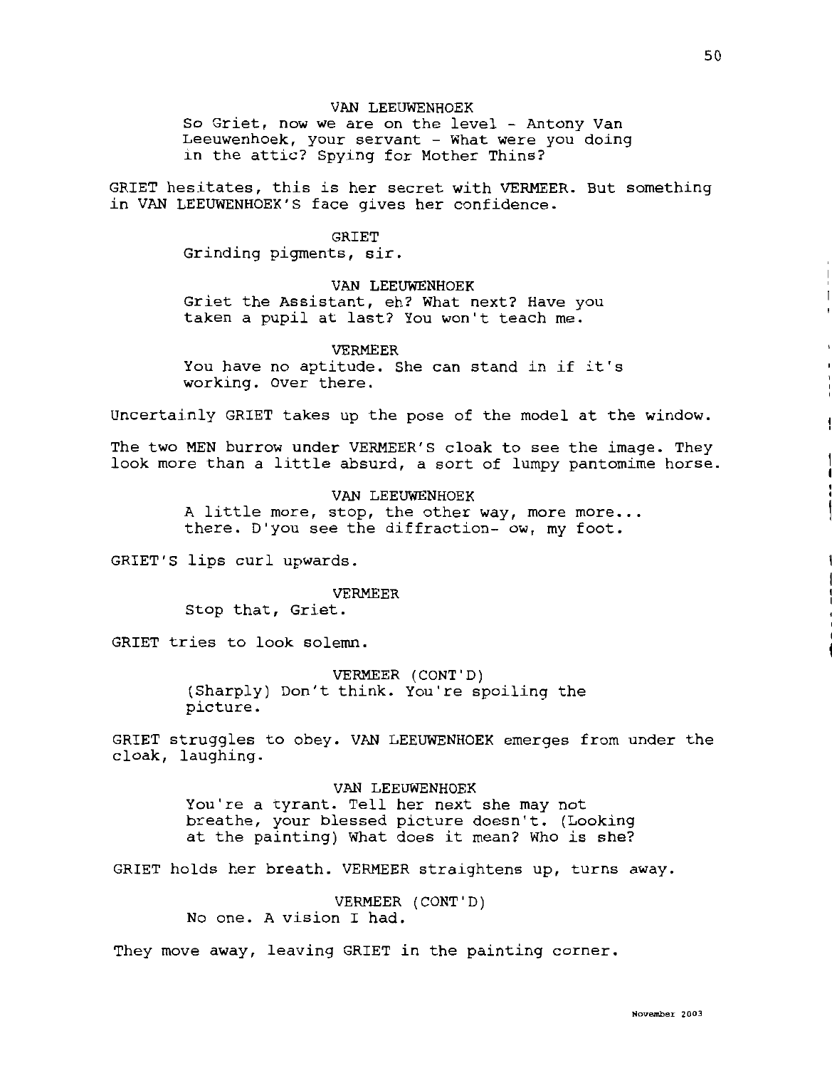VAN LEEUWENHOEK

So Griet, now we are on the level - Antony Van Leeuwenhoek, your servant - What were you doing in the attic? Spying for Mother Thins?

GRIET hesitates, this is her secret with VERMEER. But something in VAN LEEUWENHOEK'S face gives her confidence.

GRIET

Grinding pigments, sir.

VAN LEEUWENHOEK

Griet the Assistant, eh? What next? Have you taken a pupil at last? You won't teach me.

VERMEER

You have no aptitude. She can stand in if it's working. Over there.

Uncertainly GRIET takes up the pose of the model at the window.

The two MEN burrow under VERMEER'S cloak to see the image. They look more than a little absurd, a sort of lumpy pantomime horse.

VAN LEEUWENHOEK

A little more, stop, the other way, more more... there. D'you see the diffraction- ow, my foot.

GRIET'S lips curl upwards.

VERMEER

Stop that, Griet.

GRIET tries to look solemn.

VERMEER (CONT'D)

(Sharply) Don't think. You're spoiling the picture.

GRIET struggles to obey. VAN LEEUWENHOEK emerges from under the cloak, laughing.

VAN LEEUWENHOEK

You're a tyrant. Tell her next she may not breathe, your blessed picture doesn't. (Looking at the painting) What does it mean? Who is she?

GRIET holds her breath. VERMEER straightens up, turns away.

VERMEER (CONT'D)

No one. A vision I had.

They move away, leaving GRIET in the painting corner.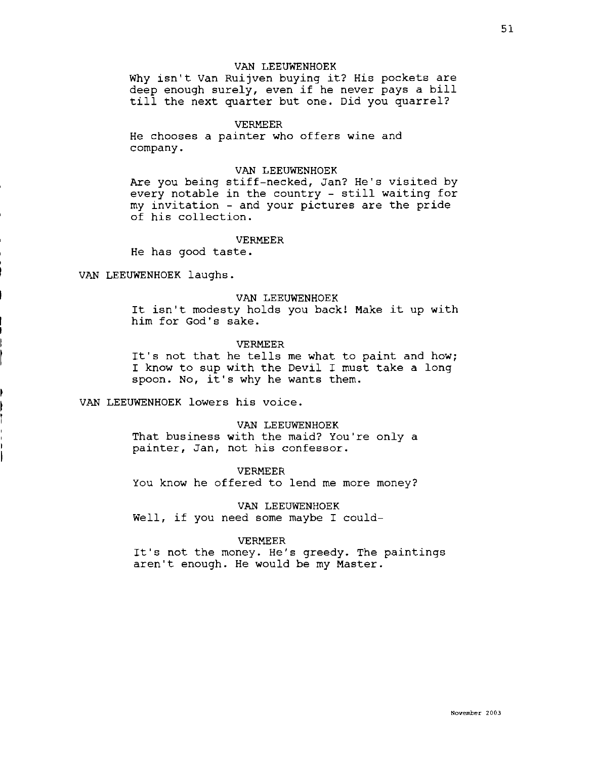VAN LEEUWENHOEK

Why isn't Van Ruijven buying it? His pockets are deep enough surely, even if he never pays a bill till the next quarter but one. Did you quarrel?

VERMEER

He chooses a painter who offers wine and company.

VAN LEEUWENHOEK

Are you being stiff-necked, Jan? He's visited by every notable in the country - still waiting for my invitation - and your pictures are the pride of his collection.

VERMEER

He has good taste.

VAN LEEUWENHOEK laughs.

VAN LEEUWENHOEK

It isn't modesty holds you back! Make it up with him for God's sake.

VERMEER

It's not that he tells me what to paint and how; I know to sup with the Devil I must take a long spoon. No, it's why he wants them.

VAN LEEUWENHOEK lowers his voice.

VAN LEEUWENHOEK

That business with the maid? You're only a painter, Jan, not his confessor.

VERMEER

You know he offered to lend me more money?

VAN LEEUWENHOEK

Well, if you need some maybe I could-

VERMEER

It's not the money. He's greedy. The paintings aren't enough. He would be my Master.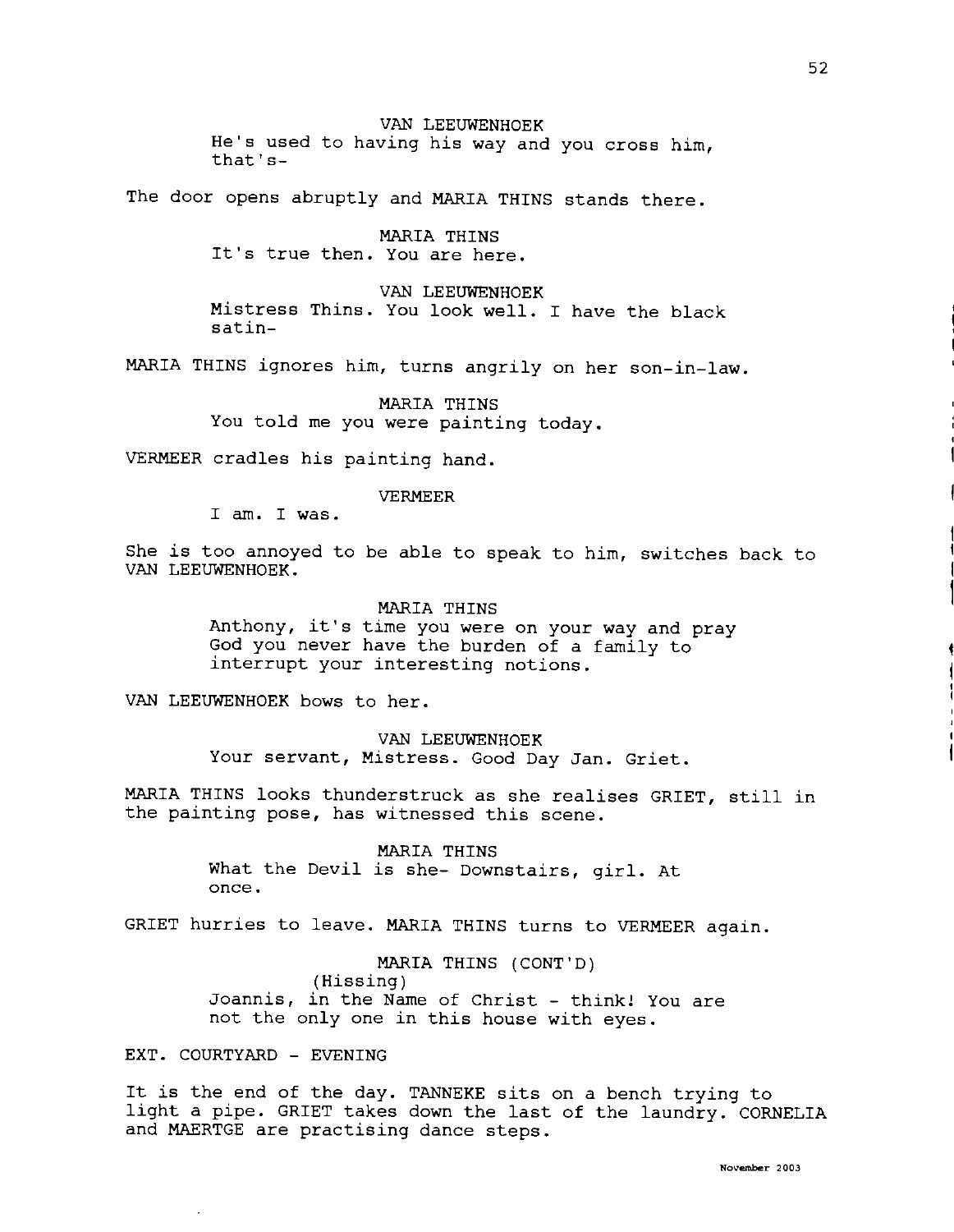VAN LEEUWENHOEK
He's used to having his way and you cross him, that's-

The door opens abruptly and MARIA THINS stands there.

MARIA THINS
It's true then. You are here.

VAN LEEUWENHOEK
Mistress Thins. You look well. I have the black satin-

MARIA THINS ignores him, turns angrily on her son-in-law.

MARIA THINS
You told me you were painting today.

VERMEER cradles his painting hand.

VERMEER
I am. I was.

She is too annoyed to be able to speak to him, switches back to VAN LEEUWENHOEK.

MARIA THINS
Anthony, it's time you were on your way and pray God you never have the burden of a family to interrupt your interesting notions.

VAN LEEUWENHOEK bows to her.

VAN LEEUWENHOEK
Your servant, Mistress. Good Day Jan. Griet.

MARIA THINS looks thunderstruck as she realises GRIET, still in the painting pose, has witnessed this scene.

MARIA THINS
What the Devil is she- Downstairs, girl. At once.

GRIET hurries to leave. MARIA THINS turns to VERMEER again.

MARIA THINS (CONT'D)
(Hissing)
Joannis, in the Name of Christ - think! You are not the only one in this house with eyes.

EXT. COURTYARD - EVENING

It is the end of the day. TANNEKE sits on a bench trying to light a pipe. GRIET takes down the last of the laundry. CORNELIA and MAERTGE are practising dance steps.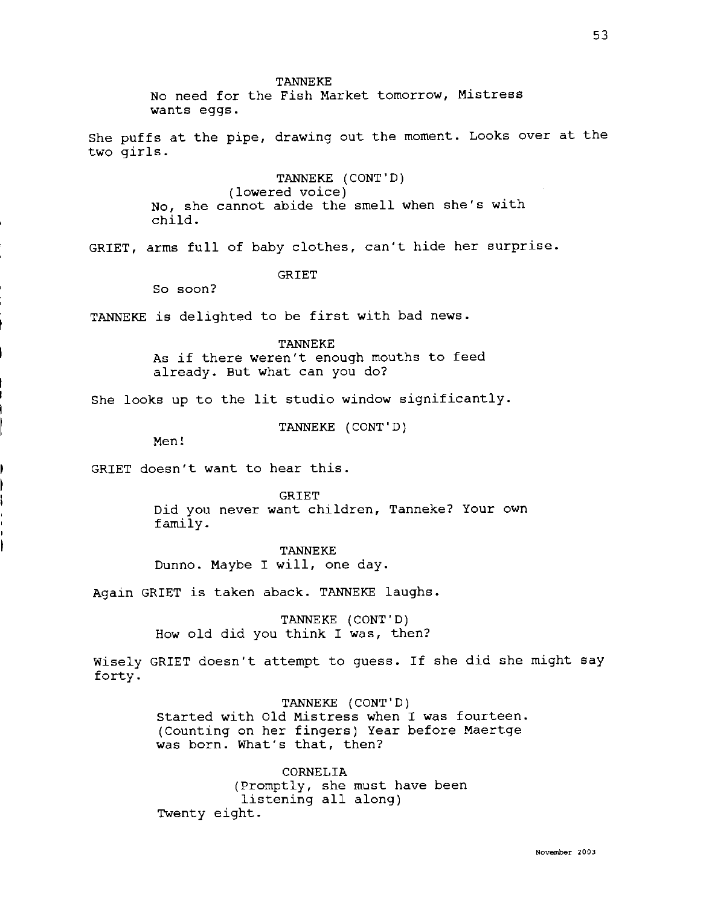TANNEKE

No need for the Fish Market tomorrow, Mistress wants eggs.

She puffs at the pipe, drawing out the moment. Looks over at the two girls.

TANNEKE (CONT'D)

(lowered voice)

No, she cannot abide the smell when she's with child.

GRIET, arms full of baby clothes, can't hide her surprise.

GRIET

So soon?

TANNEKE is delighted to be first with bad news.

TANNEKE

As if there weren't enough mouths to feed already. But what can you do?

She looks up to the lit studio window significantly.

TANNEKE (CONT'D)

Men!

GRIET doesn't want to hear this.

GRIET

Did you never want children, Tanneke? Your own family.

TANNEKE

Dunno. Maybe I will, one day.

Again GRIET is taken aback. TANNEKE laughs.

TANNEKE (CONT'D)

How old did you think I was, then?

Wisely GRIET doesn't attempt to guess. If she did she might say forty.

TANNEKE (CONT'D)

Started with Old Mistress when I was fourteen. (Counting on her fingers) Year before Maertge was born. What's that, then?

CORNELIA

(Promptly, she must have been listening all along)

Twenty eight.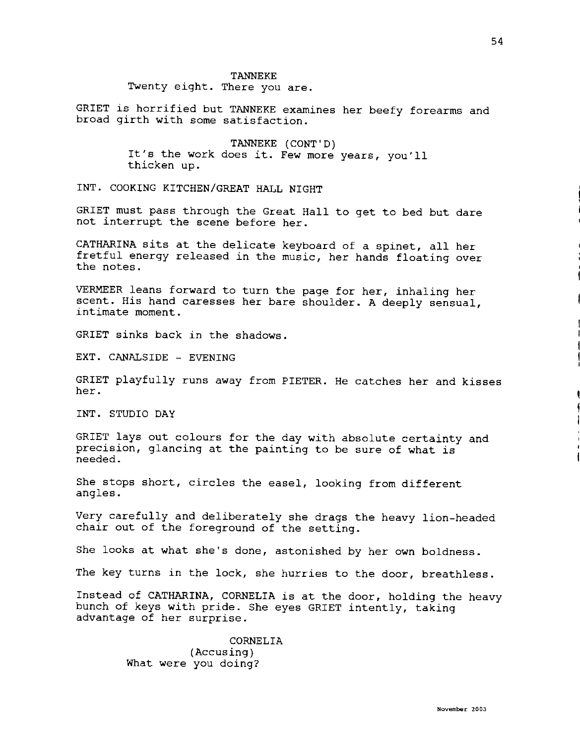TANNEKE
Twenty eight. There you are.

GRIET is horrified but TANNEKE examines her beefy forearms and broad girth with some satisfaction.

TANNEKE (CONT'D)
It's the work does it. Few more years, you'll thicken up.

INT. COOKING KITCHEN/GREAT HALL NIGHT

GRIET must pass through the Great Hall to get to bed but dare not interrupt the scene before her.

CATHARINA sits at the delicate keyboard of a spinet, all her fretful energy released in the music, her hands floating over the notes.

VERMEER leans forward to turn the page for her, inhaling her scent. His hand caresses her bare shoulder. A deeply sensual, intimate moment.

GRIET sinks back in the shadows.

EXT. CANALSIDE - EVENING

GRIET playfully runs away from PIETER. He catches her and kisses her.

INT. STUDIO DAY

GRIET lays out colours for the day with absolute certainty and precision, glancing at the painting to be sure of what is needed.

She stops short, circles the easel, looking from different angles.

Very carefully and deliberately she drags the heavy lion-headed chair out of the foreground of the setting.

She looks at what she's done, astonished by her own boldness.

The key turns in the lock, she hurries to the door, breathless.

Instead of CATHARINA, CORNELIA is at the door, holding the heavy bunch of keys with pride. She eyes GRIET intently, taking advantage of her surprise.

CORNELIA
(Accusing)
What were you doing?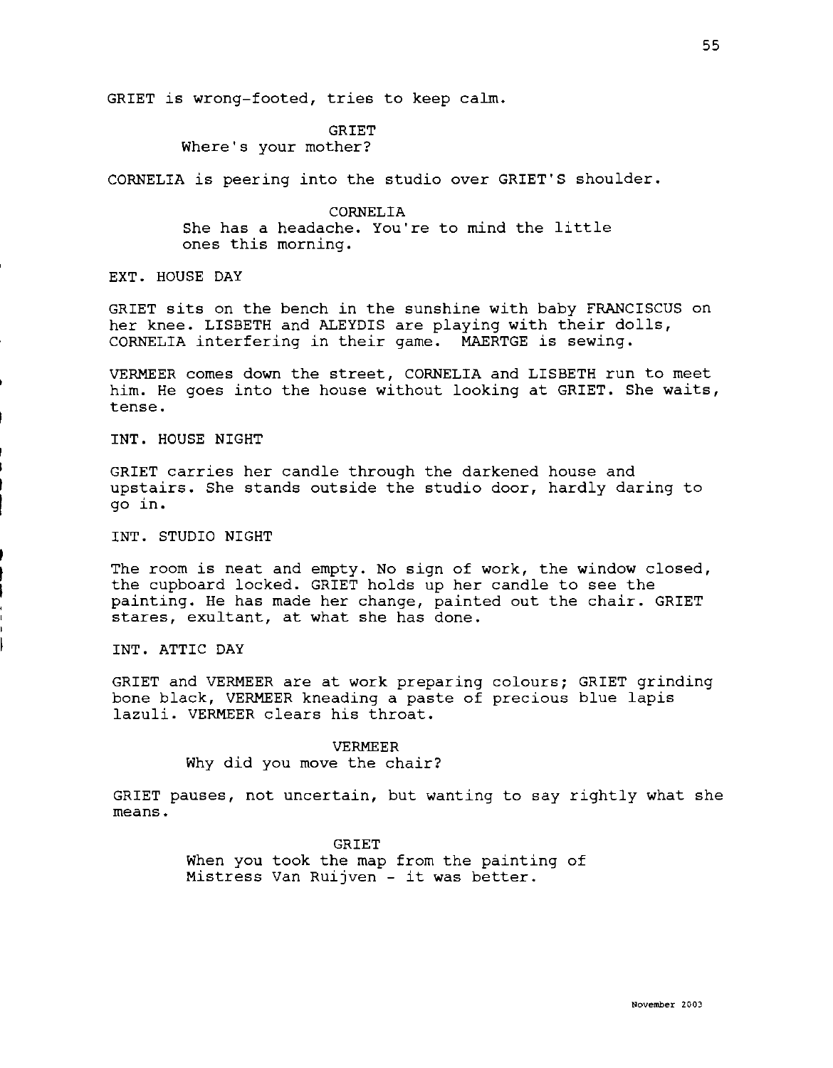GRIET is wrong-footed, tries to keep calm.

GRIET
Where's your mother?

CORNELIA is peering into the studio over GRIET'S shoulder.

CORNELIA
She has a headache. You're to mind the little ones this morning.

EXT. HOUSE DAY

GRIET sits on the bench in the sunshine with baby FRANCISCUS on her knee. LISBETH and ALEYDIS are playing with their dolls, CORNELIA interfering in their game. MAERTGE is sewing.

VERMEER comes down the street, CORNELIA and LISBETH run to meet him. He goes into the house without looking at GRIET. She waits, tense.

INT. HOUSE NIGHT

GRIET carries her candle through the darkened house and upstairs. She stands outside the studio door, hardly daring to go in.

INT. STUDIO NIGHT

The room is neat and empty. No sign of work, the window closed, the cupboard locked. GRIET holds up her candle to see the painting. He has made her change, painted out the chair. GRIET stares, exultant, at what she has done.

INT. ATTIC DAY

GRIET and VERMEER are at work preparing colours; GRIET grinding bone black, VERMEER kneading a paste of precious blue lapis lazuli. VERMEER clears his throat.

VERMEER
Why did you move the chair?

GRIET pauses, not uncertain, but wanting to say rightly what she means.

GRIET
When you took the map from the painting of Mistress Van Ruijven - it was better.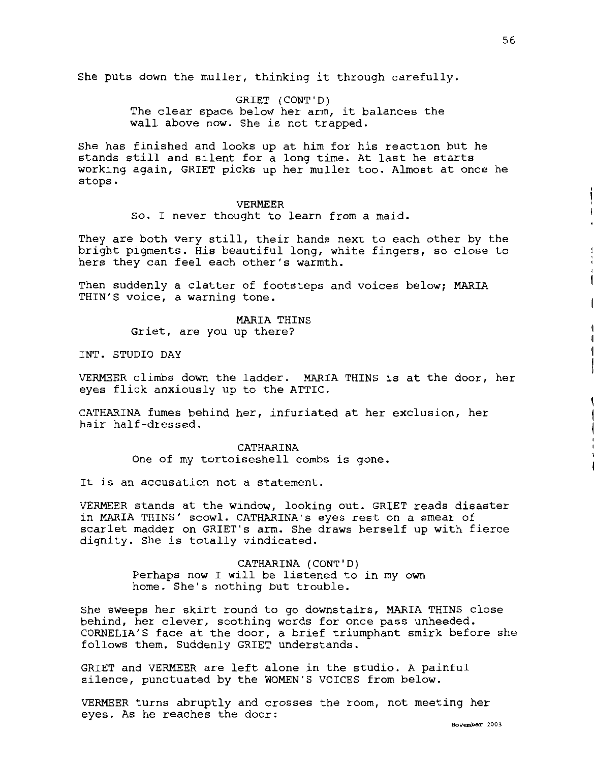She puts down the muller, thinking it through carefully.

GRIET (CONT'D)
The clear space below her arm, it balances the wall above now. She is not trapped.

She has finished and looks up at him for his reaction but he stands still and silent for a long time. At last he starts working again, GRIET picks up her muller too. Almost at once he stops.

VERMEER
So. I never thought to learn from a maid.

They are both very still, their hands next to each other by the bright pigments. His beautiful long, white fingers, so close to hers they can feel each other's warmth.

Then suddenly a clatter of footsteps and voices below; MARIA THIN'S voice, a warning tone.

MARIA THINS
Griet, are you up there?

INT. STUDIO DAY

VERMEER climbs down the ladder. MARIA THINS is at the door, her eyes flick anxiously up to the ATTIC.

CATHARINA fumes behind her, infuriated at her exclusion, her hair half-dressed.

CATHARINA
One of my tortoiseshell combs is gone.

It is an accusation not a statement.

VERMEER stands at the window, looking out. GRIET reads disaster in MARIA THINS' scowl. CATHARINA's eyes rest on a smear of scarlet madder on GRIET's arm. She draws herself up with fierce dignity. She is totally vindicated.

CATHARINA (CONT'D)
Perhaps now I will be listened to in my own home. She's nothing but trouble.

She sweeps her skirt round to go downstairs, MARIA THINS close behind, her clever, soothing words for once pass unheeded. CORNELIA'S face at the door, a brief triumphant smirk before she follows them. Suddenly GRIET understands.

GRIET and VERMEER are left alone in the studio. A painful silence, punctuated by the WOMEN'S VOICES from below.

VERMEER turns abruptly and crosses the room, not meeting her eyes. As he reaches the door: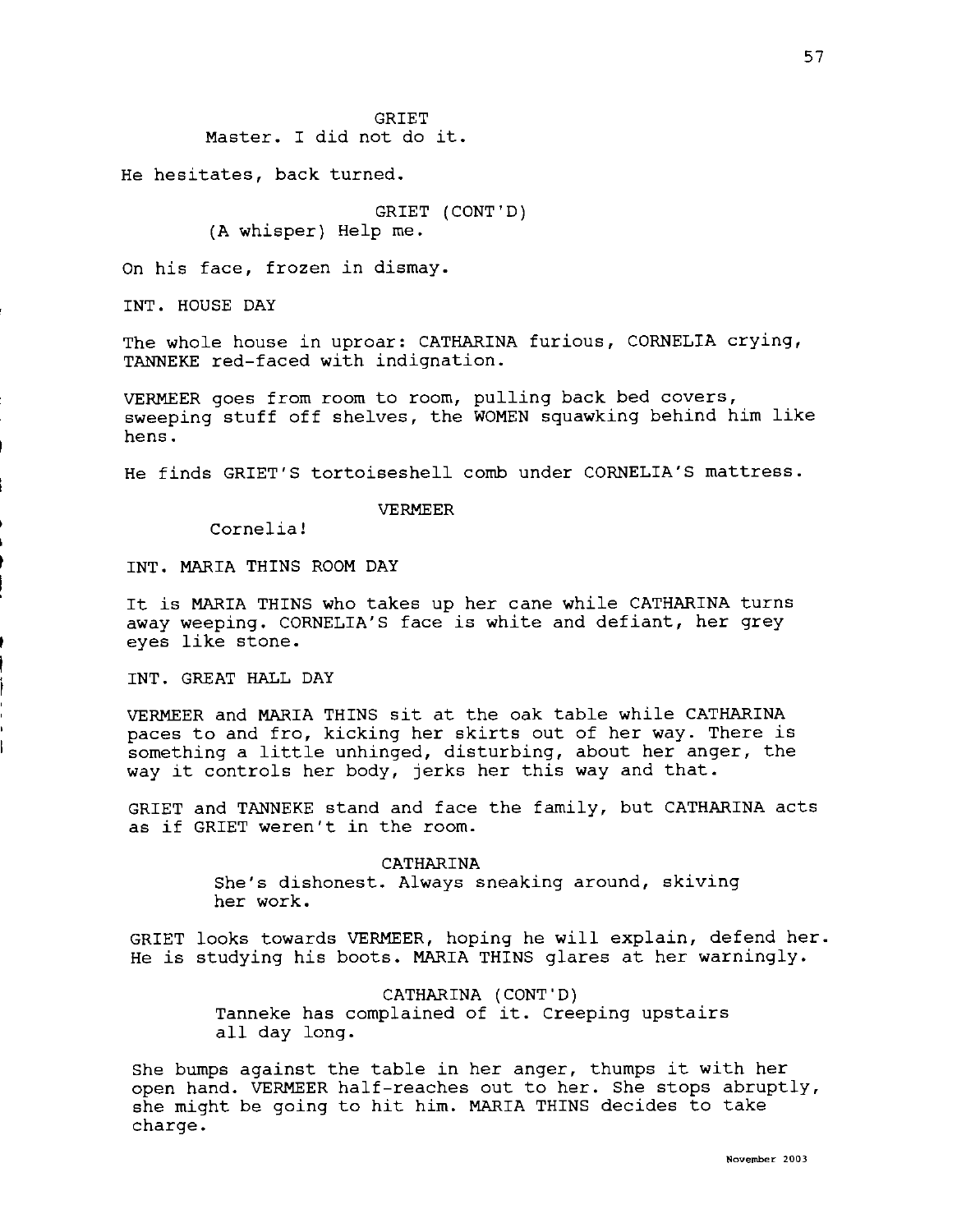GRIET

Master. I did not do it.

He hesitates, back turned.

GRIET (CONT'D)

(A whisper) Help me.

On his face, frozen in dismay.

INT. HOUSE DAY

The whole house in uproar: CATHARINA furious, CORNELIA crying, TANNEKE red-faced with indignation.

VERMEER goes from room to room, pulling back bed covers, sweeping stuff off shelves, the WOMEN squawking behind him like hens.

He finds GRIET'S tortoiseshell comb under CORNELIA'S mattress.

VERMEER

Cornelia!

INT. MARIA THINS ROOM DAY

It is MARIA THINS who takes up her cane while CATHARINA turns away weeping. CORNELIA'S face is white and defiant, her grey eyes like stone.

INT. GREAT HALL DAY

VERMEER and MARIA THINS sit at the oak table while CATHARINA paces to and fro, kicking her skirts out of her way. There is something a little unhinged, disturbing, about her anger, the way it controls her body, jerks her this way and that.

GRIET and TANNEKE stand and face the family, but CATHARINA acts as if GRIET weren't in the room.

CATHARINA

She's dishonest. Always sneaking around, skiving her work.

GRIET looks towards VERMEER, hoping he will explain, defend her. He is studying his boots. MARIA THINS glares at her warningly.

CATHARINA (CONT'D)

Tanneke has complained of it. Creeping upstairs all day long.

She bumps against the table in her anger, thumps it with her open hand. VERMEER half-reaches out to her. She stops abruptly, she might be going to hit him. MARIA THINS decides to take charge.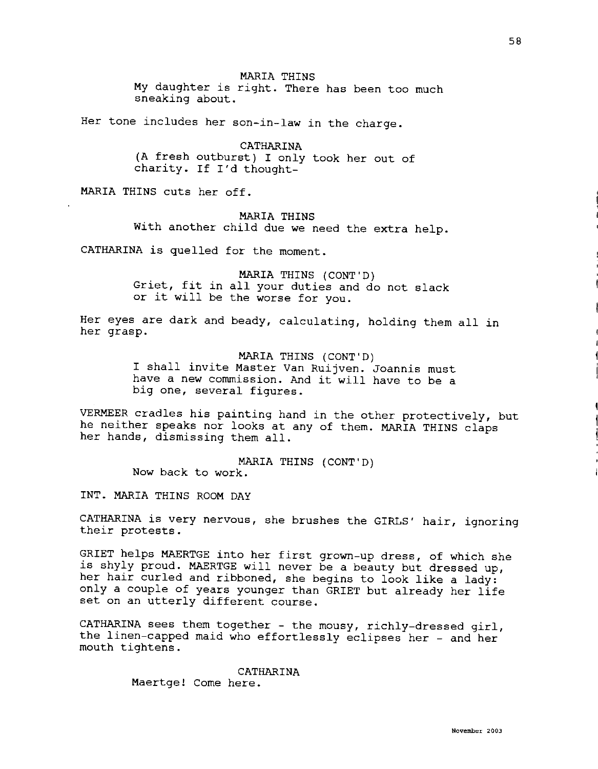MARIA THINS
My daughter is right. There has been too much sneaking about.

Her tone includes her son-in-law in the charge.

CATHARINA
(A fresh outburst) I only took her out of charity. If I'd thought-

MARIA THINS cuts her off.

MARIA THINS
With another child due we need the extra help.

CATHARINA is quelled for the moment.

MARIA THINS (CONT'D)
Griet, fit in all your duties and do not slack or it will be the worse for you.

Her eyes are dark and beady, calculating, holding them all in her grasp.

MARIA THINS (CONT'D)
I shall invite Master Van Ruijven. Joannis must have a new commission. And it will have to be a big one, several figures.

VERMEER cradles his painting hand in the other protectively, but he neither speaks nor looks at any of them. MARIA THINS claps her hands, dismissing them all.

MARIA THINS (CONT'D)
Now back to work.

INT. MARIA THINS ROOM DAY

CATHARINA is very nervous, she brushes the GIRLS' hair, ignoring their protests.

GRIET helps MAERTGE into her first grown-up dress, of which she is shyly proud. MAERTGE will never be a beauty but dressed up, her hair curled and ribboned, she begins to look like a lady: only a couple of years younger than GRIET but already her life set on an utterly different course.

CATHARINA sees them together - the mousy, richly-dressed girl, the linen-capped maid who effortlessly eclipses her - and her mouth tightens.

CATHARINA
Maertge! Come here.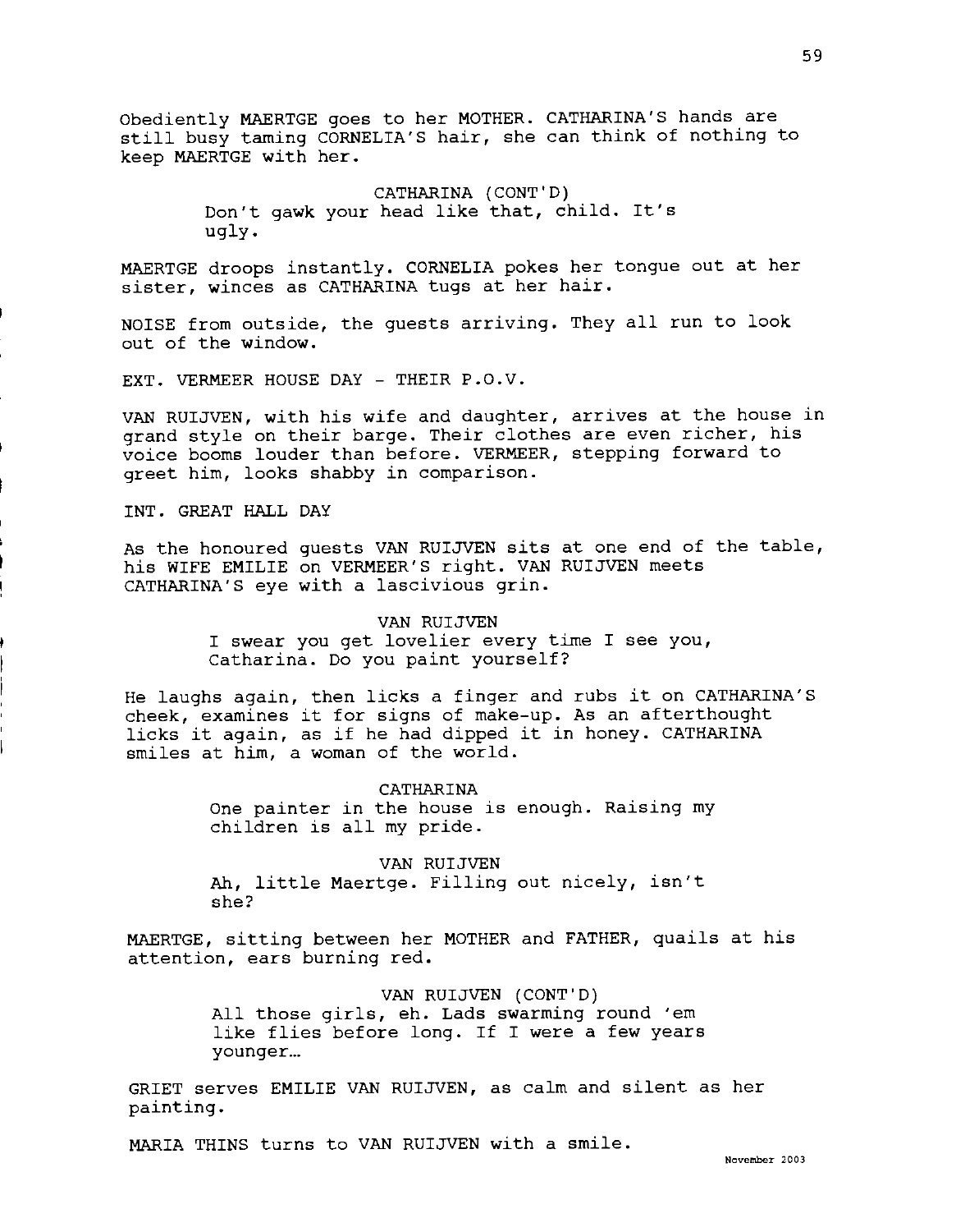Obediently MAERTGE goes to her MOTHER. CATHARINA'S hands are still busy taming CORNELIA'S hair, she can think of nothing to keep MAERTGE with her.

CATHARINA (CONT'D)
Don't gawk your head like that, child. It's ugly.

MAERTGE droops instantly. CORNELIA pokes her tongue out at her sister, winces as CATHARINA tugs at her hair.

NOISE from outside, the guests arriving. They all run to look out of the window.

EXT. VERMEER HOUSE DAY - THEIR P.O.V.

VAN RUIJVEN, with his wife and daughter, arrives at the house in grand style on their barge. Their clothes are even richer, his voice booms louder than before. VERMEER, stepping forward to greet him, looks shabby in comparison.

INT. GREAT HALL DAY

As the honoured guests VAN RUIJVEN sits at one end of the table, his WIFE EMILIE on VERMEER'S right. VAN RUIJVEN meets CATHARINA'S eye with a lascivious grin.

VAN RUIJVEN
I swear you get lovelier every time I see you, Catharina. Do you paint yourself?

He laughs again, then licks a finger and rubs it on CATHARINA'S cheek, examines it for signs of make-up. As an afterthought licks it again, as if he had dipped it in honey. CATHARINA smiles at him, a woman of the world.

CATHARINA
One painter in the house is enough. Raising my children is all my pride.

VAN RUIJVEN
Ah, little Maertge. Filling out nicely, isn't she?

MAERTGE, sitting between her MOTHER and FATHER, quails at his attention, ears burning red.

VAN RUIJVEN (CONT'D)
All those girls, eh. Lads swarming round 'em like flies before long. If I were a few years younger…

GRIET serves EMILIE VAN RUIJVEN, as calm and silent as her painting.

MARIA THINS turns to VAN RUIJVEN with a smile.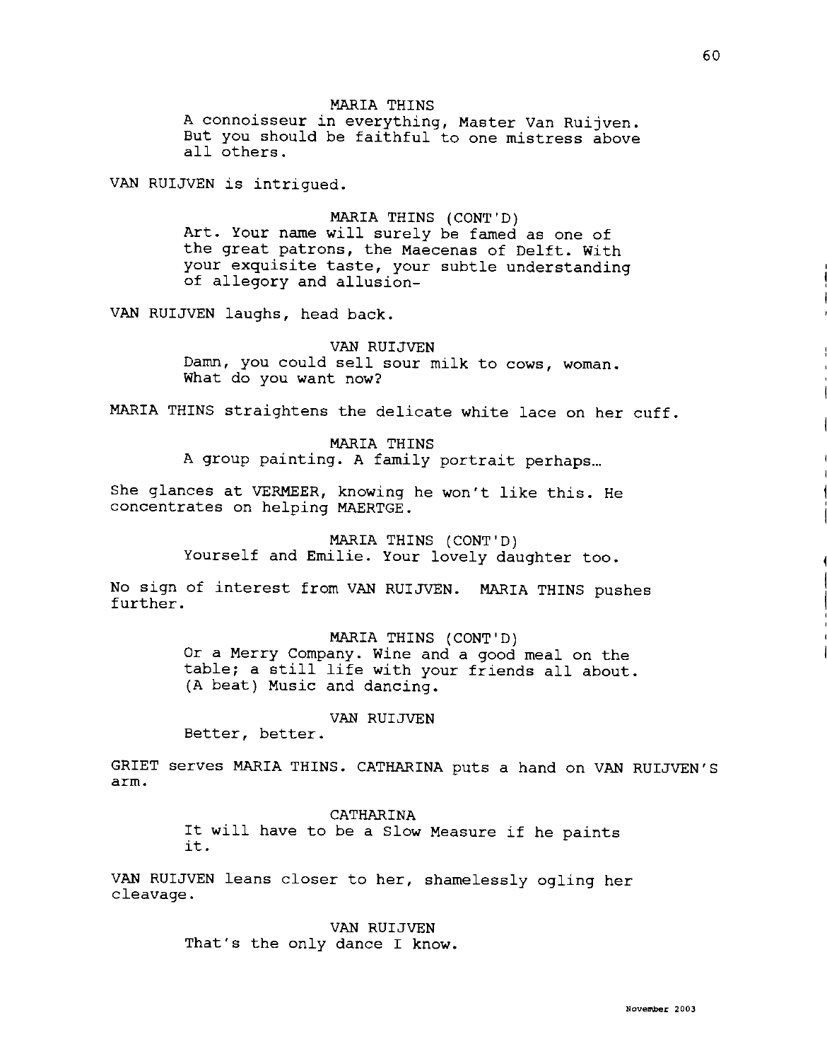MARIA THINS
A connoisseur in everything, Master Van Ruijven. But you should be faithful to one mistress above all others.

VAN RUIJVEN is intrigued.

MARIA THINS (CONT'D)
Art. Your name will surely be famed as one of the great patrons, the Maecenas of Delft. With your exquisite taste, your subtle understanding of allegory and allusion-

VAN RUIJVEN laughs, head back.

VAN RUIJVEN
Damn, you could sell sour milk to cows, woman. What do you want now?

MARIA THINS straightens the delicate white lace on her cuff.

MARIA THINS
A group painting. A family portrait perhaps…

She glances at VERMEER, knowing he won't like this. He concentrates on helping MAERTGE.

MARIA THINS (CONT'D)
Yourself and Emilie. Your lovely daughter too.

No sign of interest from VAN RUIJVEN. MARIA THINS pushes further.

MARIA THINS (CONT'D)
Or a Merry Company. Wine and a good meal on the table; a still life with your friends all about. (A beat) Music and dancing.

VAN RUIJVEN
Better, better.

GRIET serves MARIA THINS. CATHARINA puts a hand on VAN RUIJVEN'S arm.

CATHARINA
It will have to be a Slow Measure if he paints it.

VAN RUIJVEN leans closer to her, shamelessly ogling her cleavage.

VAN RUIJVEN
That's the only dance I know.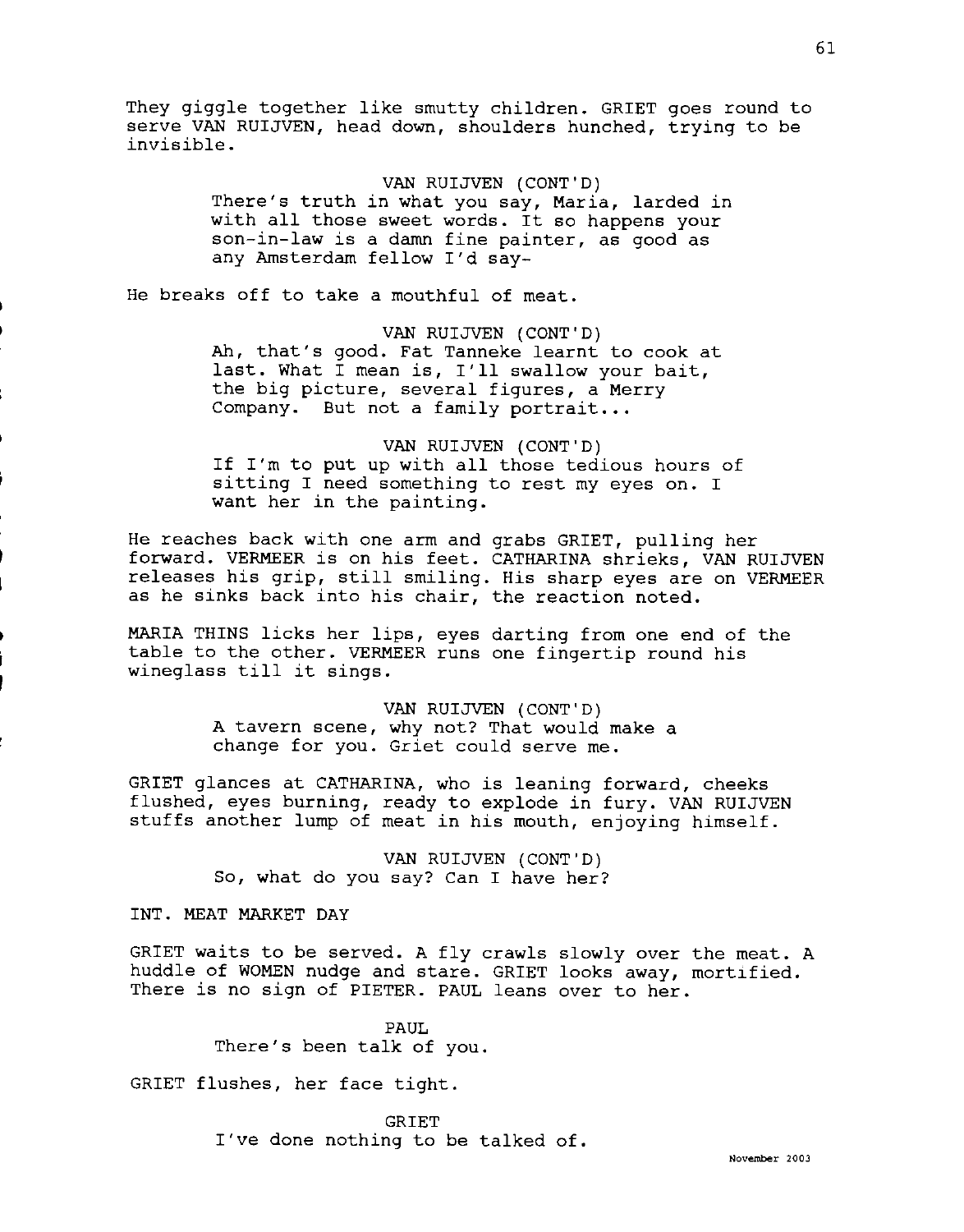They giggle together like smutty children. GRIET goes round to serve VAN RUIJVEN, head down, shoulders hunched, trying to be invisible.

VAN RUIJVEN (CONT'D)
There's truth in what you say, Maria, larded in with all those sweet words. It so happens your son-in-law is a damn fine painter, as good as any Amsterdam fellow I'd say-

He breaks off to take a mouthful of meat.

VAN RUIJVEN (CONT'D)
Ah, that's good. Fat Tanneke learnt to cook at last. What I mean is, I'll swallow your bait, the big picture, several figures, a Merry Company. But not a family portrait...

VAN RUIJVEN (CONT'D)
If I'm to put up with all those tedious hours of sitting I need something to rest my eyes on. I want her in the painting.

He reaches back with one arm and grabs GRIET, pulling her forward. VERMEER is on his feet. CATHARINA shrieks, VAN RUIJVEN releases his grip, still smiling. His sharp eyes are on VERMEER as he sinks back into his chair, the reaction noted.

MARIA THINS licks her lips, eyes darting from one end of the table to the other. VERMEER runs one fingertip round his wineglass till it sings.

VAN RUIJVEN (CONT'D)
A tavern scene, why not? That would make a change for you. Griet could serve me.

GRIET glances at CATHARINA, who is leaning forward, cheeks flushed, eyes burning, ready to explode in fury. VAN RUIJVEN stuffs another lump of meat in his mouth, enjoying himself.

VAN RUIJVEN (CONT'D)
So, what do you say? Can I have her?

INT. MEAT MARKET DAY

GRIET waits to be served. A fly crawls slowly over the meat. A huddle of WOMEN nudge and stare. GRIET looks away, mortified. There is no sign of PIETER. PAUL leans over to her.

PAUL
There's been talk of you.

GRIET flushes, her face tight.

GRIET
I've done nothing to be talked of.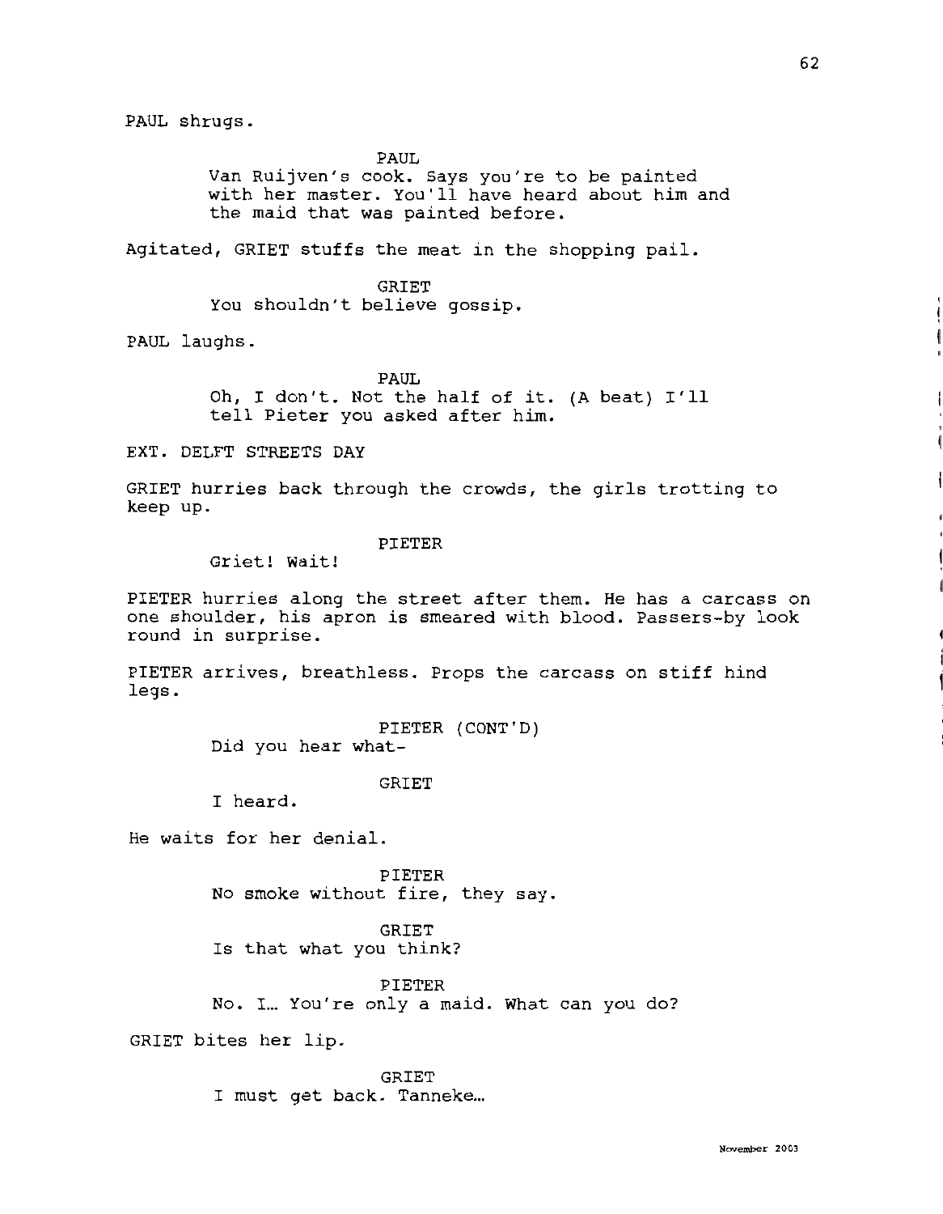PAUL shrugs.

PAUL
Van Ruijven's cook. Says you're to be painted with her master. You'll have heard about him and the maid that was painted before.

Agitated, GRIET stuffs the meat in the shopping pail.

GRIET
You shouldn't believe gossip.

PAUL laughs.

PAUL
Oh, I don't. Not the half of it. (A beat) I'll tell Pieter you asked after him.

EXT. DELFT STREETS DAY

GRIET hurries back through the crowds, the girls trotting to keep up.

PIETER
Griet! Wait!

PIETER hurries along the street after them. He has a carcass on one shoulder, his apron is smeared with blood. Passers-by look round in surprise.

PIETER arrives, breathless. Props the carcass on stiff hind legs.

PIETER (CONT'D)
Did you hear what-

GRIET
I heard.

He waits for her denial.

PIETER
No smoke without fire, they say.

GRIET
Is that what you think?

PIETER
No. I… You're only a maid. What can you do?

GRIET bites her lip.

GRIET
I must get back. Tanneke…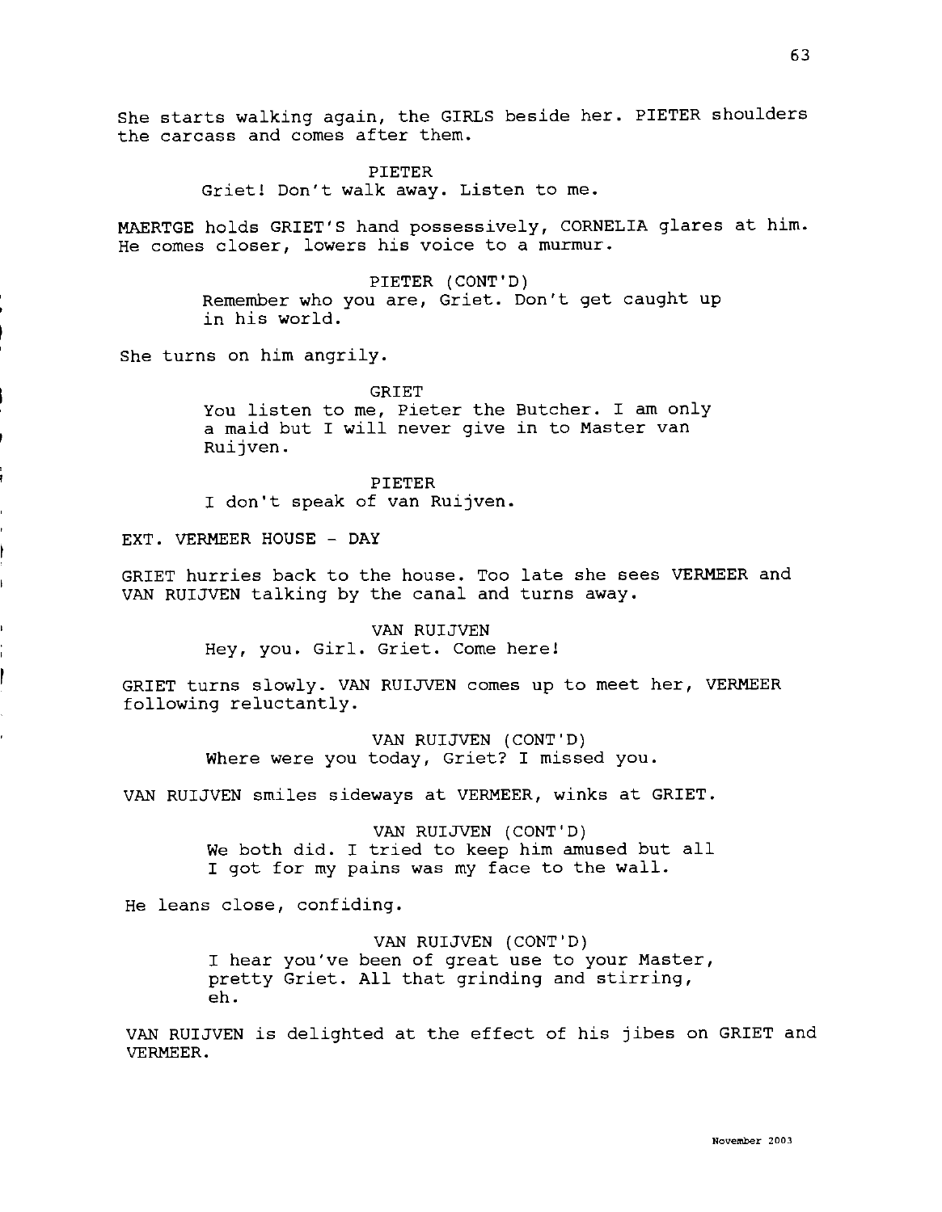She starts walking again, the GIRLS beside her. PIETER shoulders the carcass and comes after them.

PIETER
Griet! Don't walk away. Listen to me.

MAERTGE holds GRIET'S hand possessively, CORNELIA glares at him. He comes closer, lowers his voice to a murmur.

PIETER (CONT'D)
Remember who you are, Griet. Don't get caught up in his world.

She turns on him angrily.

GRIET
You listen to me, Pieter the Butcher. I am only a maid but I will never give in to Master van Ruijven.

PIETER
I don't speak of van Ruijven.

EXT. VERMEER HOUSE - DAY

GRIET hurries back to the house. Too late she sees VERMEER and VAN RUIJVEN talking by the canal and turns away.

VAN RUIJVEN
Hey, you. Girl. Griet. Come here!

GRIET turns slowly. VAN RUIJVEN comes up to meet her, VERMEER following reluctantly.

VAN RUIJVEN (CONT'D)
Where were you today, Griet? I missed you.

VAN RUIJVEN smiles sideways at VERMEER, winks at GRIET.

VAN RUIJVEN (CONT'D)
We both did. I tried to keep him amused but all I got for my pains was my face to the wall.

He leans close, confiding.

VAN RUIJVEN (CONT'D)
I hear you've been of great use to your Master, pretty Griet. All that grinding and stirring, eh.

VAN RUIJVEN is delighted at the effect of his jibes on GRIET and VERMEER.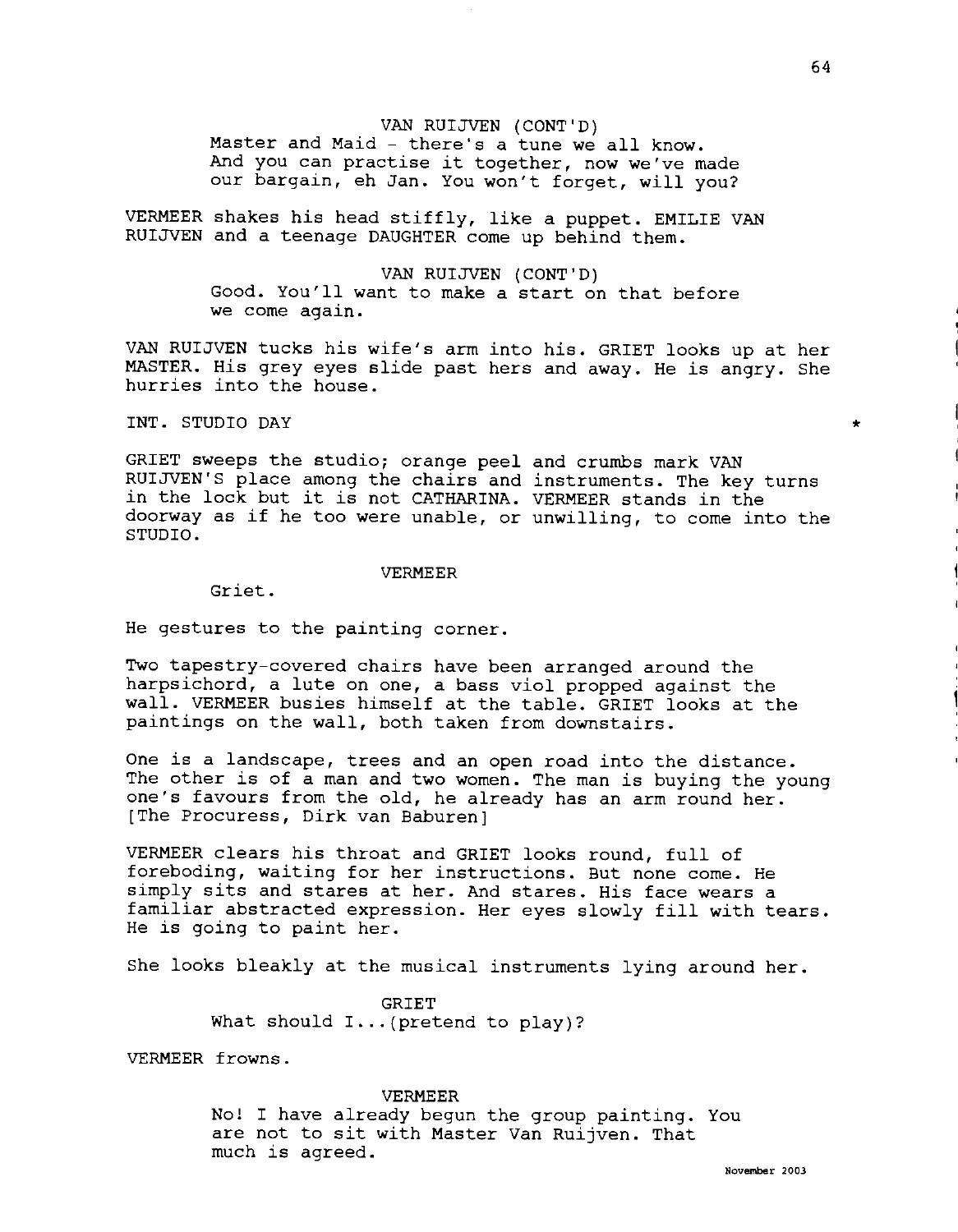VAN RUIJVEN (CONT'D)
Master and Maid - there's a tune we all know. And you can practise it together, now we've made our bargain, eh Jan. You won't forget, will you?

VERMEER shakes his head stiffly, like a puppet. EMILIE VAN RUIJVEN and a teenage DAUGHTER come up behind them.

VAN RUIJVEN (CONT'D)
Good. You'll want to make a start on that before we come again.

VAN RUIJVEN tucks his wife's arm into his. GRIET looks up at her MASTER. His grey eyes slide past hers and away. He is angry. She hurries into the house.

INT. STUDIO DAY *

GRIET sweeps the studio; orange peel and crumbs mark VAN RUIJVEN'S place among the chairs and instruments. The key turns in the lock but it is not CATHARINA. VERMEER stands in the doorway as if he too were unable, or unwilling, to come into the STUDIO.

VERMEER
Griet.

He gestures to the painting corner.

Two tapestry-covered chairs have been arranged around the harpsichord, a lute on one, a bass viol propped against the wall. VERMEER busies himself at the table. GRIET looks at the paintings on the wall, both taken from downstairs.

One is a landscape, trees and an open road into the distance. The other is of a man and two women. The man is buying the young one's favours from the old, he already has an arm round her. [The Procuress, Dirk van Baburen]

VERMEER clears his throat and GRIET looks round, full of foreboding, waiting for her instructions. But none come. He simply sits and stares at her. And stares. His face wears a familiar abstracted expression. Her eyes slowly fill with tears. He is going to paint her.

She looks bleakly at the musical instruments lying around her.

GRIET
What should I...(pretend to play)?

VERMEER frowns.

VERMEER
No! I have already begun the group painting. You are not to sit with Master Van Ruijven. That much is agreed.

November 2003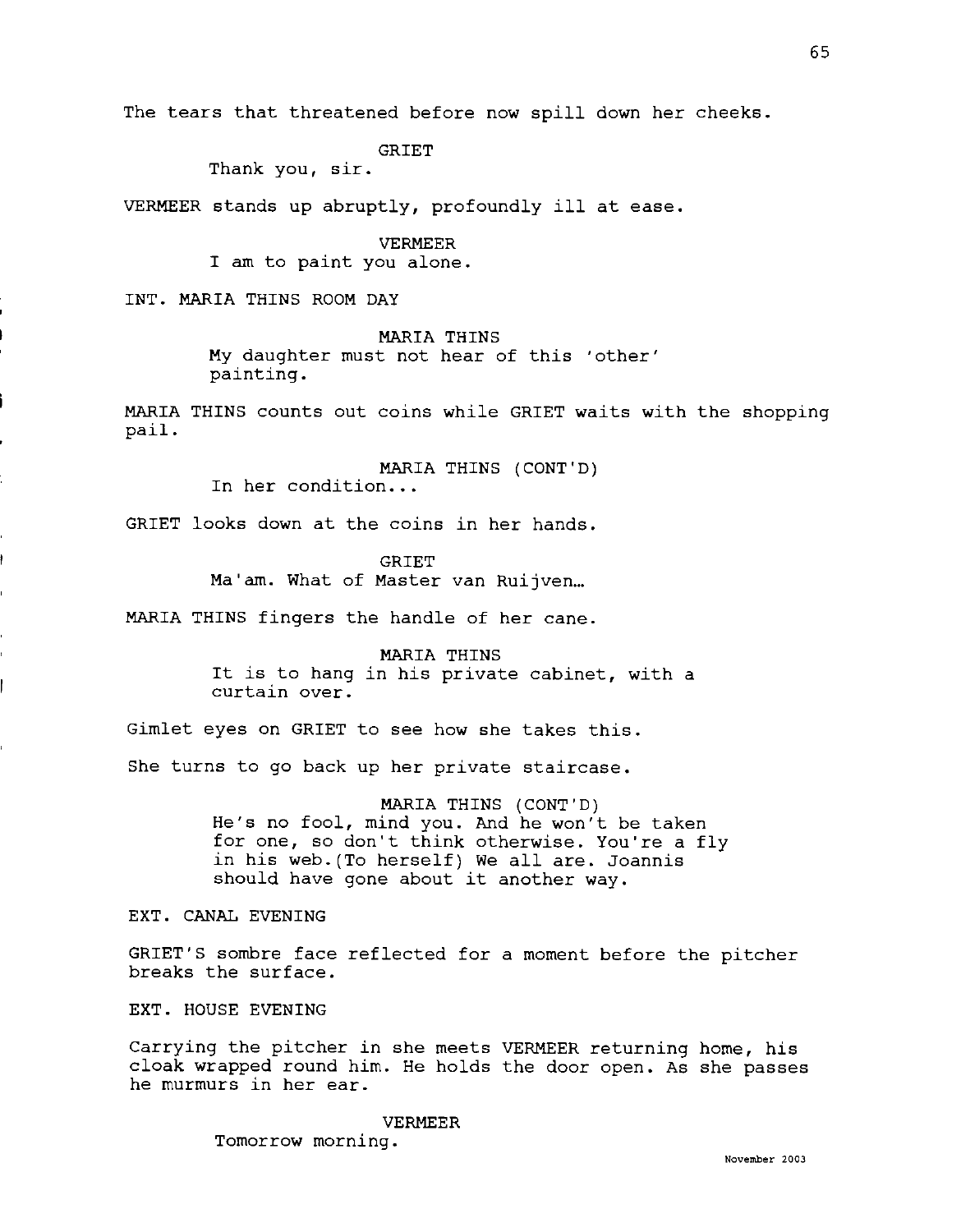The tears that threatened before now spill down her cheeks.

GRIET
Thank you, sir.

VERMEER stands up abruptly, profoundly ill at ease.

VERMEER
I am to paint you alone.

INT. MARIA THINS ROOM DAY

MARIA THINS
My daughter must not hear of this 'other' painting.

MARIA THINS counts out coins while GRIET waits with the shopping pail.

MARIA THINS (CONT'D)
In her condition...

GRIET looks down at the coins in her hands.

GRIET
Ma'am. What of Master van Ruijven…

MARIA THINS fingers the handle of her cane.

MARIA THINS
It is to hang in his private cabinet, with a curtain over.

Gimlet eyes on GRIET to see how she takes this.

She turns to go back up her private staircase.

MARIA THINS (CONT'D)
He's no fool, mind you. And he won't be taken for one, so don't think otherwise. You're a fly in his web.(To herself) We all are. Joannis should have gone about it another way.

EXT. CANAL EVENING

GRIET'S sombre face reflected for a moment before the pitcher breaks the surface.

EXT. HOUSE EVENING

Carrying the pitcher in she meets VERMEER returning home, his cloak wrapped round him. He holds the door open. As she passes he murmurs in her ear.

VERMEER
Tomorrow morning.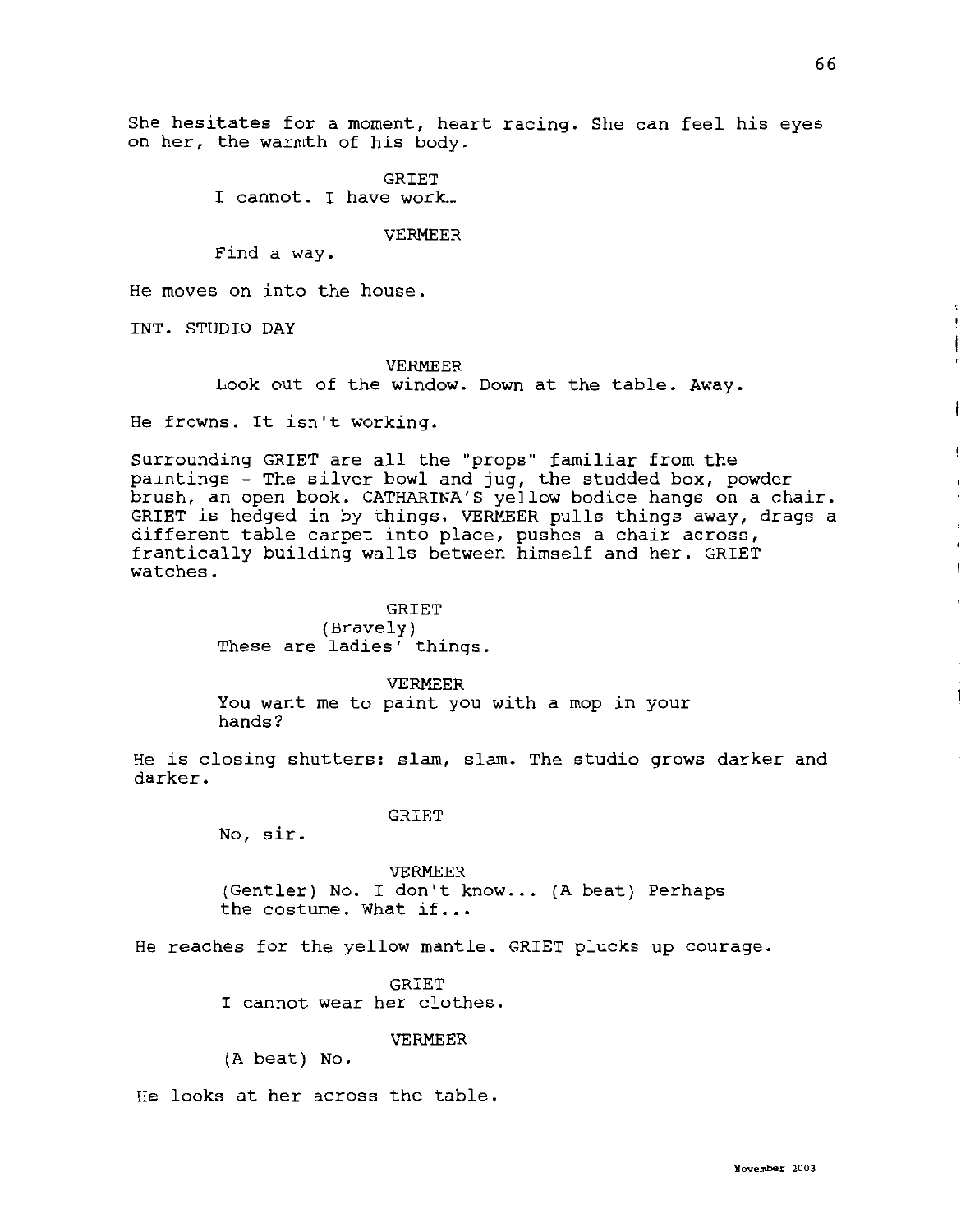She hesitates for a moment, heart racing. She can feel his eyes on her, the warmth of his body.

GRIET
I cannot. I have work...

VERMEER
Find a way.

He moves on into the house.

INT. STUDIO DAY

VERMEER
Look out of the window. Down at the table. Away.

He frowns. It isn't working.

Surrounding GRIET are all the "props" familiar from the paintings - The silver bowl and jug, the studded box, powder brush, an open book. CATHARINA'S yellow bodice hangs on a chair. GRIET is hedged in by things. VERMEER pulls things away, drags a different table carpet into place, pushes a chair across, frantically building walls between himself and her. GRIET watches.

GRIET
(Bravely)
These are ladies' things.

VERMEER
You want me to paint you with a mop in your hands?

He is closing shutters: slam, slam. The studio grows darker and darker.

GRIET
No, sir.

VERMEER
(Gentler) No. I don't know... (A beat) Perhaps the costume. What if...

He reaches for the yellow mantle. GRIET plucks up courage.

GRIET
I cannot wear her clothes.

VERMEER
(A beat) No.

He looks at her across the table.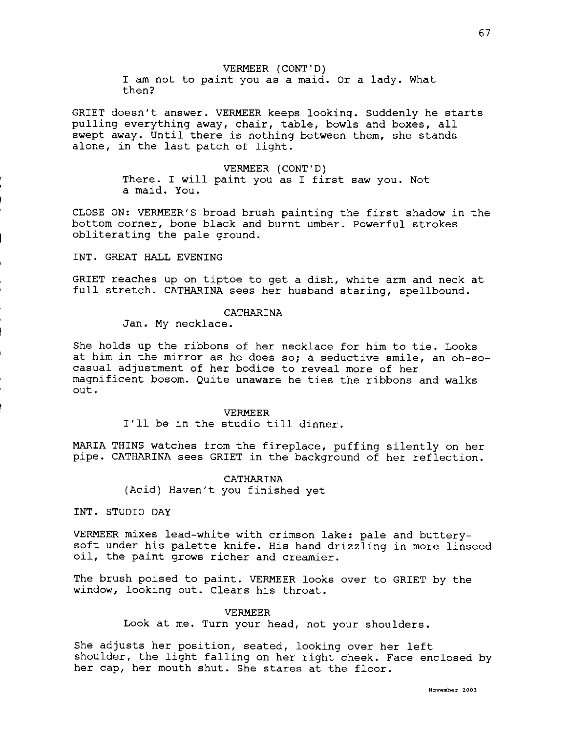VERMEER (CONT'D)
I am not to paint you as a maid. Or a lady. What then?

GRIET doesn't answer. VERMEER keeps looking. Suddenly he starts pulling everything away, chair, table, bowls and boxes, all swept away. Until there is nothing between them, she stands alone, in the last patch of light.

VERMEER (CONT'D)
There. I will paint you as I first saw you. Not a maid. You.

CLOSE ON: VERMEER'S broad brush painting the first shadow in the bottom corner, bone black and burnt umber. Powerful strokes obliterating the pale ground.

INT. GREAT HALL EVENING

GRIET reaches up on tiptoe to get a dish, white arm and neck at full stretch. CATHARINA sees her husband staring, spellbound.

CATHARINA
Jan. My necklace.

She holds up the ribbons of her necklace for him to tie. Looks at him in the mirror as he does so; a seductive smile, an oh-so-casual adjustment of her bodice to reveal more of her magnificent bosom. Quite unaware he ties the ribbons and walks out.

VERMEER
I'll be in the studio till dinner.

MARIA THINS watches from the fireplace, puffing silently on her pipe. CATHARINA sees GRIET in the background of her reflection.

CATHARINA
(Acid) Haven't you finished yet

INT. STUDIO DAY

VERMEER mixes lead-white with crimson lake: pale and buttery-soft under his palette knife. His hand drizzling in more linseed oil, the paint grows richer and creamier.

The brush poised to paint. VERMEER looks over to GRIET by the window, looking out. Clears his throat.

VERMEER
Look at me. Turn your head, not your shoulders.

She adjusts her position, seated, looking over her left shoulder, the light falling on her right cheek. Face enclosed by her cap, her mouth shut. She stares at the floor.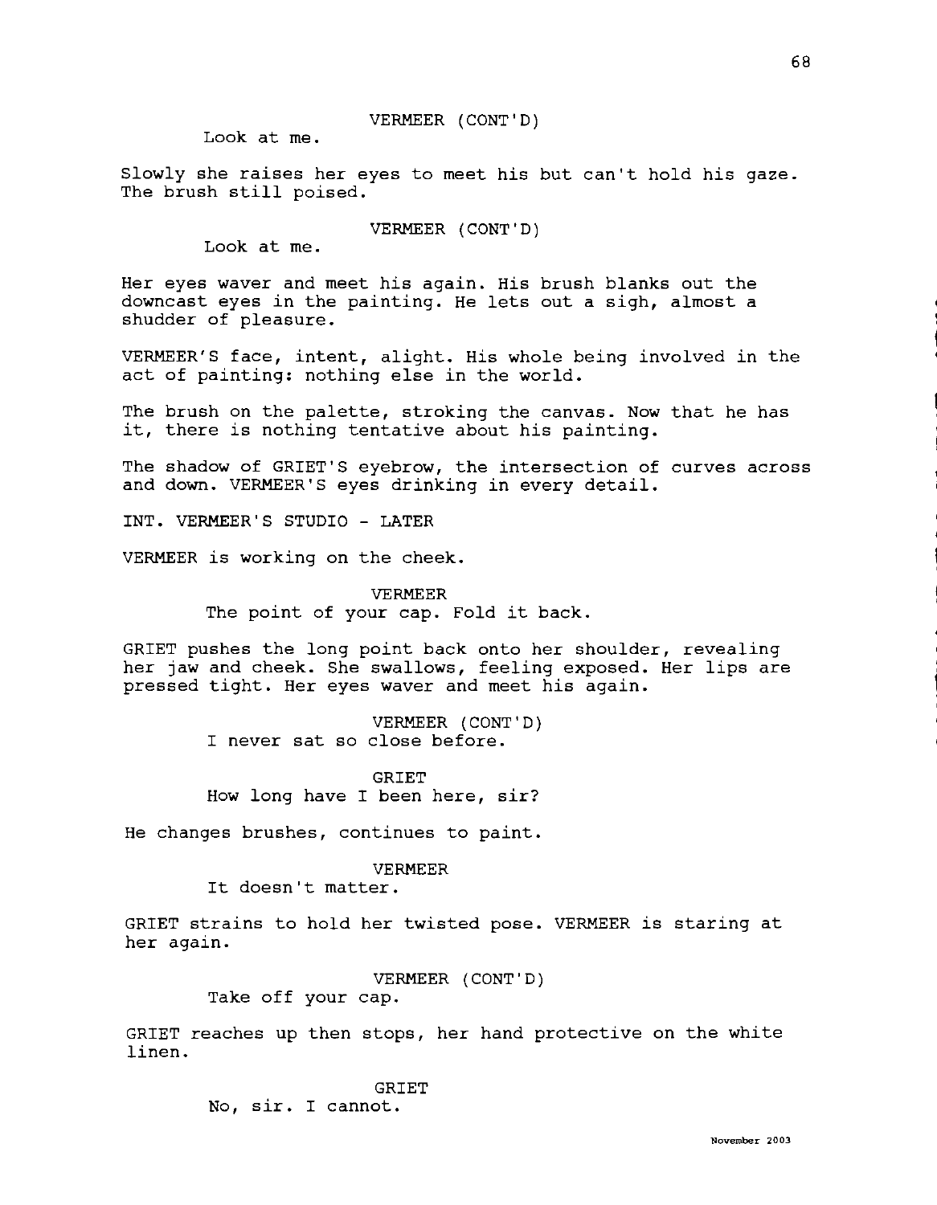VERMEER (CONT'D)
Look at me.

Slowly she raises her eyes to meet his but can't hold his gaze. The brush still poised.

VERMEER (CONT'D)
Look at me.

Her eyes waver and meet his again. His brush blanks out the downcast eyes in the painting. He lets out a sigh, almost a shudder of pleasure.

VERMEER'S face, intent, alight. His whole being involved in the act of painting: nothing else in the world.

The brush on the palette, stroking the canvas. Now that he has it, there is nothing tentative about his painting.

The shadow of GRIET'S eyebrow, the intersection of curves across and down. VERMEER'S eyes drinking in every detail.

INT. VERMEER'S STUDIO - LATER

VERMEER is working on the cheek.

VERMEER
The point of your cap. Fold it back.

GRIET pushes the long point back onto her shoulder, revealing her jaw and cheek. She swallows, feeling exposed. Her lips are pressed tight. Her eyes waver and meet his again.

VERMEER (CONT'D)
I never sat so close before.

GRIET
How long have I been here, sir?

He changes brushes, continues to paint.

VERMEER
It doesn't matter.

GRIET strains to hold her twisted pose. VERMEER is staring at her again.

VERMEER (CONT'D)
Take off your cap.

GRIET reaches up then stops, her hand protective on the white linen.

GRIET
No, sir. I cannot.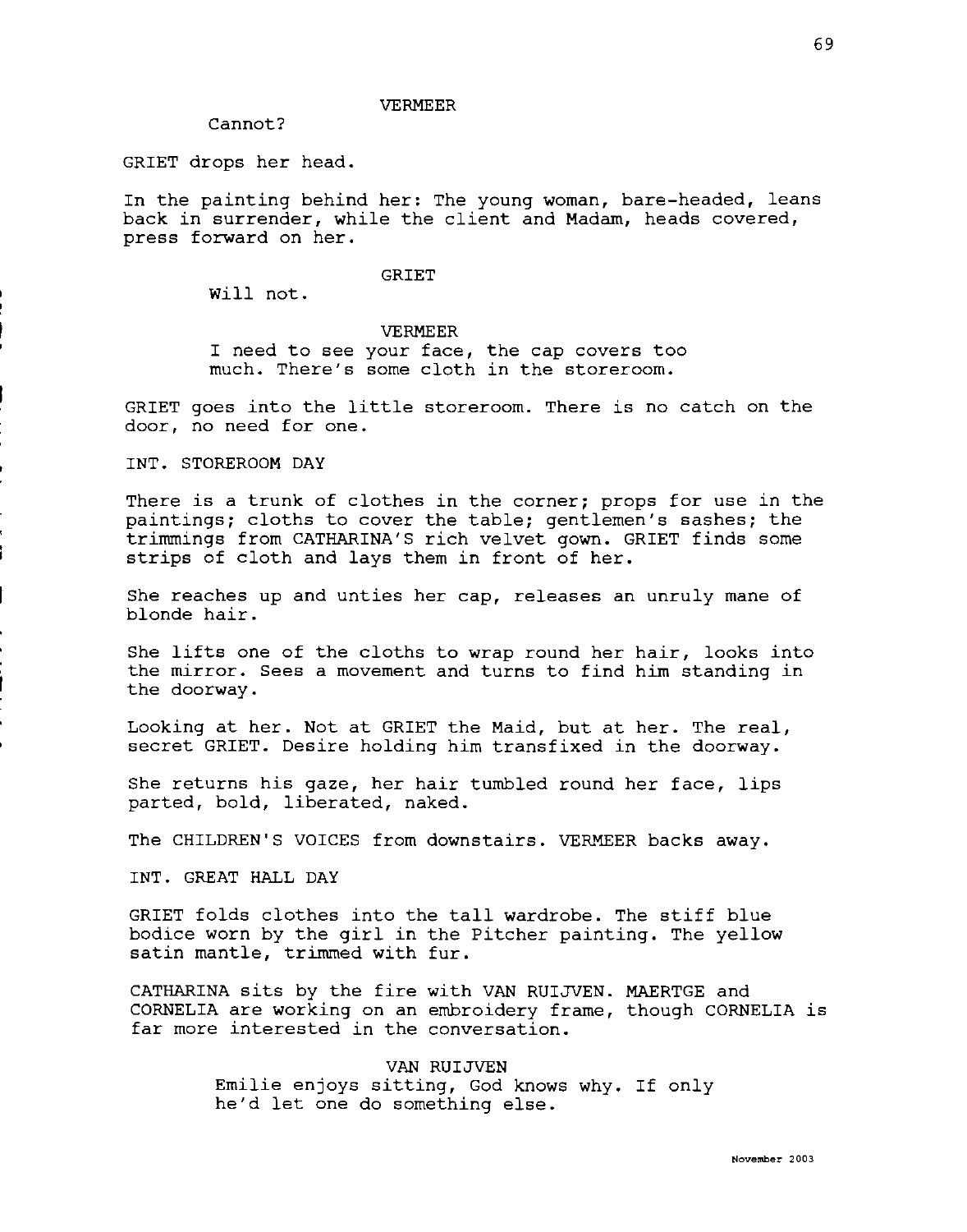VERMEER

Cannot?

GRIET drops her head.

In the painting behind her: The young woman, bare-headed, leans back in surrender, while the client and Madam, heads covered, press forward on her.

GRIET

Will not.

VERMEER

I need to see your face, the cap covers too much. There's some cloth in the storeroom.

GRIET goes into the little storeroom. There is no catch on the door, no need for one.

INT. STOREROOM DAY

There is a trunk of clothes in the corner; props for use in the paintings; cloths to cover the table; gentlemen's sashes; the trimmings from CATHARINA'S rich velvet gown. GRIET finds some strips of cloth and lays them in front of her.

She reaches up and unties her cap, releases an unruly mane of blonde hair.

She lifts one of the cloths to wrap round her hair, looks into the mirror. Sees a movement and turns to find him standing in the doorway.

Looking at her. Not at GRIET the Maid, but at her. The real, secret GRIET. Desire holding him transfixed in the doorway.

She returns his gaze, her hair tumbled round her face, lips parted, bold, liberated, naked.

The CHILDREN'S VOICES from downstairs. VERMEER backs away.

INT. GREAT HALL DAY

GRIET folds clothes into the tall wardrobe. The stiff blue bodice worn by the girl in the Pitcher painting. The yellow satin mantle, trimmed with fur.

CATHARINA sits by the fire with VAN RUIJVEN. MAERTGE and CORNELIA are working on an embroidery frame, though CORNELIA is far more interested in the conversation.

VAN RUIJVEN

Emilie enjoys sitting, God knows why. If only he'd let one do something else.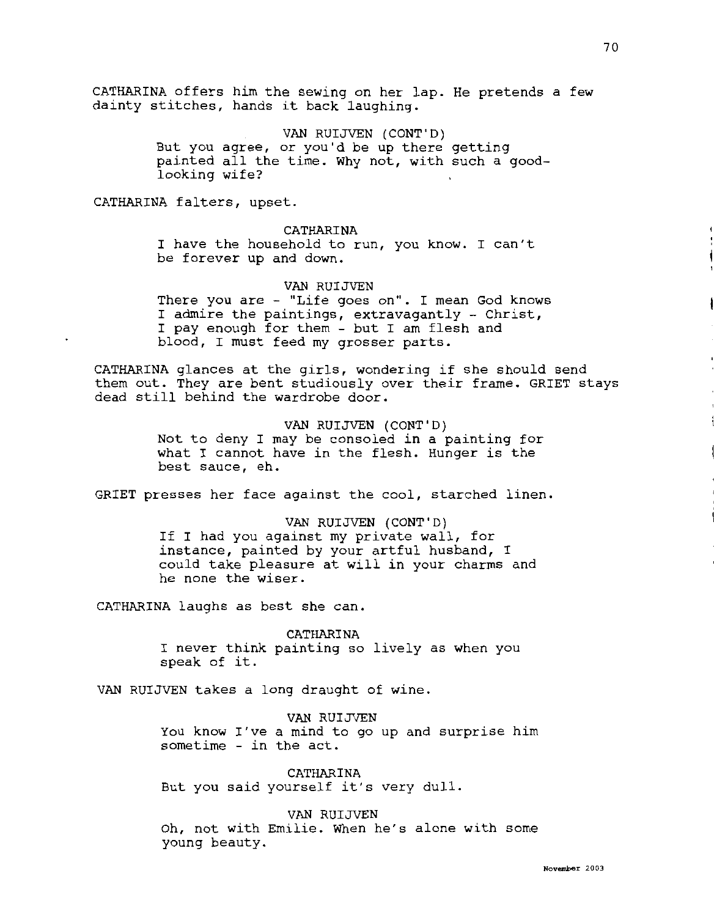CATHARINA offers him the sewing on her lap. He pretends a few dainty stitches, hands it back laughing.

VAN RUIJVEN (CONT'D)
But you agree, or you'd be up there getting painted all the time. Why not, with such a good-looking wife?

CATHARINA falters, upset.

CATHARINA
I have the household to run, you know. I can't be forever up and down.

VAN RUIJVEN
There you are - "Life goes on". I mean God knows I admire the paintings, extravagantly - Christ, I pay enough for them - but I am flesh and blood, I must feed my grosser parts.

CATHARINA glances at the girls, wondering if she should send them out. They are bent studiously over their frame. GRIET stays dead still behind the wardrobe door.

VAN RUIJVEN (CONT'D)
Not to deny I may be consoled in a painting for what I cannot have in the flesh. Hunger is the best sauce, eh.

GRIET presses her face against the cool, starched linen.

VAN RUIJVEN (CONT'D)
If I had you against my private wall, for instance, painted by your artful husband, I could take pleasure at will in your charms and he none the wiser.

CATHARINA laughs as best she can.

CATHARINA
I never think painting so lively as when you speak of it.

VAN RUIJVEN takes a long draught of wine.

VAN RUIJVEN
You know I've a mind to go up and surprise him sometime - in the act.

CATHARINA
But you said yourself it's very dull.

VAN RUIJVEN
Oh, not with Emilie. When he's alone with some young beauty.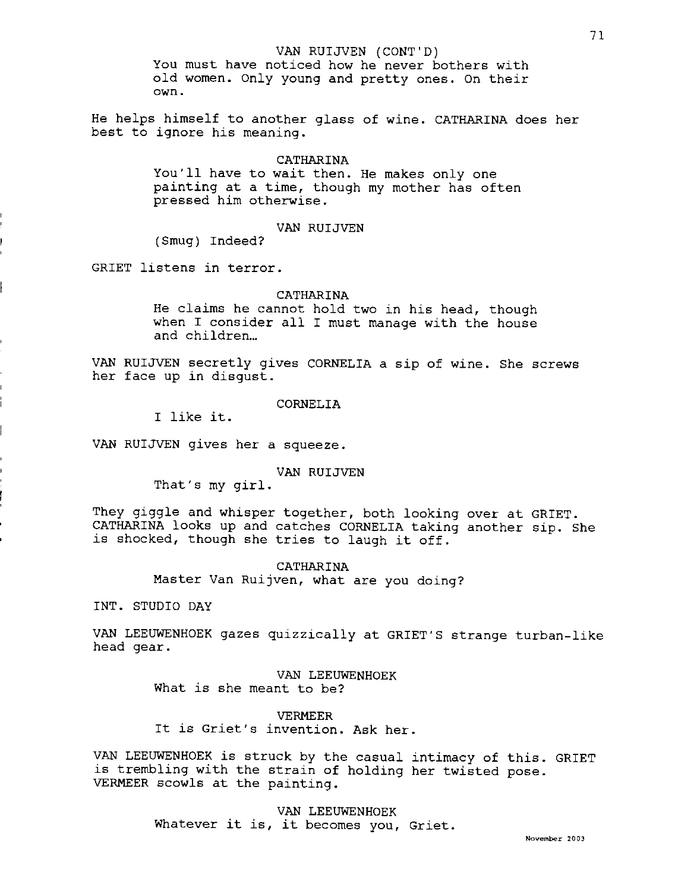VAN RUIJVEN (CONT'D)
You must have noticed how he never bothers with old women. Only young and pretty ones. On their own.

He helps himself to another glass of wine. CATHARINA does her best to ignore his meaning.

CATHARINA
You'll have to wait then. He makes only one painting at a time, though my mother has often pressed him otherwise.

VAN RUIJVEN
(Smug) Indeed?

GRIET listens in terror.

CATHARINA
He claims he cannot hold two in his head, though when I consider all I must manage with the house and children…

VAN RUIJVEN secretly gives CORNELIA a sip of wine. She screws her face up in disgust.

CORNELIA
I like it.

VAN RUIJVEN gives her a squeeze.

VAN RUIJVEN
That's my girl.

They giggle and whisper together, both looking over at GRIET. CATHARINA looks up and catches CORNELIA taking another sip. She is shocked, though she tries to laugh it off.

CATHARINA
Master Van Ruijven, what are you doing?

INT. STUDIO DAY

VAN LEEUWENHOEK gazes quizzically at GRIET'S strange turban-like head gear.

VAN LEEUWENHOEK
What is she meant to be?

VERMEER
It is Griet's invention. Ask her.

VAN LEEUWENHOEK is struck by the casual intimacy of this. GRIET is trembling with the strain of holding her twisted pose. VERMEER scowls at the painting.

VAN LEEUWENHOEK
Whatever it is, it becomes you, Griet.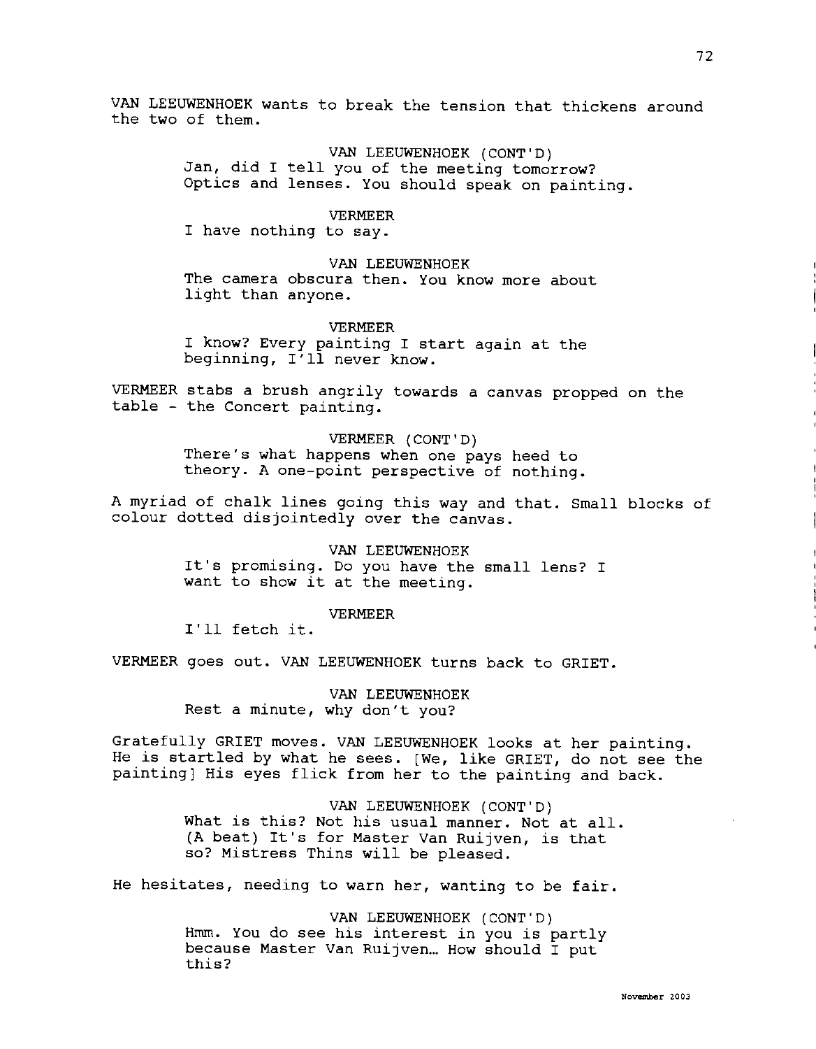VAN LEEUWENHOEK wants to break the tension that thickens around the two of them.

VAN LEEUWENHOEK (CONT'D)
Jan, did I tell you of the meeting tomorrow? Optics and lenses. You should speak on painting.

VERMEER
I have nothing to say.

VAN LEEUWENHOEK
The camera obscura then. You know more about light than anyone.

VERMEER
I know? Every painting I start again at the beginning, I'll never know.

VERMEER stabs a brush angrily towards a canvas propped on the table - the Concert painting.

VERMEER (CONT'D)
There's what happens when one pays heed to theory. A one-point perspective of nothing.

A myriad of chalk lines going this way and that. Small blocks of colour dotted disjointedly over the canvas.

VAN LEEUWENHOEK
It's promising. Do you have the small lens? I want to show it at the meeting.

VERMEER
I'll fetch it.

VERMEER goes out. VAN LEEUWENHOEK turns back to GRIET.

VAN LEEUWENHOEK
Rest a minute, why don't you?

Gratefully GRIET moves. VAN LEEUWENHOEK looks at her painting. He is startled by what he sees. [We, like GRIET, do not see the painting] His eyes flick from her to the painting and back.

VAN LEEUWENHOEK (CONT'D)
What is this? Not his usual manner. Not at all. (A beat) It's for Master Van Ruijven, is that so? Mistress Thins will be pleased.

He hesitates, needing to warn her, wanting to be fair.

VAN LEEUWENHOEK (CONT'D)
Hmm. You do see his interest in you is partly because Master Van Ruijven… How should I put this?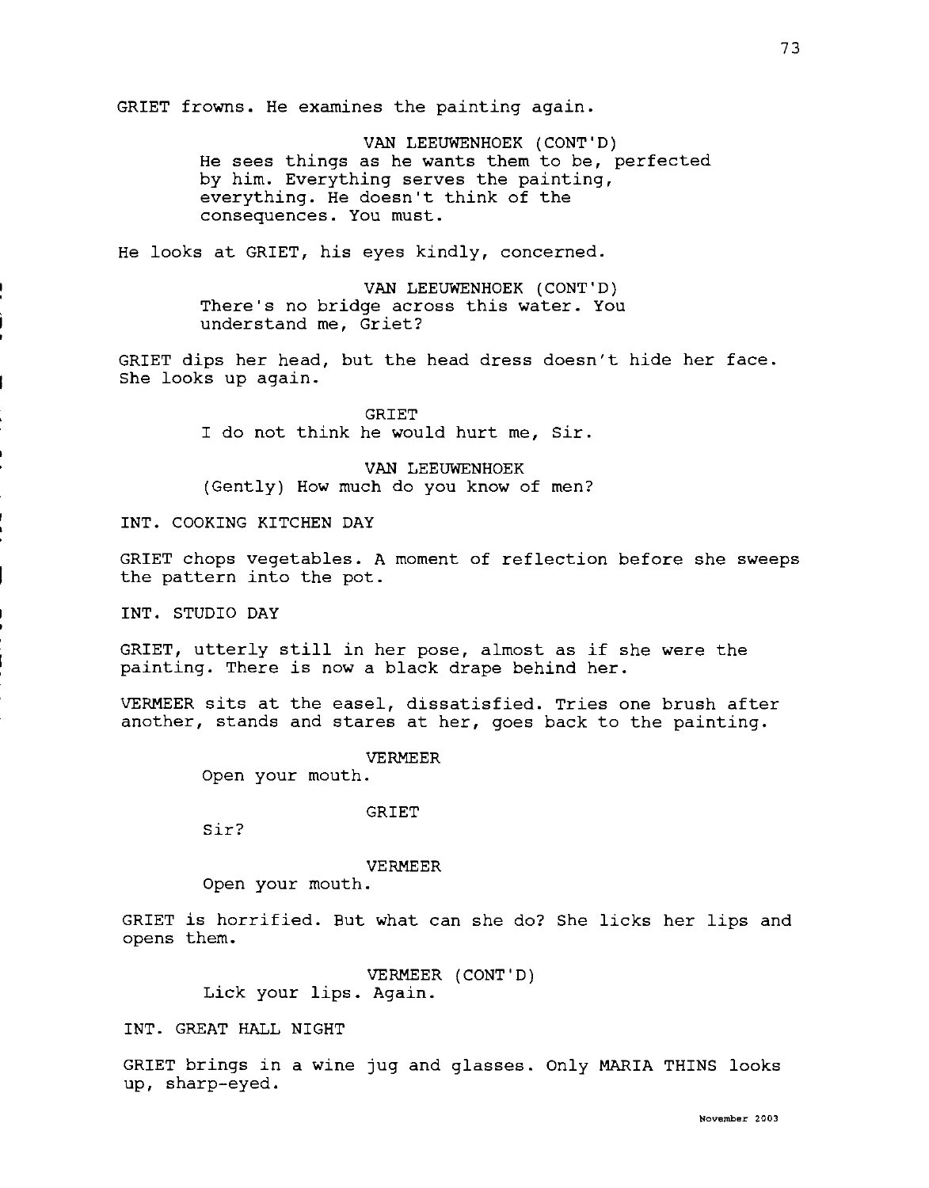GRIET frowns. He examines the painting again.

VAN LEEUWENHOEK (CONT'D)
He sees things as he wants them to be, perfected by him. Everything serves the painting, everything. He doesn't think of the consequences. You must.

He looks at GRIET, his eyes kindly, concerned.

VAN LEEUWENHOEK (CONT'D)
There's no bridge across this water. You understand me, Griet?

GRIET dips her head, but the head dress doesn't hide her face. She looks up again.

GRIET
I do not think he would hurt me, Sir.

VAN LEEUWENHOEK
(Gently) How much do you know of men?

INT. COOKING KITCHEN DAY

GRIET chops vegetables. A moment of reflection before she sweeps the pattern into the pot.

INT. STUDIO DAY

GRIET, utterly still in her pose, almost as if she were the painting. There is now a black drape behind her.

VERMEER sits at the easel, dissatisfied. Tries one brush after another, stands and stares at her, goes back to the painting.

VERMEER
Open your mouth.

GRIET
Sir?

VERMEER
Open your mouth.

GRIET is horrified. But what can she do? She licks her lips and opens them.

VERMEER (CONT'D)
Lick your lips. Again.

INT. GREAT HALL NIGHT

GRIET brings in a wine jug and glasses. Only MARIA THINS looks up, sharp-eyed.

November 2003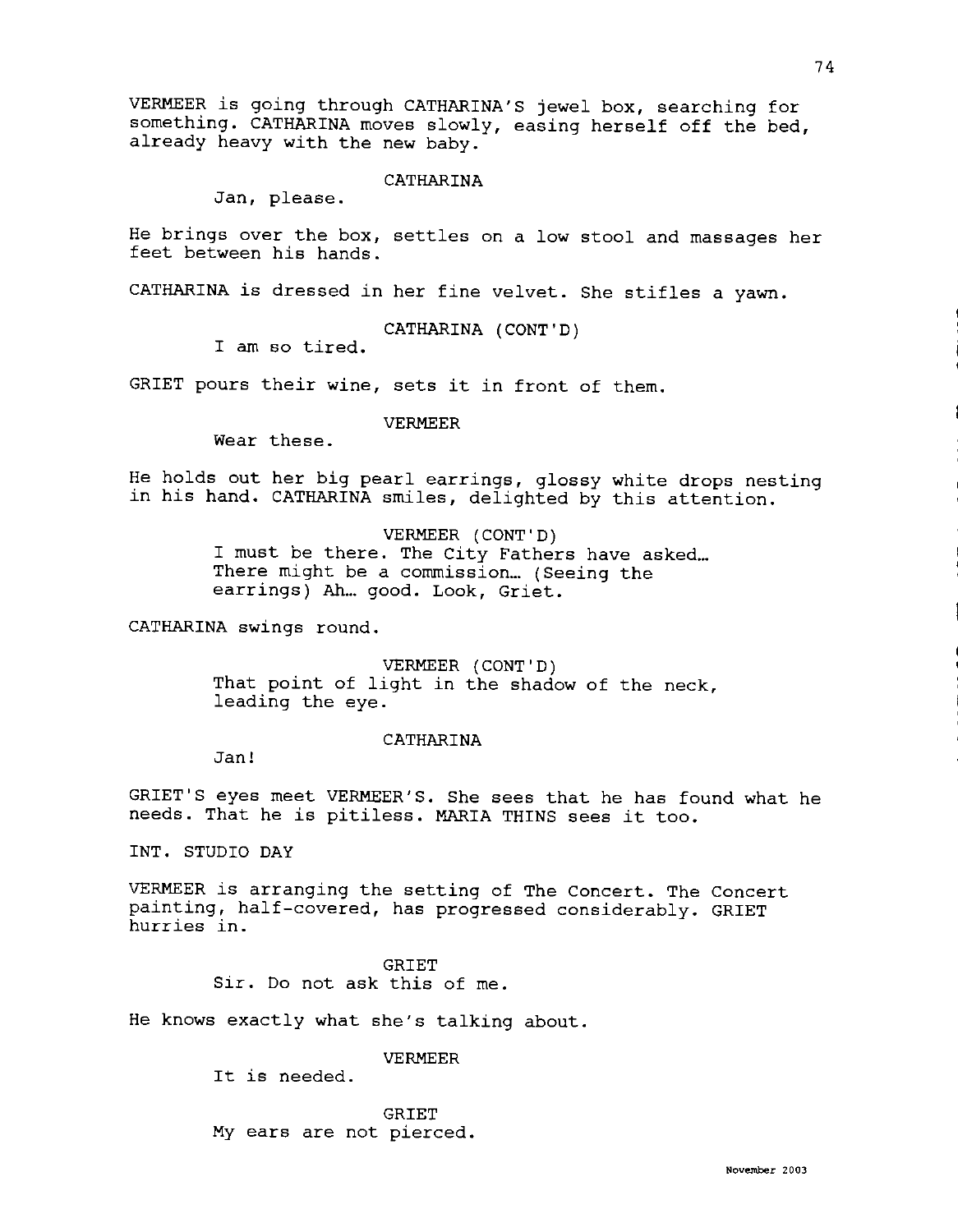VERMEER is going through CATHARINA'S jewel box, searching for something. CATHARINA moves slowly, easing herself off the bed, already heavy with the new baby.

CATHARINA

Jan, please.

He brings over the box, settles on a low stool and massages her feet between his hands.

CATHARINA is dressed in her fine velvet. She stifles a yawn.

CATHARINA (CONT'D)

I am so tired.

GRIET pours their wine, sets it in front of them.

VERMEER

Wear these.

He holds out her big pearl earrings, glossy white drops nesting in his hand. CATHARINA smiles, delighted by this attention.

VERMEER (CONT'D)

I must be there. The City Fathers have asked… There might be a commission… (Seeing the earrings) Ah… good. Look, Griet.

CATHARINA swings round.

VERMEER (CONT'D)

That point of light in the shadow of the neck, leading the eye.

CATHARINA

Jan!

GRIET'S eyes meet VERMEER'S. She sees that he has found what he needs. That he is pitiless. MARIA THINS sees it too.

INT. STUDIO DAY

VERMEER is arranging the setting of The Concert. The Concert painting, half-covered, has progressed considerably. GRIET hurries in.

GRIET

Sir. Do not ask this of me.

He knows exactly what she's talking about.

VERMEER

It is needed.

GRIET

My ears are not pierced.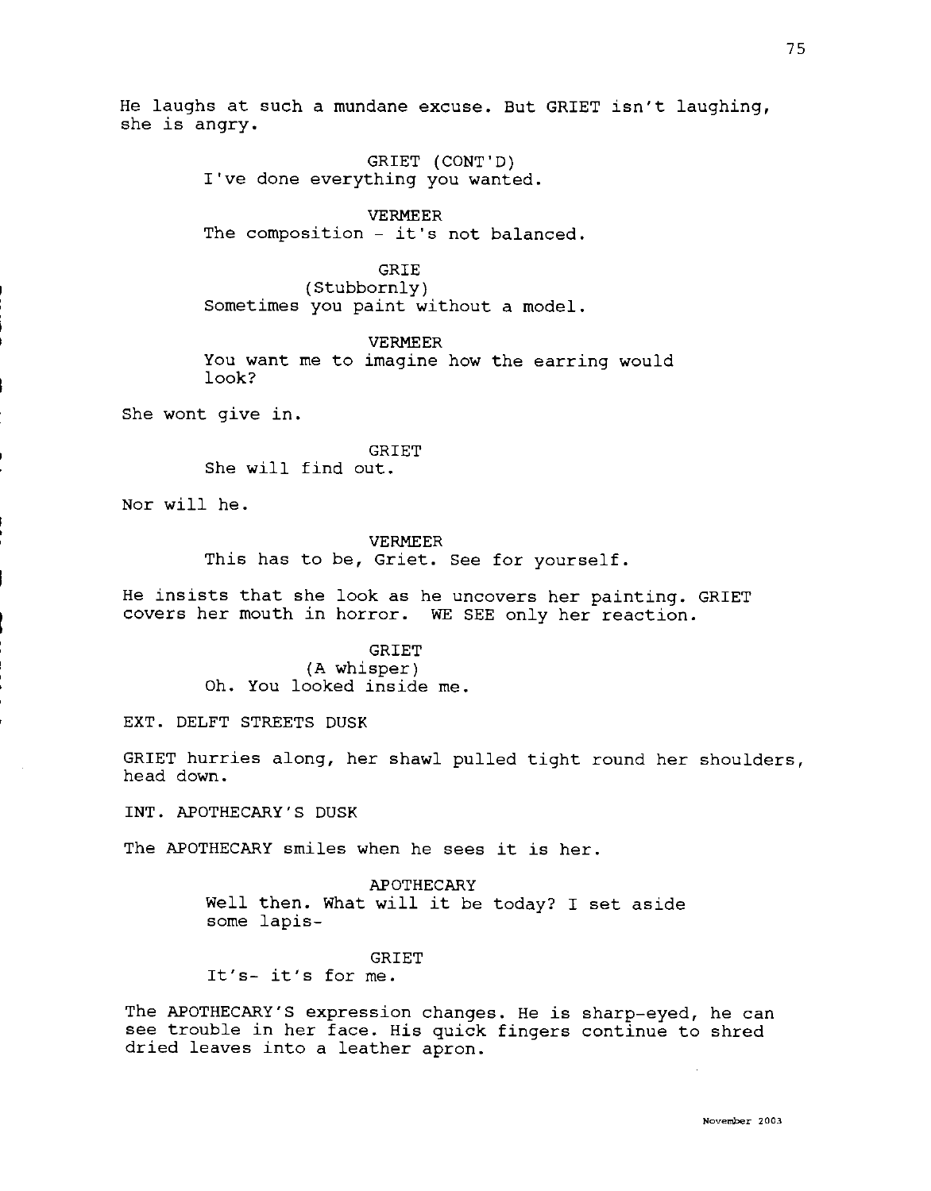He laughs at such a mundane excuse. But GRIET isn't laughing, she is angry.

GRIET (CONT'D)
I've done everything you wanted.

VERMEER
The composition - it's not balanced.

GRIE
(Stubbornly)
Sometimes you paint without a model.

VERMEER
You want me to imagine how the earring would look?

She wont give in.

GRIET
She will find out.

Nor will he.

VERMEER
This has to be, Griet. See for yourself.

He insists that she look as he uncovers her painting. GRIET covers her mouth in horror. WE SEE only her reaction.

GRIET
(A whisper)
Oh. You looked inside me.

EXT. DELFT STREETS DUSK

GRIET hurries along, her shawl pulled tight round her shoulders, head down.

INT. APOTHECARY'S DUSK

The APOTHECARY smiles when he sees it is her.

APOTHECARY
Well then. What will it be today? I set aside some lapis-

GRIET
It's- it's for me.

The APOTHECARY'S expression changes. He is sharp-eyed, he can see trouble in her face. His quick fingers continue to shred dried leaves into a leather apron.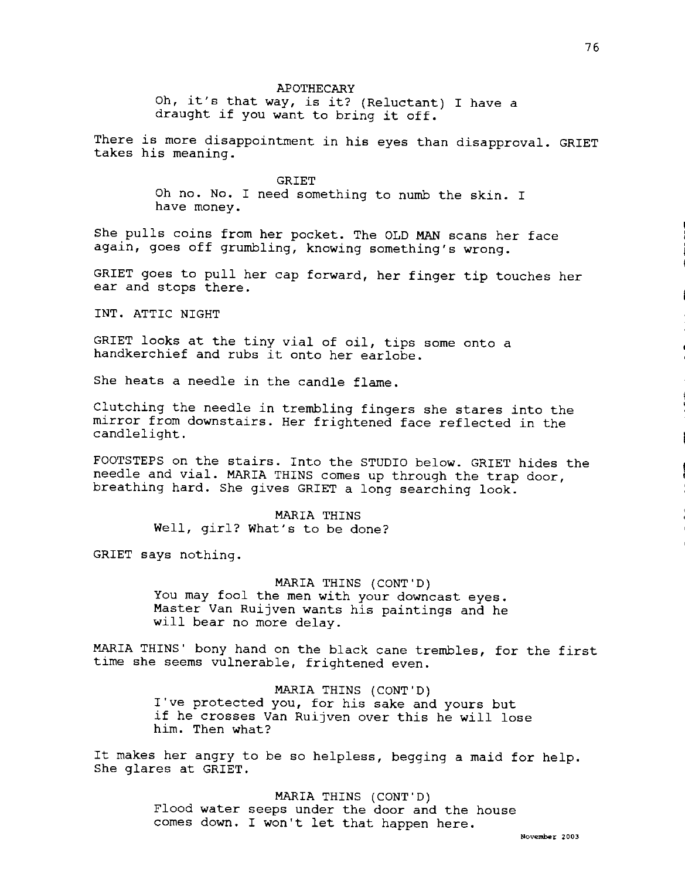APOTHECARY

Oh, it's that way, is it? (Reluctant) I have a draught if you want to bring it off.

There is more disappointment in his eyes than disapproval. GRIET takes his meaning.

GRIET

Oh no. No. I need something to numb the skin. I have money.

She pulls coins from her pocket. The OLD MAN scans her face again, goes off grumbling, knowing something's wrong.

GRIET goes to pull her cap forward, her finger tip touches her ear and stops there.

INT. ATTIC NIGHT

GRIET looks at the tiny vial of oil, tips some onto a handkerchief and rubs it onto her earlobe.

She heats a needle in the candle flame.

Clutching the needle in trembling fingers she stares into the mirror from downstairs. Her frightened face reflected in the candlelight.

FOOTSTEPS on the stairs. Into the STUDIO below. GRIET hides the needle and vial. MARIA THINS comes up through the trap door, breathing hard. She gives GRIET a long searching look.

MARIA THINS

Well, girl? What's to be done?

GRIET says nothing.

MARIA THINS (CONT'D)

You may fool the men with your downcast eyes. Master Van Ruijven wants his paintings and he will bear no more delay.

MARIA THINS' bony hand on the black cane trembles, for the first time she seems vulnerable, frightened even.

MARIA THINS (CONT'D)

I've protected you, for his sake and yours but if he crosses Van Ruijven over this he will lose him. Then what?

It makes her angry to be so helpless, begging a maid for help. She glares at GRIET.

MARIA THINS (CONT'D)

Flood water seeps under the door and the house comes down. I won't let that happen here.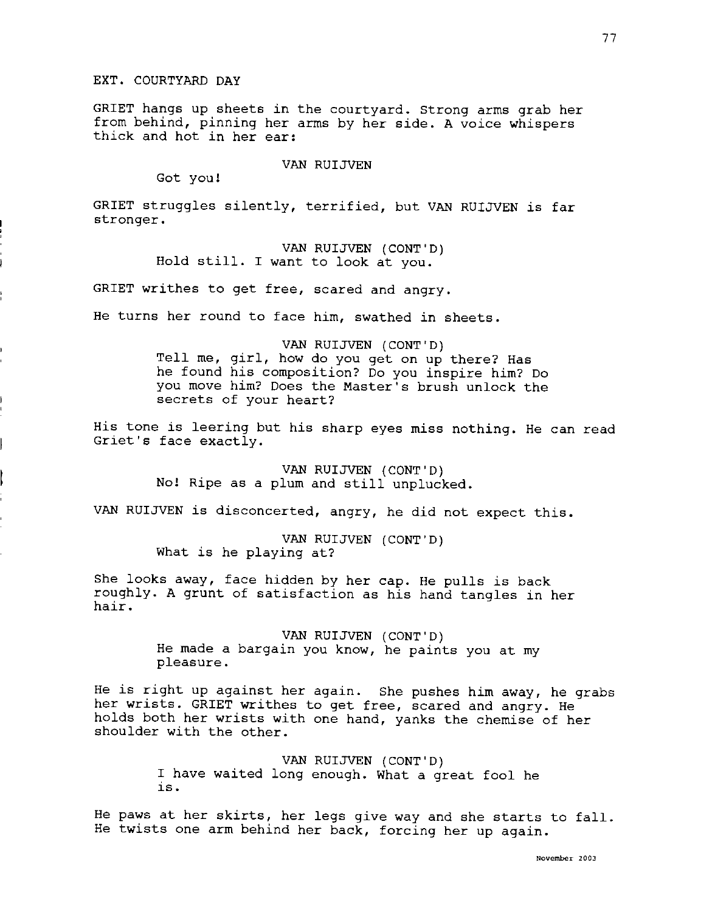EXT. COURTYARD DAY

GRIET hangs up sheets in the courtyard. Strong arms grab her from behind, pinning her arms by her side. A voice whispers thick and hot in her ear:

VAN RUIJVEN
Got you!

GRIET struggles silently, terrified, but VAN RUIJVEN is far stronger.

VAN RUIJVEN (CONT'D)
Hold still. I want to look at you.

GRIET writhes to get free, scared and angry.

He turns her round to face him, swathed in sheets.

VAN RUIJVEN (CONT'D)
Tell me, girl, how do you get on up there? Has he found his composition? Do you inspire him? Do you move him? Does the Master's brush unlock the secrets of your heart?

His tone is leering but his sharp eyes miss nothing. He can read Griet's face exactly.

VAN RUIJVEN (CONT'D)
No! Ripe as a plum and still unplucked.

VAN RUIJVEN is disconcerted, angry, he did not expect this.

VAN RUIJVEN (CONT'D)
What is he playing at?

She looks away, face hidden by her cap. He pulls is back roughly. A grunt of satisfaction as his hand tangles in her hair.

VAN RUIJVEN (CONT'D)
He made a bargain you know, he paints you at my pleasure.

He is right up against her again. She pushes him away, he grabs her wrists. GRIET writhes to get free, scared and angry. He holds both her wrists with one hand, yanks the chemise of her shoulder with the other.

VAN RUIJVEN (CONT'D)
I have waited long enough. What a great fool he is.

He paws at her skirts, her legs give way and she starts to fall. He twists one arm behind her back, forcing her up again.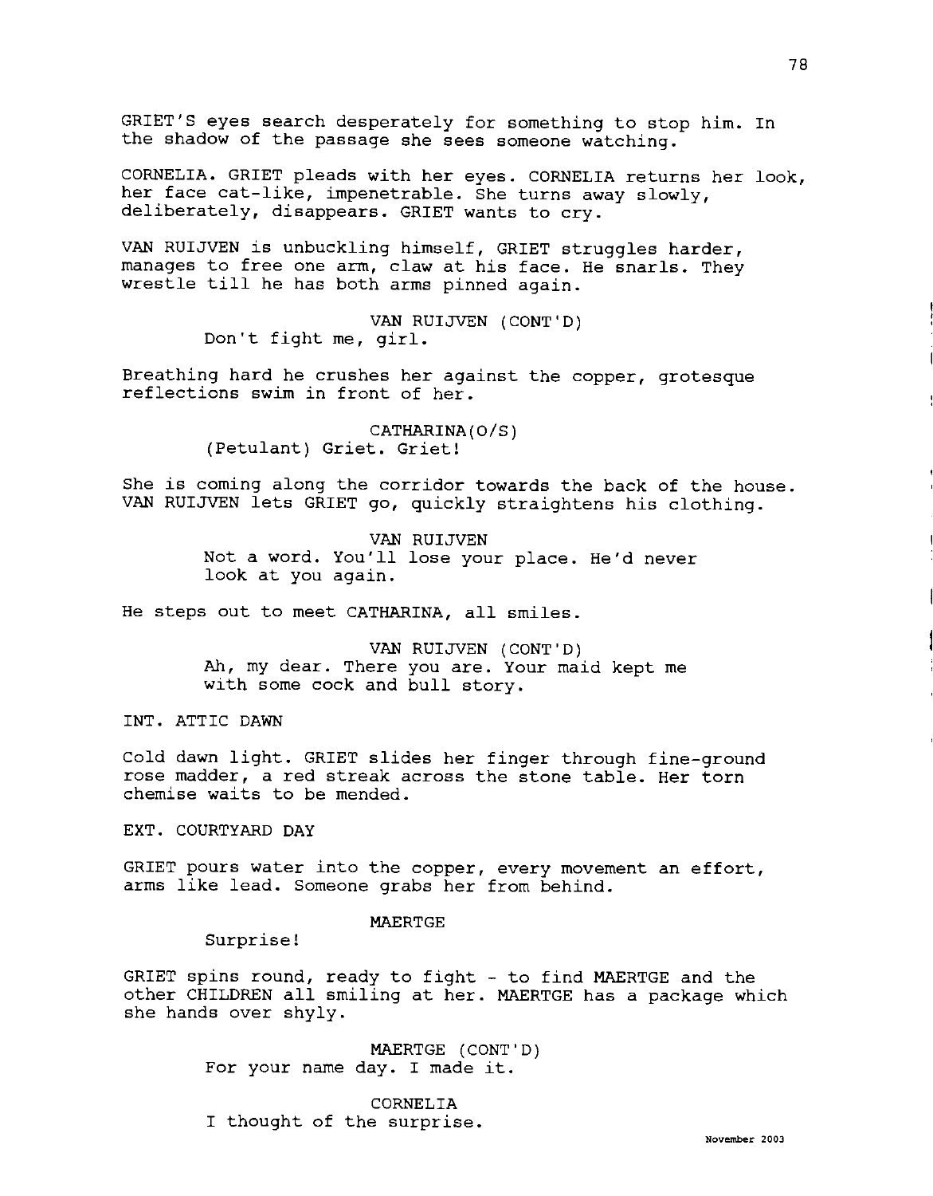GRIET'S eyes search desperately for something to stop him. In the shadow of the passage she sees someone watching.

CORNELIA. GRIET pleads with her eyes. CORNELIA returns her look, her face cat-like, impenetrable. She turns away slowly, deliberately, disappears. GRIET wants to cry.

VAN RUIJVEN is unbuckling himself, GRIET struggles harder, manages to free one arm, claw at his face. He snarls. They wrestle till he has both arms pinned again.

VAN RUIJVEN (CONT'D)
Don't fight me, girl.

Breathing hard he crushes her against the copper, grotesque reflections swim in front of her.

CATHARINA(O/S)
(Petulant) Griet. Griet!

She is coming along the corridor towards the back of the house. VAN RUIJVEN lets GRIET go, quickly straightens his clothing.

VAN RUIJVEN
Not a word. You'll lose your place. He'd never look at you again.

He steps out to meet CATHARINA, all smiles.

VAN RUIJVEN (CONT'D)
Ah, my dear. There you are. Your maid kept me with some cock and bull story.

INT. ATTIC DAWN

Cold dawn light. GRIET slides her finger through fine-ground rose madder, a red streak across the stone table. Her torn chemise waits to be mended.

EXT. COURTYARD DAY

GRIET pours water into the copper, every movement an effort, arms like lead. Someone grabs her from behind.

MAERTGE
Surprise!

GRIET spins round, ready to fight - to find MAERTGE and the other CHILDREN all smiling at her. MAERTGE has a package which she hands over shyly.

MAERTGE (CONT'D)
For your name day. I made it.

CORNELIA
I thought of the surprise.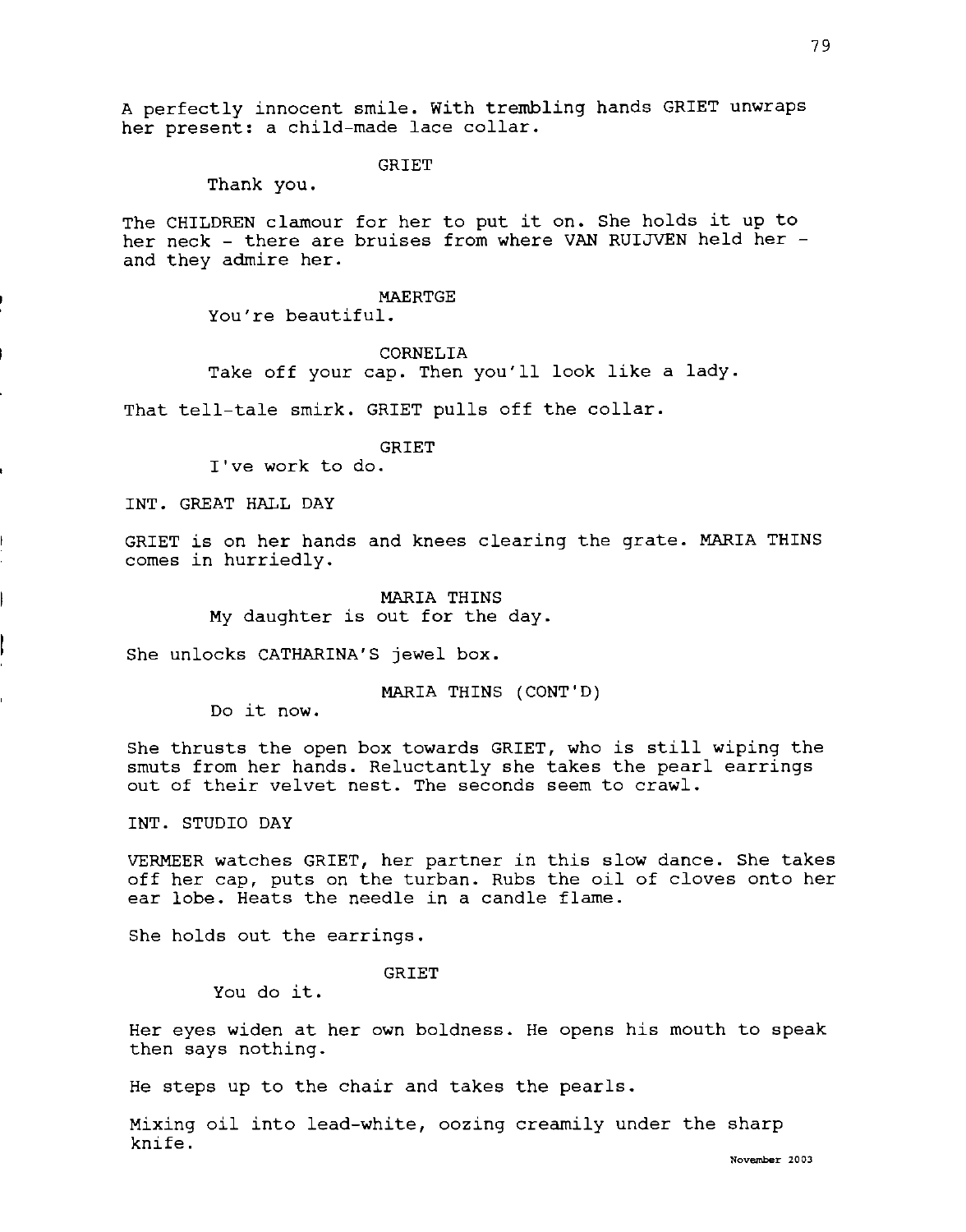A perfectly innocent smile. With trembling hands GRIET unwraps her present: a child-made lace collar.

GRIET

Thank you.

The CHILDREN clamour for her to put it on. She holds it up to her neck - there are bruises from where VAN RUIJVEN held her - and they admire her.

MAERTGE

You're beautiful.

CORNELIA

Take off your cap. Then you'll look like a lady.

That tell-tale smirk. GRIET pulls off the collar.

GRIET

I've work to do.

INT. GREAT HALL DAY

GRIET is on her hands and knees clearing the grate. MARIA THINS comes in hurriedly.

MARIA THINS

My daughter is out for the day.

She unlocks CATHARINA'S jewel box.

MARIA THINS (CONT'D)

Do it now.

She thrusts the open box towards GRIET, who is still wiping the smuts from her hands. Reluctantly she takes the pearl earrings out of their velvet nest. The seconds seem to crawl.

INT. STUDIO DAY

VERMEER watches GRIET, her partner in this slow dance. She takes off her cap, puts on the turban. Rubs the oil of cloves onto her ear lobe. Heats the needle in a candle flame.

She holds out the earrings.

GRIET

You do it.

Her eyes widen at her own boldness. He opens his mouth to speak then says nothing.

He steps up to the chair and takes the pearls.

Mixing oil into lead-white, oozing creamily under the sharp knife.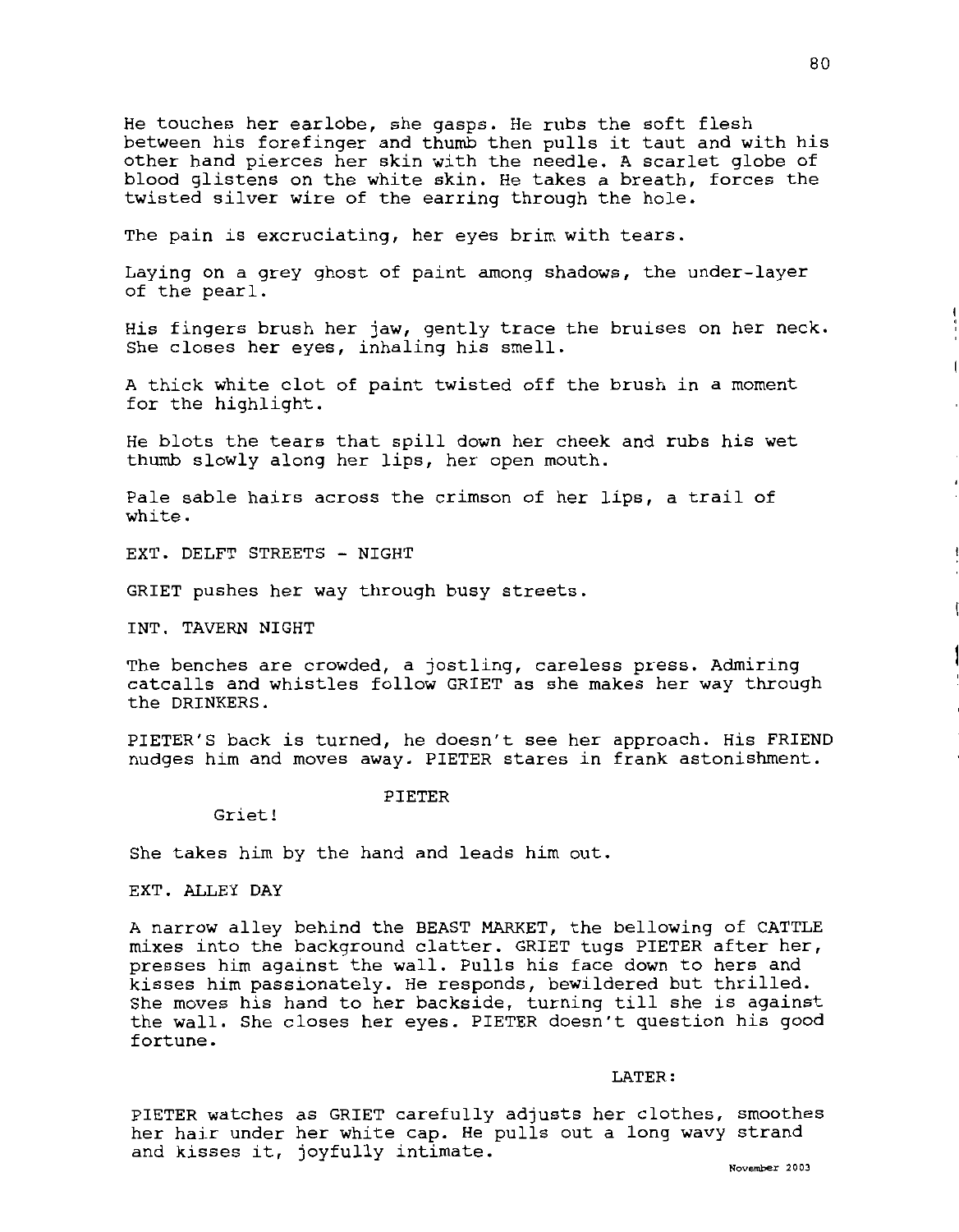He touches her earlobe, she gasps. He rubs the soft flesh between his forefinger and thumb then pulls it taut and with his other hand pierces her skin with the needle. A scarlet globe of blood glistens on the white skin. He takes a breath, forces the twisted silver wire of the earring through the hole.

The pain is excruciating, her eyes brim with tears.

Laying on a grey ghost of paint among shadows, the under-layer of the pearl.

His fingers brush her jaw, gently trace the bruises on her neck. She closes her eyes, inhaling his smell.

A thick white clot of paint twisted off the brush in a moment for the highlight.

He blots the tears that spill down her cheek and rubs his wet thumb slowly along her lips, her open mouth.

Pale sable hairs across the crimson of her lips, a trail of white.

EXT. DELFT STREETS - NIGHT

GRIET pushes her way through busy streets.

INT. TAVERN NIGHT

The benches are crowded, a jostling, careless press. Admiring catcalls and whistles follow GRIET as she makes her way through the DRINKERS.

PIETER'S back is turned, he doesn't see her approach. His FRIEND nudges him and moves away. PIETER stares in frank astonishment.

PIETER

Griet!

She takes him by the hand and leads him out.

EXT. ALLEY DAY

A narrow alley behind the BEAST MARKET, the bellowing of CATTLE mixes into the background clatter. GRIET tugs PIETER after her, presses him against the wall. Pulls his face down to hers and kisses him passionately. He responds, bewildered but thrilled. She moves his hand to her backside, turning till she is against the wall. She closes her eyes. PIETER doesn't question his good fortune.

LATER:

PIETER watches as GRIET carefully adjusts her clothes, smoothes her hair under her white cap. He pulls out a long wavy strand and kisses it, joyfully intimate.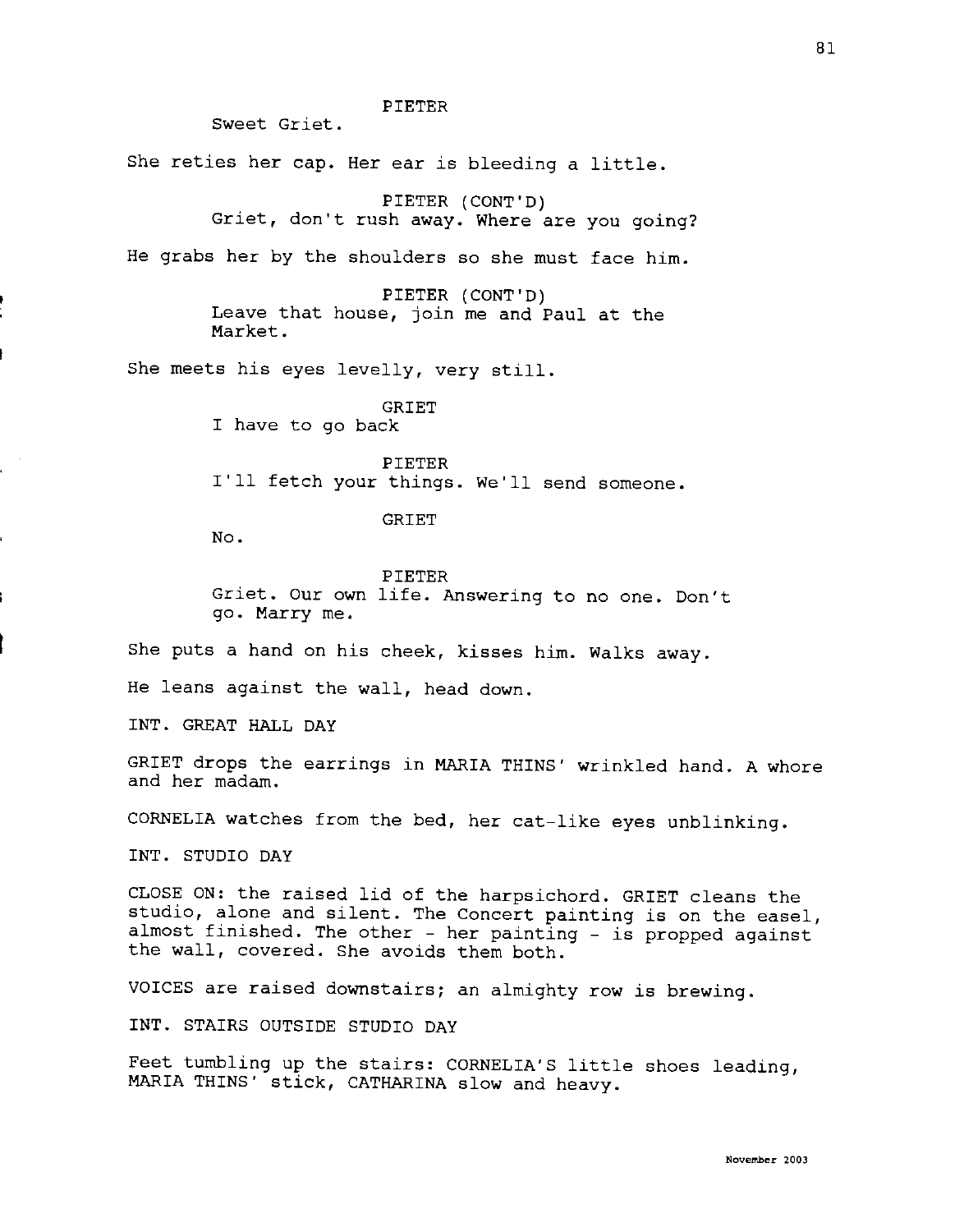PIETER

Sweet Griet.

She reties her cap. Her ear is bleeding a little.

PIETER (CONT'D)

Griet, don't rush away. Where are you going?

He grabs her by the shoulders so she must face him.

PIETER (CONT'D)

Leave that house, join me and Paul at the Market.

She meets his eyes levelly, very still.

GRIET

I have to go back

PIETER

I'll fetch your things. We'll send someone.

GRIET

No.

PIETER

Griet. Our own life. Answering to no one. Don't go. Marry me.

She puts a hand on his cheek, kisses him. Walks away.

He leans against the wall, head down.

INT. GREAT HALL DAY

GRIET drops the earrings in MARIA THINS' wrinkled hand. A whore and her madam.

CORNELIA watches from the bed, her cat-like eyes unblinking.

INT. STUDIO DAY

CLOSE ON: the raised lid of the harpsichord. GRIET cleans the studio, alone and silent. The Concert painting is on the easel, almost finished. The other - her painting - is propped against the wall, covered. She avoids them both.

VOICES are raised downstairs; an almighty row is brewing.

INT. STAIRS OUTSIDE STUDIO DAY

Feet tumbling up the stairs: CORNELIA'S little shoes leading, MARIA THINS' stick, CATHARINA slow and heavy.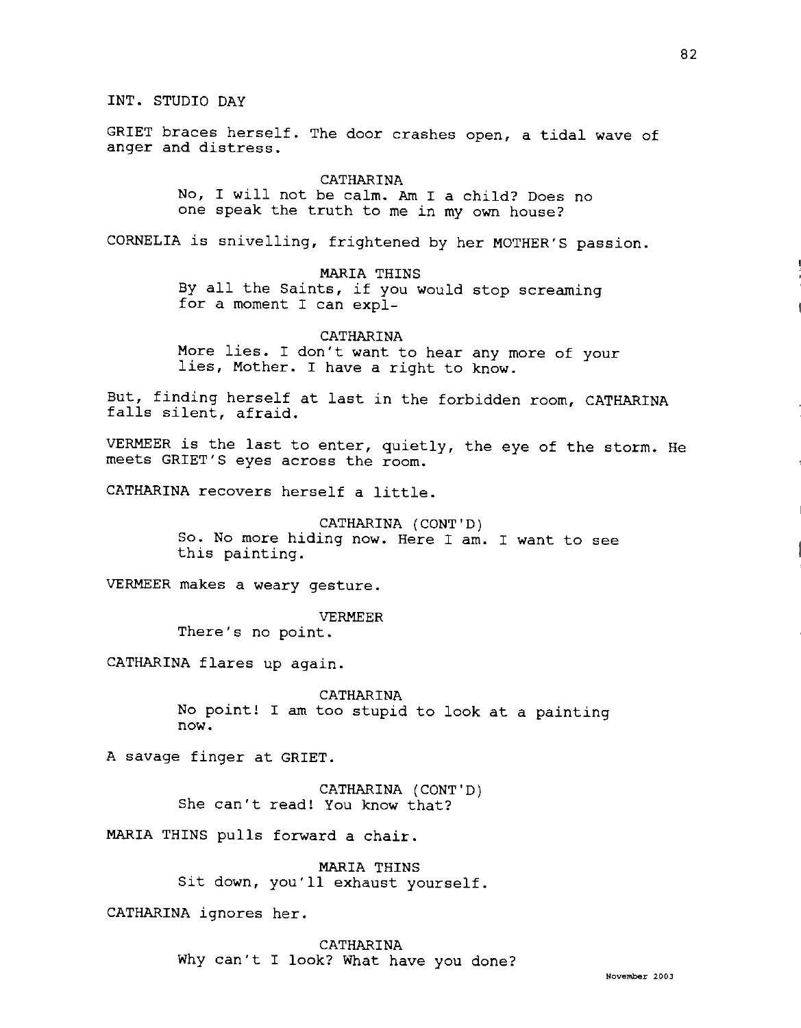INT. STUDIO DAY

GRIET braces herself. The door crashes open, a tidal wave of anger and distress.

CATHARINA
No, I will not be calm. Am I a child? Does no one speak the truth to me in my own house?

CORNELIA is snivelling, frightened by her MOTHER'S passion.

MARIA THINS
By all the Saints, if you would stop screaming for a moment I can expl-

CATHARINA
More lies. I don't want to hear any more of your lies, Mother. I have a right to know.

But, finding herself at last in the forbidden room, CATHARINA falls silent, afraid.

VERMEER is the last to enter, quietly, the eye of the storm. He meets GRIET'S eyes across the room.

CATHARINA recovers herself a little.

CATHARINA (CONT'D)
So. No more hiding now. Here I am. I want to see this painting.

VERMEER makes a weary gesture.

VERMEER
There's no point.

CATHARINA flares up again.

CATHARINA
No point! I am too stupid to look at a painting now.

A savage finger at GRIET.

CATHARINA (CONT'D)
She can't read! You know that?

MARIA THINS pulls forward a chair.

MARIA THINS
Sit down, you'll exhaust yourself.

CATHARINA ignores her.

CATHARINA
Why can't I look? What have you done?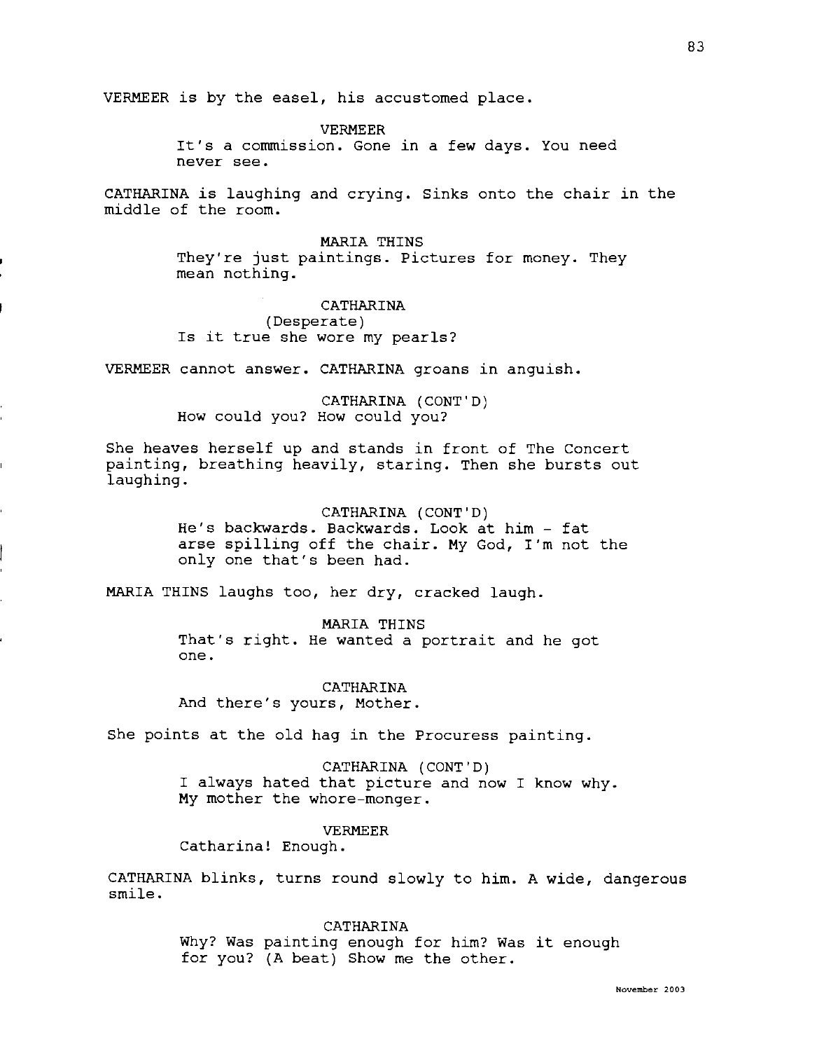VERMEER is by the easel, his accustomed place.

VERMEER
It's a commission. Gone in a few days. You need never see.

CATHARINA is laughing and crying. Sinks onto the chair in the middle of the room.

MARIA THINS
They're just paintings. Pictures for money. They mean nothing.

CATHARINA
(Desperate)
Is it true she wore my pearls?

VERMEER cannot answer. CATHARINA groans in anguish.

CATHARINA (CONT'D)
How could you? How could you?

She heaves herself up and stands in front of The Concert painting, breathing heavily, staring. Then she bursts out laughing.

CATHARINA (CONT'D)
He's backwards. Backwards. Look at him - fat arse spilling off the chair. My God, I'm not the only one that's been had.

MARIA THINS laughs too, her dry, cracked laugh.

MARIA THINS
That's right. He wanted a portrait and he got one.

CATHARINA
And there's yours, Mother.

She points at the old hag in the Procuress painting.

CATHARINA (CONT'D)
I always hated that picture and now I know why. My mother the whore-monger.

VERMEER
Catharina! Enough.

CATHARINA blinks, turns round slowly to him. A wide, dangerous smile.

CATHARINA
Why? Was painting enough for him? Was it enough for you? (A beat) Show me the other.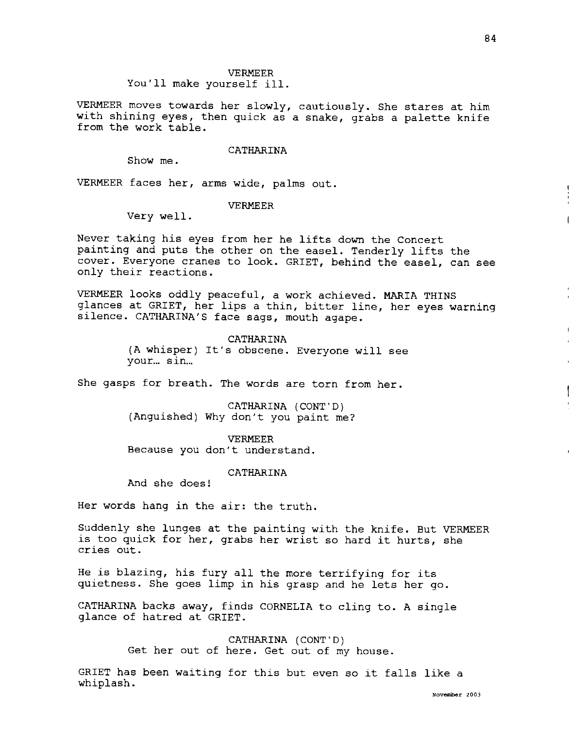VERMEER
You'll make yourself ill.

VERMEER moves towards her slowly, cautiously. She stares at him with shining eyes, then quick as a snake, grabs a palette knife from the work table.

CATHARINA
Show me.

VERMEER faces her, arms wide, palms out.

VERMEER
Very well.

Never taking his eyes from her he lifts down the Concert painting and puts the other on the easel. Tenderly lifts the cover. Everyone cranes to look. GRIET, behind the easel, can see only their reactions.

VERMEER looks oddly peaceful, a work achieved. MARIA THINS glances at GRIET, her lips a thin, bitter line, her eyes warning silence. CATHARINA'S face sags, mouth agape.

CATHARINA
(A whisper) It's obscene. Everyone will see your… sin…

She gasps for breath. The words are torn from her.

CATHARINA (CONT'D)
(Anguished) Why don't you paint me?

VERMEER
Because you don't understand.

CATHARINA
And she does!

Her words hang in the air: the truth.

Suddenly she lunges at the painting with the knife. But VERMEER is too quick for her, grabs her wrist so hard it hurts, she cries out.

He is blazing, his fury all the more terrifying for its quietness. She goes limp in his grasp and he lets her go.

CATHARINA backs away, finds CORNELIA to cling to. A single glance of hatred at GRIET.

CATHARINA (CONT'D)
Get her out of here. Get out of my house.

GRIET has been waiting for this but even so it falls like a whiplash.

November 2003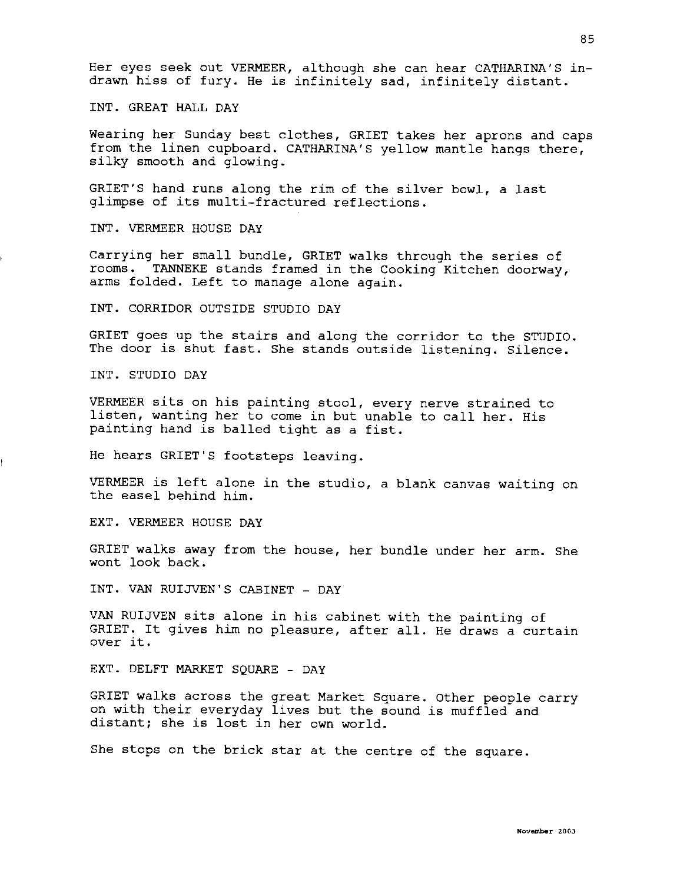Her eyes seek out VERMEER, although she can hear CATHARINA'S in-drawn hiss of fury. He is infinitely sad, infinitely distant.

INT. GREAT HALL DAY

Wearing her Sunday best clothes, GRIET takes her aprons and caps from the linen cupboard. CATHARINA'S yellow mantle hangs there, silky smooth and glowing.

GRIET'S hand runs along the rim of the silver bowl, a last glimpse of its multi-fractured reflections.

INT. VERMEER HOUSE DAY

Carrying her small bundle, GRIET walks through the series of rooms. TANNEKE stands framed in the Cooking Kitchen doorway, arms folded. Left to manage alone again.

INT. CORRIDOR OUTSIDE STUDIO DAY

GRIET goes up the stairs and along the corridor to the STUDIO. The door is shut fast. She stands outside listening. Silence.

INT. STUDIO DAY

VERMEER sits on his painting stool, every nerve strained to listen, wanting her to come in but unable to call her. His painting hand is balled tight as a fist.

He hears GRIET'S footsteps leaving.

VERMEER is left alone in the studio, a blank canvas waiting on the easel behind him.

EXT. VERMEER HOUSE DAY

GRIET walks away from the house, her bundle under her arm. She wont look back.

INT. VAN RUIJVEN'S CABINET - DAY

VAN RUIJVEN sits alone in his cabinet with the painting of GRIET. It gives him no pleasure, after all. He draws a curtain over it.

EXT. DELFT MARKET SQUARE - DAY

GRIET walks across the great Market Square. Other people carry on with their everyday lives but the sound is muffled and distant; she is lost in her own world.

She stops on the brick star at the centre of the square.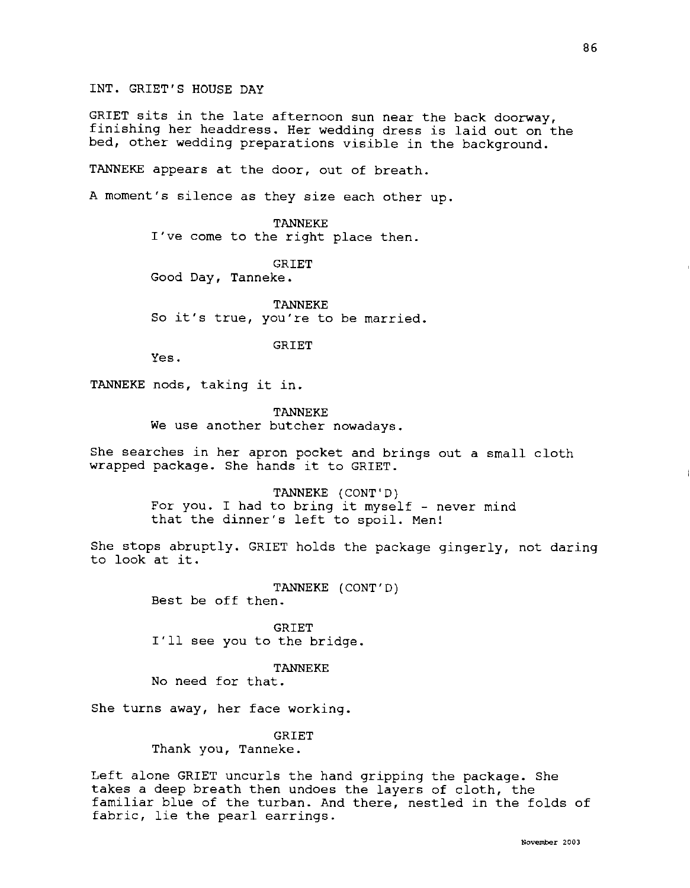INT. GRIET'S HOUSE DAY

GRIET sits in the late afternoon sun near the back doorway, finishing her headdress. Her wedding dress is laid out on the bed, other wedding preparations visible in the background.

TANNEKE appears at the door, out of breath.

A moment's silence as they size each other up.

TANNEKE
I've come to the right place then.

GRIET
Good Day, Tanneke.

TANNEKE
So it's true, you're to be married.

GRIET
Yes.

TANNEKE nods, taking it in.

TANNEKE
We use another butcher nowadays.

She searches in her apron pocket and brings out a small cloth wrapped package. She hands it to GRIET.

TANNEKE (CONT'D)
For you. I had to bring it myself - never mind that the dinner's left to spoil. Men!

She stops abruptly. GRIET holds the package gingerly, not daring to look at it.

TANNEKE (CONT'D)
Best be off then.

GRIET
I'll see you to the bridge.

TANNEKE
No need for that.

She turns away, her face working.

GRIET
Thank you, Tanneke.

Left alone GRIET uncurls the hand gripping the package. She takes a deep breath then undoes the layers of cloth, the familiar blue of the turban. And there, nestled in the folds of fabric, lie the pearl earrings.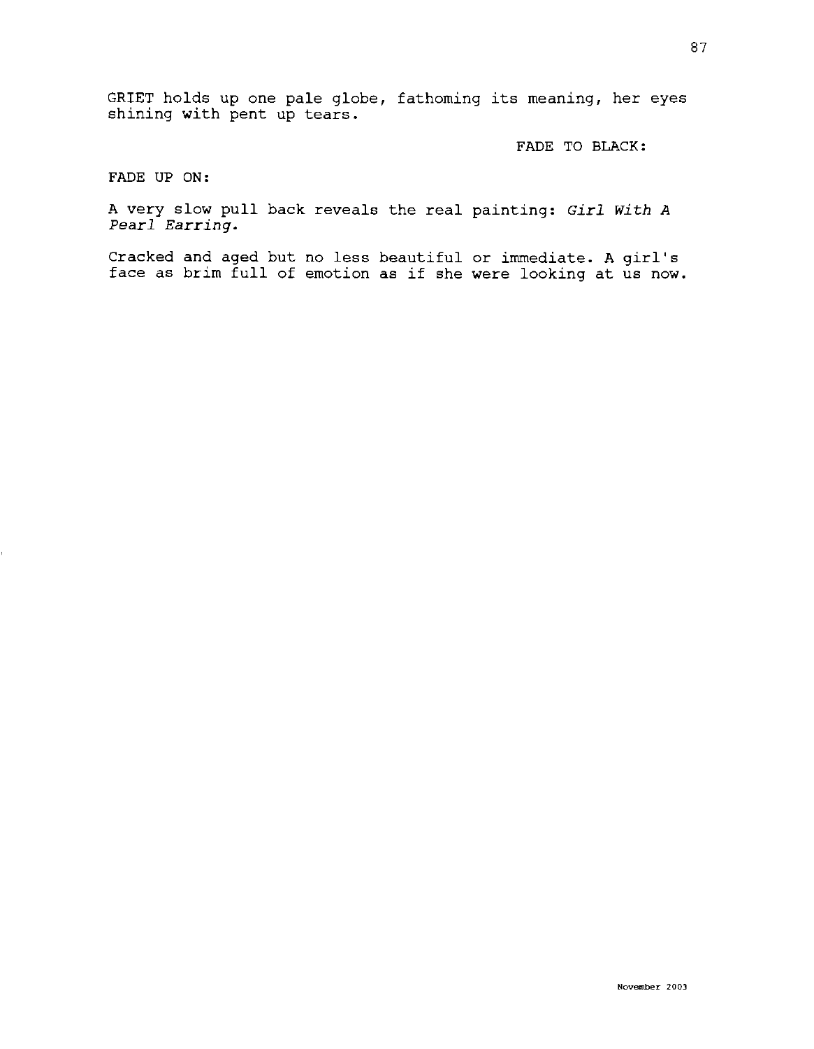GRIET holds up one pale globe, fathoming its meaning, her eyes shining with pent up tears.

FADE TO BLACK:

FADE UP ON:

A very slow pull back reveals the real painting: *Girl With A Pearl Earring.*

Cracked and aged but no less beautiful or immediate. A girl's face as brim full of emotion as if she were looking at us now.

November 2003